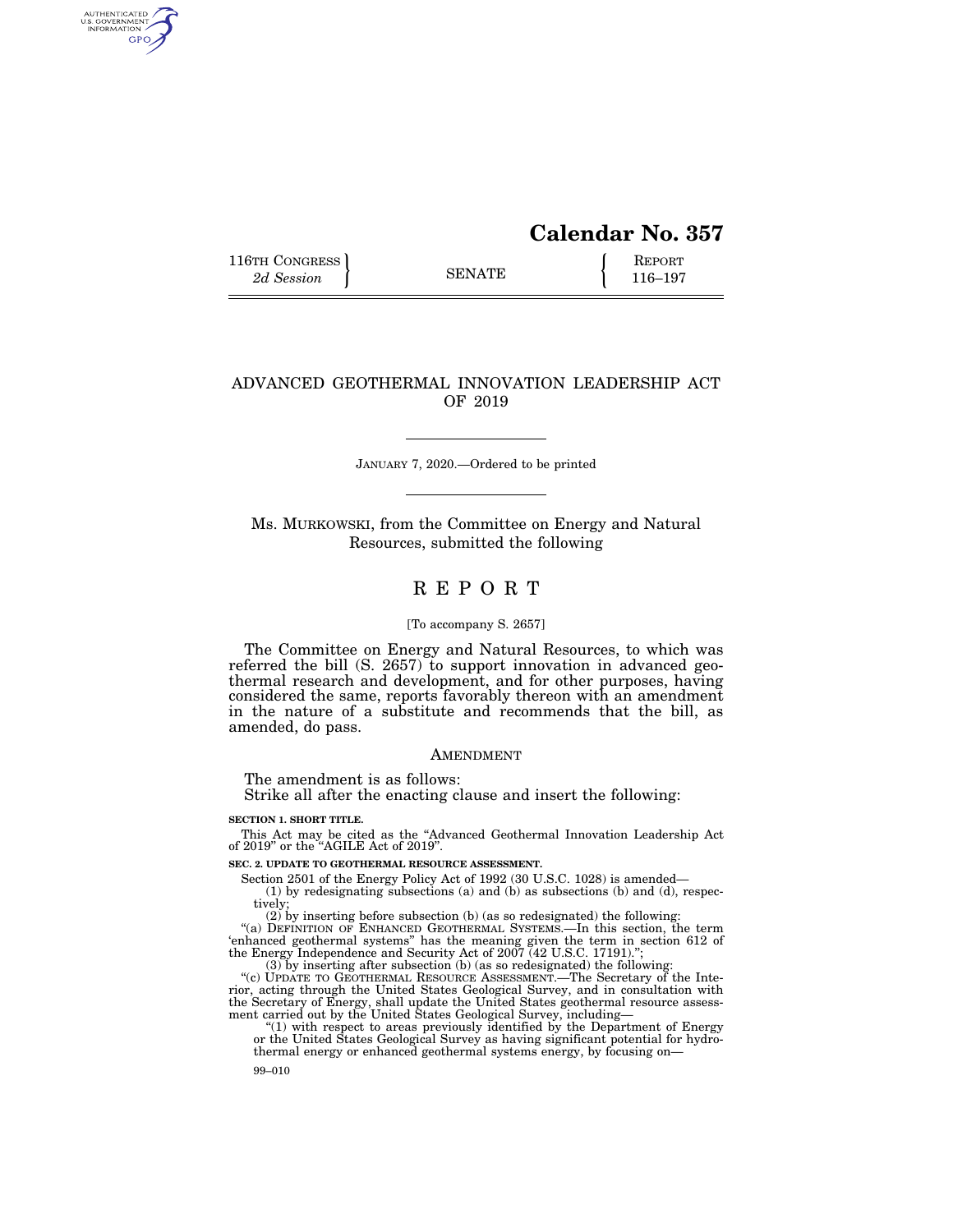**Calendar No. 357**

116TH CONGRESS
*2d Session*

SENATE

REPORT
116–197

# ADVANCED GEOTHERMAL INNOVATION LEADERSHIP ACT OF 2019

JANUARY 7, 2020.—Ordered to be printed

Ms. MURKOWSKI, from the Committee on Energy and Natural Resources, submitted the following

# REPORT

[To accompany S. 2657]

The Committee on Energy and Natural Resources, to which was referred the bill (S. 2657) to support innovation in advanced geothermal research and development, and for other purposes, having considered the same, reports favorably thereon with an amendment in the nature of a substitute and recommends that the bill, as amended, do pass.

## AMENDMENT

The amendment is as follows:

Strike all after the enacting clause and insert the following:

**SECTION 1. SHORT TITLE.**

This Act may be cited as the "Advanced Geothermal Innovation Leadership Act of 2019" or the "AGILE Act of 2019".

**SEC. 2. UPDATE TO GEOTHERMAL RESOURCE ASSESSMENT.**

Section 2501 of the Energy Policy Act of 1992 (30 U.S.C. 1028) is amended—

(1) by redesignating subsections (a) and (b) as subsections (b) and (d), respectively;

(2) by inserting before subsection (b) (as so redesignated) the following:

"(a) DEFINITION OF ENHANCED GEOTHERMAL SYSTEMS.—In this section, the term 'enhanced geothermal systems" has the meaning given the term in section 612 of the Energy Independence and Security Act of 2007 (42 U.S.C. 17191).";

(3) by inserting after subsection (b) (as so redesignated) the following:

"(c) UPDATE TO GEOTHERMAL RESOURCE ASSESSMENT.—The Secretary of the Interior, acting through the United States Geological Survey, and in consultation with the Secretary of Energy, shall update the United States geothermal resource assessment carried out by the United States Geological Survey, including—

"(1) with respect to areas previously identified by the Department of Energy or the United States Geological Survey as having significant potential for hydrothermal energy or enhanced geothermal systems energy, by focusing on—

99–010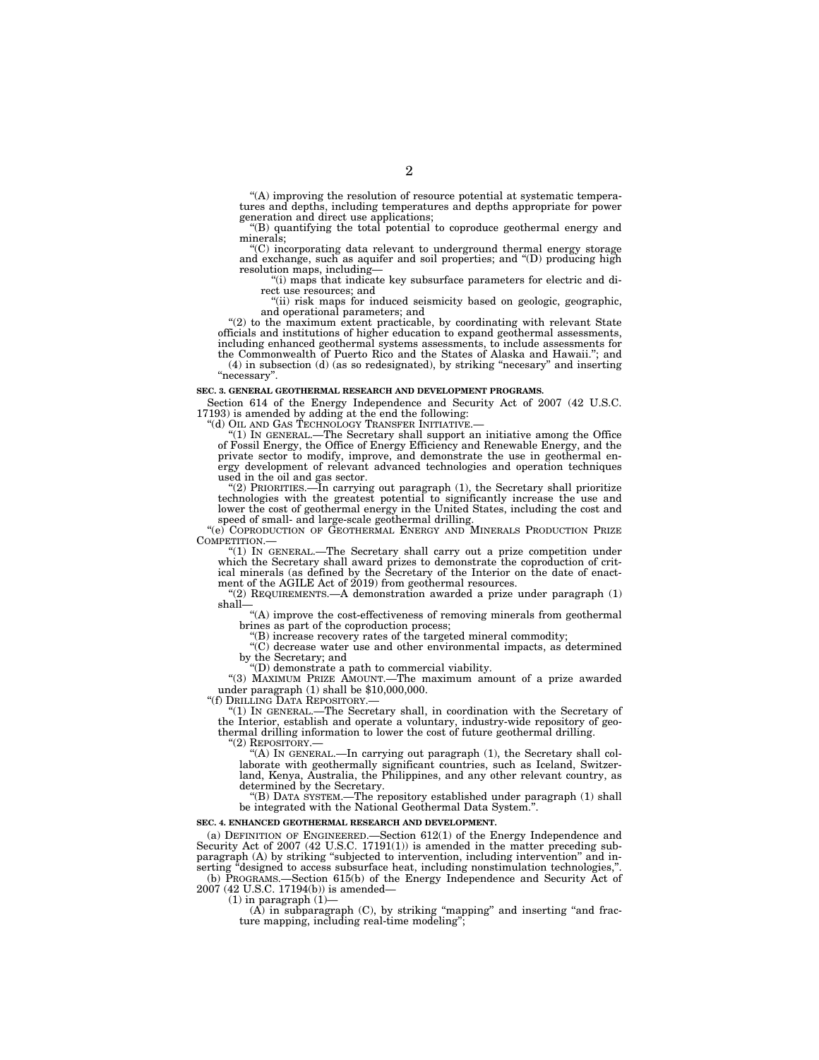"(A) improving the resolution of resource potential at systematic temperatures and depths, including temperatures and depths appropriate for power generation and direct use applications;

"(B) quantifying the total potential to coproduce geothermal energy and minerals;

"(C) incorporating data relevant to underground thermal energy storage and exchange, such as aquifer and soil properties; and "(D) producing high resolution maps, including—

"(i) maps that indicate key subsurface parameters for electric and direct use resources; and

"(ii) risk maps for induced seismicity based on geologic, geographic, and operational parameters; and

"(2) to the maximum extent practicable, by coordinating with relevant State officials and institutions of higher education to expand geothermal assessments, including enhanced geothermal systems assessments, to include assessments for the Commonwealth of Puerto Rico and the States of Alaska and Hawaii."; and

(4) in subsection (d) (as so redesignated), by striking "necesary" and inserting "necessary".

**SEC. 3. GENERAL GEOTHERMAL RESEARCH AND DEVELOPMENT PROGRAMS.**

Section 614 of the Energy Independence and Security Act of 2007 (42 U.S.C. 17193) is amended by adding at the end the following:

"(d) OIL AND GAS TECHNOLOGY TRANSFER INITIATIVE.—

"(1) IN GENERAL.—The Secretary shall support an initiative among the Office of Fossil Energy, the Office of Energy Efficiency and Renewable Energy, and the private sector to modify, improve, and demonstrate the use in geothermal energy development of relevant advanced technologies and operation techniques used in the oil and gas sector.

"(2) PRIORITIES.—In carrying out paragraph (1), the Secretary shall prioritize technologies with the greatest potential to significantly increase the use and lower the cost of geothermal energy in the United States, including the cost and speed of small- and large-scale geothermal drilling.

"(e) COPRODUCTION OF GEOTHERMAL ENERGY AND MINERALS PRODUCTION PRIZE COMPETITION.—

"(1) IN GENERAL.—The Secretary shall carry out a prize competition under which the Secretary shall award prizes to demonstrate the coproduction of critical minerals (as defined by the Secretary of the Interior on the date of enactment of the AGILE Act of 2019) from geothermal resources.

"(2) REQUIREMENTS.—A demonstration awarded a prize under paragraph (1) shall—

"(A) improve the cost-effectiveness of removing minerals from geothermal brines as part of the coproduction process;

"(B) increase recovery rates of the targeted mineral commodity;

"(C) decrease water use and other environmental impacts, as determined by the Secretary; and

"(D) demonstrate a path to commercial viability.

"(3) MAXIMUM PRIZE AMOUNT.—The maximum amount of a prize awarded under paragraph (1) shall be $10,000,000.

"(f) DRILLING DATA REPOSITORY.—

"(1) IN GENERAL.—The Secretary shall, in coordination with the Secretary of the Interior, establish and operate a voluntary, industry-wide repository of geothermal drilling information to lower the cost of future geothermal drilling.

"(2) REPOSITORY.—

"(A) IN GENERAL.—In carrying out paragraph (1), the Secretary shall collaborate with geothermally significant countries, such as Iceland, Switzerland, Kenya, Australia, the Philippines, and any other relevant country, as determined by the Secretary.

"(B) DATA SYSTEM.—The repository established under paragraph (1) shall be integrated with the National Geothermal Data System.".

**SEC. 4. ENHANCED GEOTHERMAL RESEARCH AND DEVELOPMENT.**

(a) DEFINITION OF ENGINEERED.—Section 612(1) of the Energy Independence and Security Act of 2007 (42 U.S.C. 17191(1)) is amended in the matter preceding subparagraph (A) by striking "subjected to intervention, including intervention" and inserting "designed to access subsurface heat, including nonstimulation technologies,".

(b) PROGRAMS.—Section 615(b) of the Energy Independence and Security Act of 2007 (42 U.S.C. 17194(b)) is amended—

(1) in paragraph (1)—

(A) in subparagraph (C), by striking "mapping" and inserting "and fracture mapping, including real-time modeling";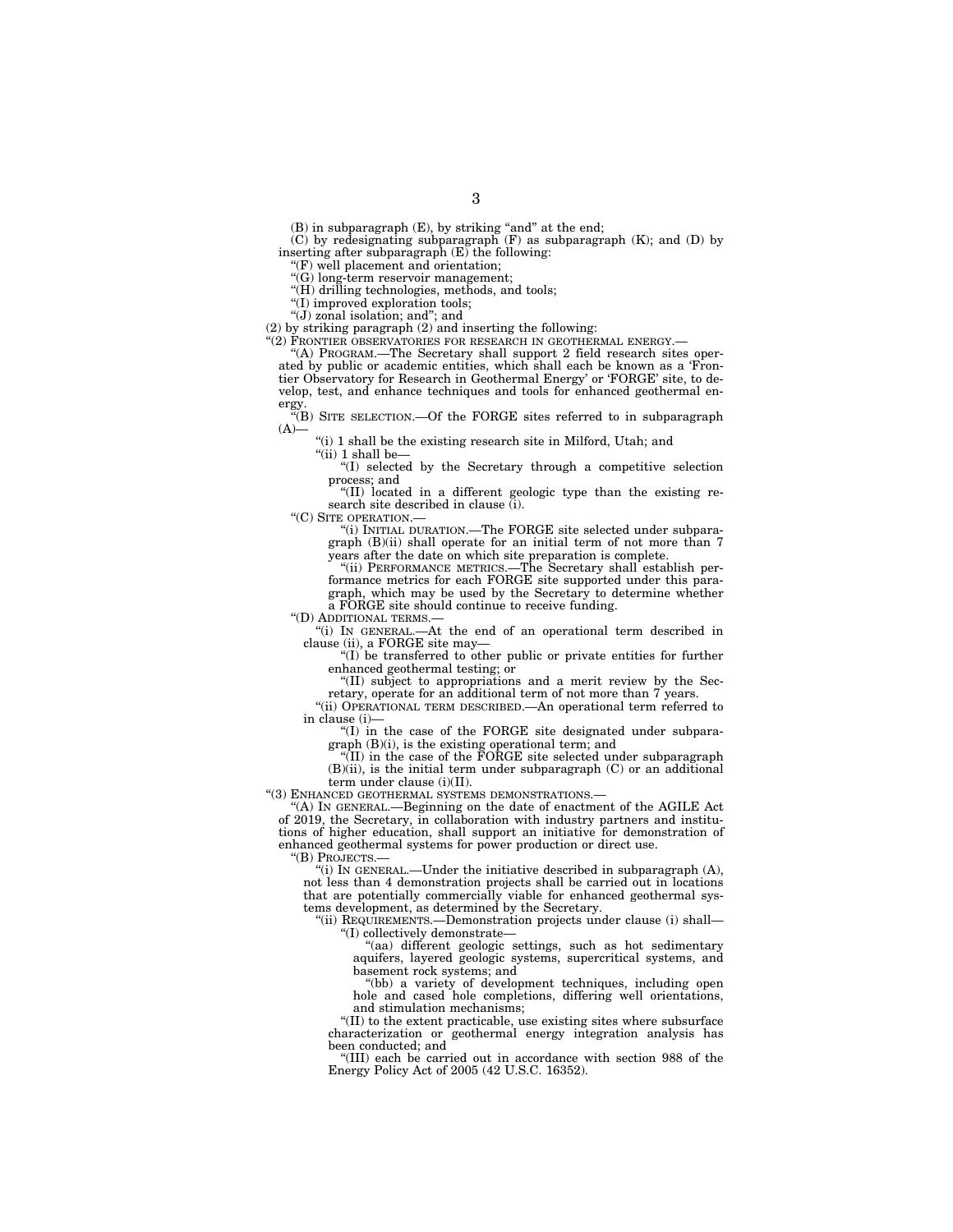(B) in subparagraph (E), by striking "and" at the end;

(C) by redesignating subparagraph (F) as subparagraph (K); and (D) by inserting after subparagraph (E) the following:

"(F) well placement and orientation;

"(G) long-term reservoir management;

"(H) drilling technologies, methods, and tools;

"(I) improved exploration tools;

"(J) zonal isolation; and"; and

(2) by striking paragraph (2) and inserting the following:

"(2) FRONTIER OBSERVATORIES FOR RESEARCH IN GEOTHERMAL ENERGY.—

"(A) PROGRAM.—The Secretary shall support 2 field research sites operated by public or academic entities, which shall each be known as a 'Frontier Observatory for Research in Geothermal Energy' or 'FORGE' site, to develop, test, and enhance techniques and tools for enhanced geothermal energy.

"(B) SITE SELECTION.—Of the FORGE sites referred to in subparagraph (A)—

"(i) 1 shall be the existing research site in Milford, Utah; and

"(ii) 1 shall be—

"(I) selected by the Secretary through a competitive selection process; and

"(II) located in a different geologic type than the existing research site described in clause (i).

"(C) SITE OPERATION.—

"(i) INITIAL DURATION.—The FORGE site selected under subparagraph (B)(ii) shall operate for an initial term of not more than 7 years after the date on which site preparation is complete.

"(ii) PERFORMANCE METRICS.—The Secretary shall establish performance metrics for each FORGE site supported under this paragraph, which may be used by the Secretary to determine whether a FORGE site should continue to receive funding.

"(D) ADDITIONAL TERMS.—

"(i) IN GENERAL.—At the end of an operational term described in clause (ii), a FORGE site may—

"(I) be transferred to other public or private entities for further enhanced geothermal testing; or

"(II) subject to appropriations and a merit review by the Secretary, operate for an additional term of not more than 7 years.

"(ii) OPERATIONAL TERM DESCRIBED.—An operational term referred to in clause (i)—

"(I) in the case of the FORGE site designated under subparagraph (B)(i), is the existing operational term; and

"(II) in the case of the FORGE site selected under subparagraph (B)(ii), is the initial term under subparagraph (C) or an additional term under clause (i)(II).

"(3) ENHANCED GEOTHERMAL SYSTEMS DEMONSTRATIONS.—

"(A) IN GENERAL.—Beginning on the date of enactment of the AGILE Act of 2019, the Secretary, in collaboration with industry partners and institutions of higher education, shall support an initiative for demonstration of enhanced geothermal systems for power production or direct use.

"(B) PROJECTS.—

"(i) IN GENERAL.—Under the initiative described in subparagraph (A), not less than 4 demonstration projects shall be carried out in locations that are potentially commercially viable for enhanced geothermal systems development, as determined by the Secretary.

"(ii) REQUIREMENTS.—Demonstration projects under clause (i) shall—

"(I) collectively demonstrate—

"(aa) different geologic settings, such as hot sedimentary aquifers, layered geologic systems, supercritical systems, and basement rock systems; and

"(bb) a variety of development techniques, including open hole and cased hole completions, differing well orientations, and stimulation mechanisms;

"(II) to the extent practicable, use existing sites where subsurface characterization or geothermal energy integration analysis has been conducted; and

"(III) each be carried out in accordance with section 988 of the Energy Policy Act of 2005 (42 U.S.C. 16352).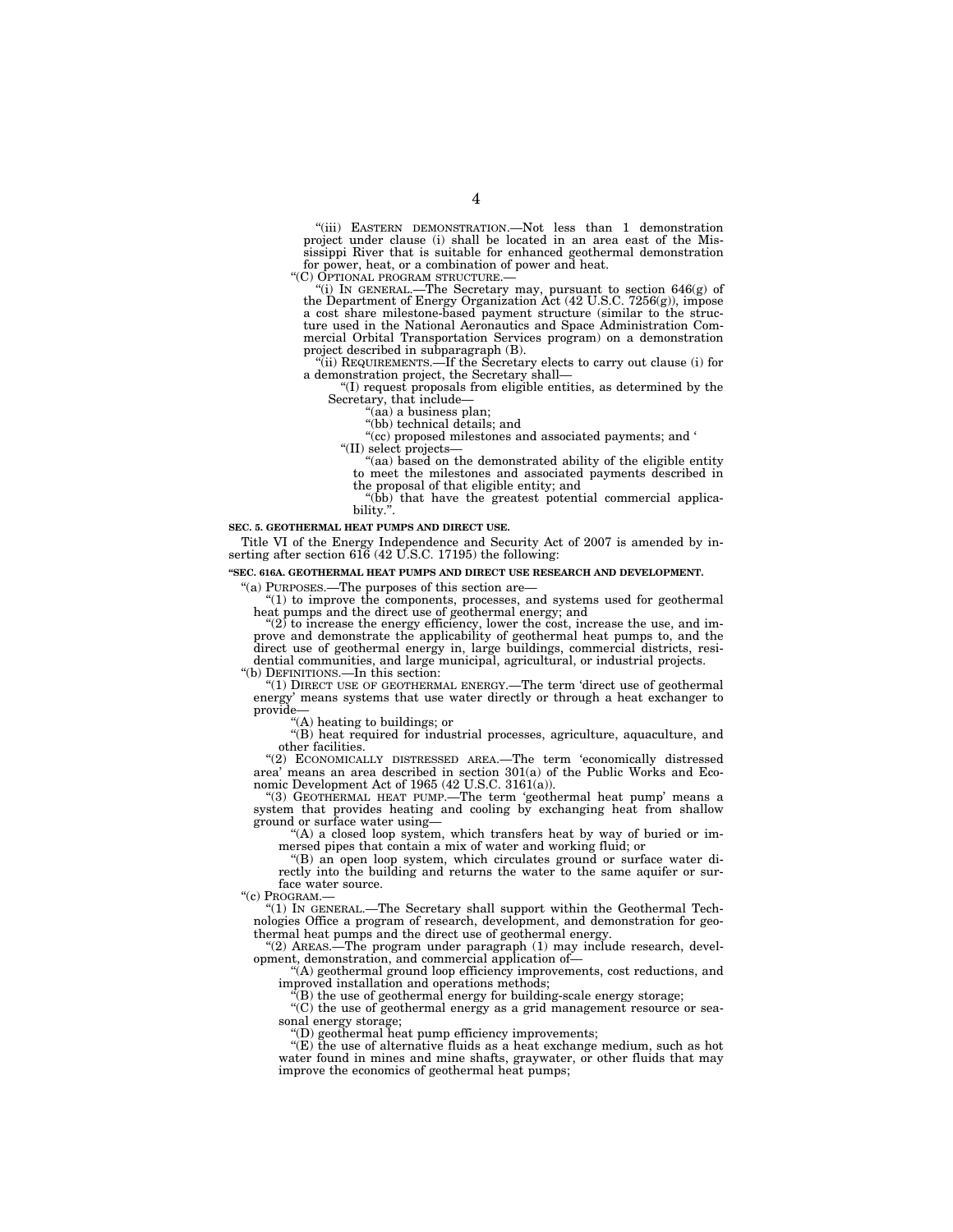"(iii) EASTERN DEMONSTRATION.—Not less than 1 demonstration project under clause (i) shall be located in an area east of the Mississippi River that is suitable for enhanced geothermal demonstration for power, heat, or a combination of power and heat.

"(C) OPTIONAL PROGRAM STRUCTURE.—

"(i) IN GENERAL.—The Secretary may, pursuant to section 646(g) of the Department of Energy Organization Act (42 U.S.C. 7256(g)), impose a cost share milestone-based payment structure (similar to the structure used in the National Aeronautics and Space Administration Commercial Orbital Transportation Services program) on a demonstration project described in subparagraph (B).

"(ii) REQUIREMENTS.—If the Secretary elects to carry out clause (i) for a demonstration project, the Secretary shall—

"(I) request proposals from eligible entities, as determined by the Secretary, that include—

"(aa) a business plan;

"(bb) technical details; and

"(cc) proposed milestones and associated payments; and '

"(II) select projects—

"(aa) based on the demonstrated ability of the eligible entity to meet the milestones and associated payments described in the proposal of that eligible entity; and

"(bb) that have the greatest potential commercial applicability.".

**SEC. 5. GEOTHERMAL HEAT PUMPS AND DIRECT USE.**

Title VI of the Energy Independence and Security Act of 2007 is amended by inserting after section 616 (42 U.S.C. 17195) the following:

**"SEC. 616A. GEOTHERMAL HEAT PUMPS AND DIRECT USE RESEARCH AND DEVELOPMENT.**

"(a) PURPOSES.—The purposes of this section are—

"(1) to improve the components, processes, and systems used for geothermal heat pumps and the direct use of geothermal energy; and

"(2) to increase the energy efficiency, lower the cost, increase the use, and improve and demonstrate the applicability of geothermal heat pumps to, and the direct use of geothermal energy in, large buildings, commercial districts, residential communities, and large municipal, agricultural, or industrial projects.

"(b) DEFINITIONS.—In this section:

"(1) DIRECT USE OF GEOTHERMAL ENERGY.—The term 'direct use of geothermal energy' means systems that use water directly or through a heat exchanger to provide—

"(A) heating to buildings; or

"(B) heat required for industrial processes, agriculture, aquaculture, and other facilities.

"(2) ECONOMICALLY DISTRESSED AREA.—The term 'economically distressed area' means an area described in section 301(a) of the Public Works and Economic Development Act of 1965 (42 U.S.C. 3161(a)).

"(3) GEOTHERMAL HEAT PUMP.—The term 'geothermal heat pump' means a system that provides heating and cooling by exchanging heat from shallow ground or surface water using—

"(A) a closed loop system, which transfers heat by way of buried or immersed pipes that contain a mix of water and working fluid; or

"(B) an open loop system, which circulates ground or surface water directly into the building and returns the water to the same aquifer or surface water source.

"(c) PROGRAM.—

"(1) IN GENERAL.—The Secretary shall support within the Geothermal Technologies Office a program of research, development, and demonstration for geothermal heat pumps and the direct use of geothermal energy.

"(2) AREAS.—The program under paragraph (1) may include research, development, demonstration, and commercial application of—

"(A) geothermal ground loop efficiency improvements, cost reductions, and improved installation and operations methods;

"(B) the use of geothermal energy for building-scale energy storage;

"(C) the use of geothermal energy as a grid management resource or seasonal energy storage;

"(D) geothermal heat pump efficiency improvements;

"(E) the use of alternative fluids as a heat exchange medium, such as hot water found in mines and mine shafts, graywater, or other fluids that may improve the economics of geothermal heat pumps;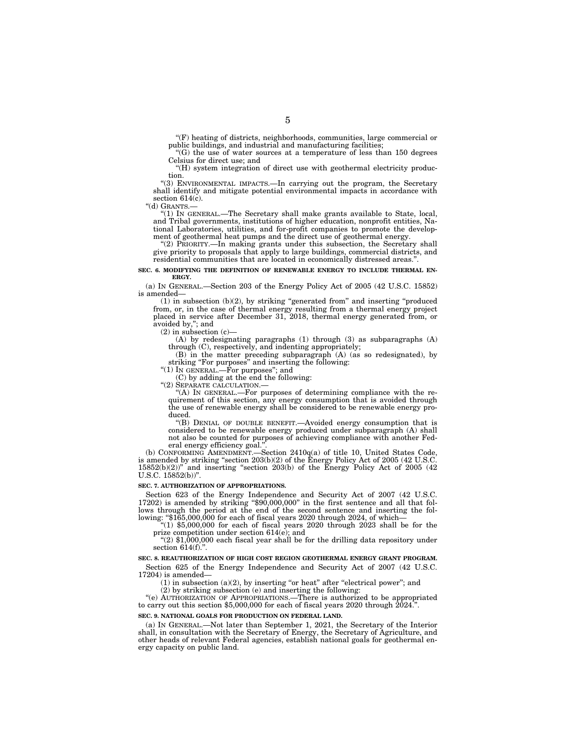"(F) heating of districts, neighborhoods, communities, large commercial or public buildings, and industrial and manufacturing facilities;

"(G) the use of water sources at a temperature of less than 150 degrees Celsius for direct use; and

"(H) system integration of direct use with geothermal electricity production.

"(3) ENVIRONMENTAL IMPACTS.—In carrying out the program, the Secretary shall identify and mitigate potential environmental impacts in accordance with section 614(c).

"(d) GRANTS.—

"(1) IN GENERAL.—The Secretary shall make grants available to State, local, and Tribal governments, institutions of higher education, nonprofit entities, National Laboratories, utilities, and for-profit companies to promote the development of geothermal heat pumps and the direct use of geothermal energy.

"(2) PRIORITY.—In making grants under this subsection, the Secretary shall give priority to proposals that apply to large buildings, commercial districts, and residential communities that are located in economically distressed areas.".

**SEC. 6. MODIFYING THE DEFINITION OF RENEWABLE ENERGY TO INCLUDE THERMAL ENERGY.**

(a) IN GENERAL.—Section 203 of the Energy Policy Act of 2005 (42 U.S.C. 15852) is amended—

(1) in subsection (b)(2), by striking "generated from" and inserting "produced from, or, in the case of thermal energy resulting from a thermal energy project placed in service after December 31, 2018, thermal energy generated from, or avoided by,"; and

(2) in subsection (c)—

(A) by redesignating paragraphs (1) through (3) as subparagraphs (A) through (C), respectively, and indenting appropriately;

(B) in the matter preceding subparagraph (A) (as so redesignated), by striking "For purposes" and inserting the following:

"(1) IN GENERAL.—For purposes"; and

(C) by adding at the end the following:

"(2) SEPARATE CALCULATION.—

"(A) IN GENERAL.—For purposes of determining compliance with the requirement of this section, any energy consumption that is avoided through the use of renewable energy shall be considered to be renewable energy produced.

"(B) DENIAL OF DOUBLE BENEFIT.—Avoided energy consumption that is considered to be renewable energy produced under subparagraph (A) shall not also be counted for purposes of achieving compliance with another Federal energy efficiency goal.".

(b) CONFORMING AMENDMENT.—Section 2410q(a) of title 10, United States Code, is amended by striking "section 203(b)(2) of the Energy Policy Act of 2005 (42 U.S.C. 15852(b)(2))" and inserting "section 203(b) of the Energy Policy Act of 2005 (42 U.S.C. 15852(b))".

**SEC. 7. AUTHORIZATION OF APPROPRIATIONS.**

Section 623 of the Energy Independence and Security Act of 2007 (42 U.S.C. 17202) is amended by striking "$90,000,000" in the first sentence and all that follows through the period at the end of the second sentence and inserting the following: "$165,000,000 for each of fiscal years 2020 through 2024, of which—

"(1) $5,000,000 for each of fiscal years 2020 through 2023 shall be for the prize competition under section 614(e); and

"(2) $1,000,000 each fiscal year shall be for the drilling data repository under section 614(f).".

**SEC. 8. REAUTHORIZATION OF HIGH COST REGION GEOTHERMAL ENERGY GRANT PROGRAM.**

Section 625 of the Energy Independence and Security Act of 2007 (42 U.S.C. 17204) is amended—

(1) in subsection (a)(2), by inserting "or heat" after "electrical power"; and

(2) by striking subsection (e) and inserting the following:

"(e) AUTHORIZATION OF APPROPRIATIONS.—There is authorized to be appropriated to carry out this section $5,000,000 for each of fiscal years 2020 through 2024.".

**SEC. 9. NATIONAL GOALS FOR PRODUCTION ON FEDERAL LAND.**

(a) IN GENERAL.—Not later than September 1, 2021, the Secretary of the Interior shall, in consultation with the Secretary of Energy, the Secretary of Agriculture, and other heads of relevant Federal agencies, establish national goals for geothermal energy capacity on public land.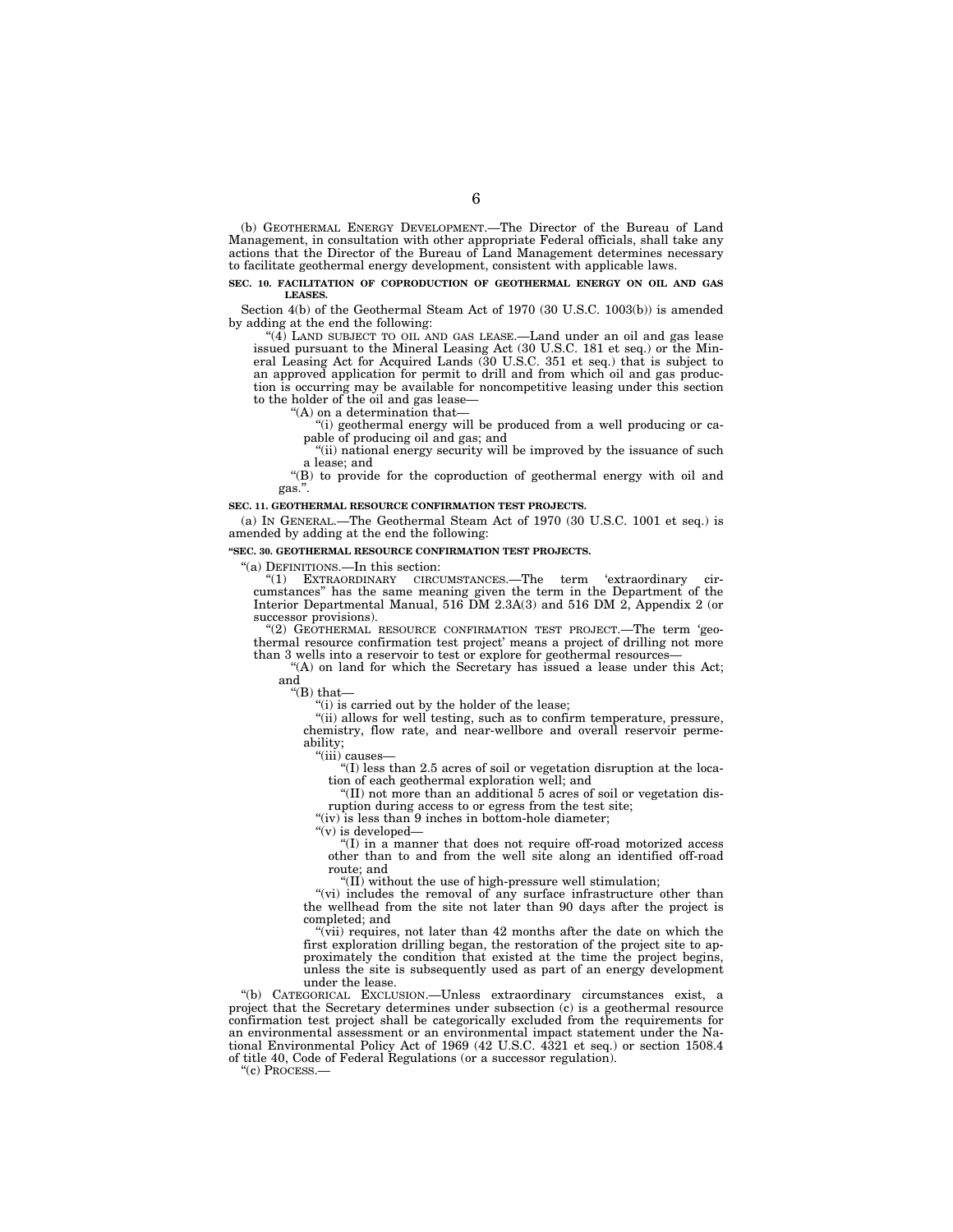(b) GEOTHERMAL ENERGY DEVELOPMENT.—The Director of the Bureau of Land Management, in consultation with other appropriate Federal officials, shall take any actions that the Director of the Bureau of Land Management determines necessary to facilitate geothermal energy development, consistent with applicable laws.

**SEC. 10. FACILITATION OF COPRODUCTION OF GEOTHERMAL ENERGY ON OIL AND GAS LEASES.**

Section 4(b) of the Geothermal Steam Act of 1970 (30 U.S.C. 1003(b)) is amended by adding at the end the following:

"(4) LAND SUBJECT TO OIL AND GAS LEASE.—Land under an oil and gas lease issued pursuant to the Mineral Leasing Act (30 U.S.C. 181 et seq.) or the Mineral Leasing Act for Acquired Lands (30 U.S.C. 351 et seq.) that is subject to an approved application for permit to drill and from which oil and gas production is occurring may be available for noncompetitive leasing under this section to the holder of the oil and gas lease—

"(A) on a determination that—

"(i) geothermal energy will be produced from a well producing or capable of producing oil and gas; and

"(ii) national energy security will be improved by the issuance of such a lease; and

"(B) to provide for the coproduction of geothermal energy with oil and gas.".

**SEC. 11. GEOTHERMAL RESOURCE CONFIRMATION TEST PROJECTS.**

(a) IN GENERAL.—The Geothermal Steam Act of 1970 (30 U.S.C. 1001 et seq.) is amended by adding at the end the following:

**"SEC. 30. GEOTHERMAL RESOURCE CONFIRMATION TEST PROJECTS.**

"(a) DEFINITIONS.—In this section:

"(1) EXTRAORDINARY CIRCUMSTANCES.—The term 'extraordinary circumstances" has the same meaning given the term in the Department of the Interior Departmental Manual, 516 DM 2.3A(3) and 516 DM 2, Appendix 2 (or successor provisions).

"(2) GEOTHERMAL RESOURCE CONFIRMATION TEST PROJECT.—The term 'geothermal resource confirmation test project' means a project of drilling not more than 3 wells into a reservoir to test or explore for geothermal resources—

"(A) on land for which the Secretary has issued a lease under this Act; and

"(B) that—

"(i) is carried out by the holder of the lease;

"(ii) allows for well testing, such as to confirm temperature, pressure, chemistry, flow rate, and near-wellbore and overall reservoir permeability;

"(iii) causes—

"(I) less than 2.5 acres of soil or vegetation disruption at the location of each geothermal exploration well; and

"(II) not more than an additional 5 acres of soil or vegetation disruption during access to or egress from the test site;

"(iv) is less than 9 inches in bottom-hole diameter;

"(v) is developed—

"(I) in a manner that does not require off-road motorized access other than to and from the well site along an identified off-road route; and

"(II) without the use of high-pressure well stimulation;

"(vi) includes the removal of any surface infrastructure other than the wellhead from the site not later than 90 days after the project is completed; and

"(vii) requires, not later than 42 months after the date on which the first exploration drilling began, the restoration of the project site to approximately the condition that existed at the time the project begins, unless the site is subsequently used as part of an energy development under the lease.

"(b) CATEGORICAL EXCLUSION.—Unless extraordinary circumstances exist, a project that the Secretary determines under subsection (c) is a geothermal resource confirmation test project shall be categorically excluded from the requirements for an environmental assessment or an environmental impact statement under the National Environmental Policy Act of 1969 (42 U.S.C. 4321 et seq.) or section 1508.4 of title 40, Code of Federal Regulations (or a successor regulation).

"(c) PROCESS.—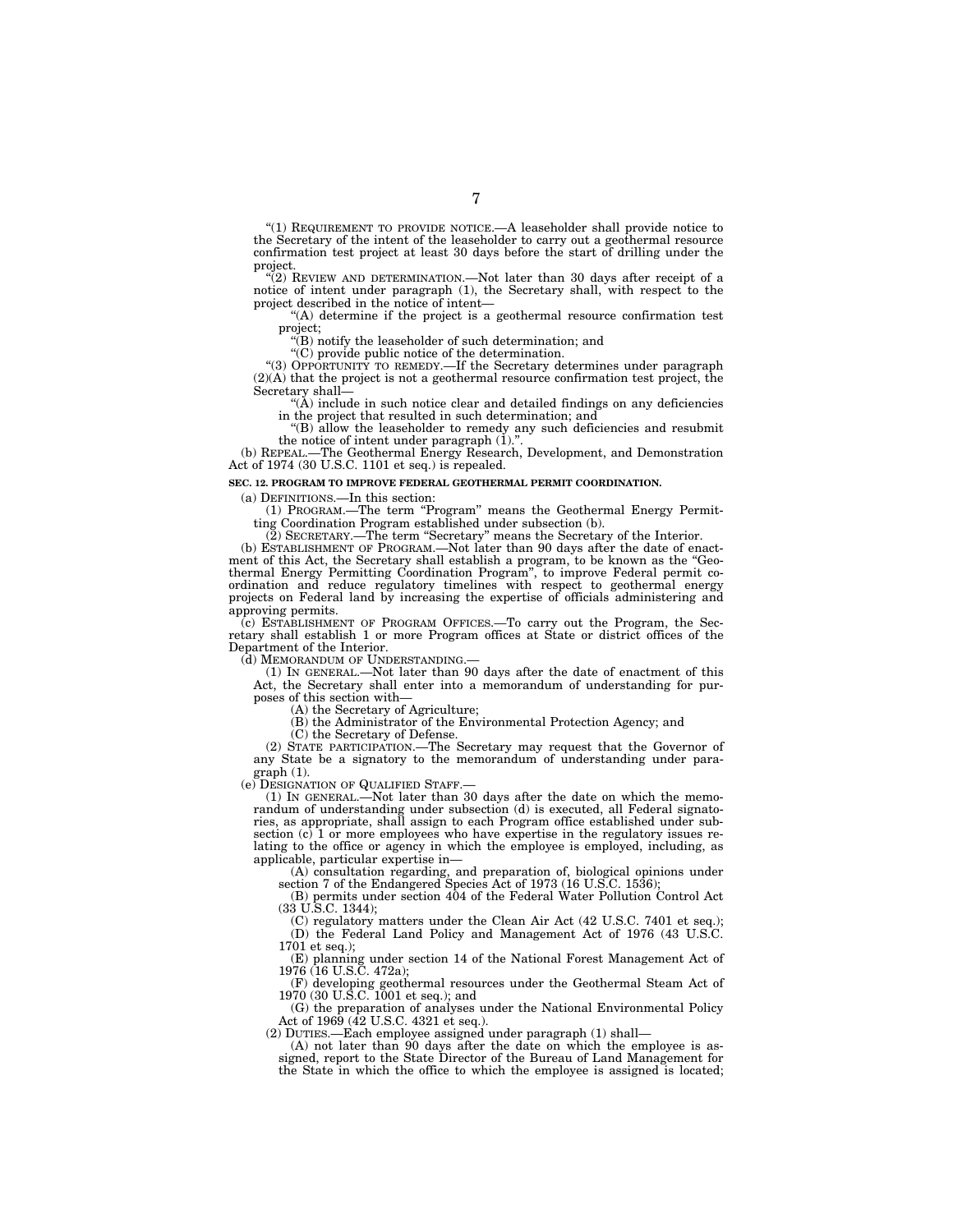"(1) REQUIREMENT TO PROVIDE NOTICE.—A leaseholder shall provide notice to the Secretary of the intent of the leaseholder to carry out a geothermal resource confirmation test project at least 30 days before the start of drilling under the project.

"(2) REVIEW AND DETERMINATION.—Not later than 30 days after receipt of a notice of intent under paragraph (1), the Secretary shall, with respect to the project described in the notice of intent—

"(A) determine if the project is a geothermal resource confirmation test project;

"(B) notify the leaseholder of such determination; and

"(C) provide public notice of the determination.

"(3) OPPORTUNITY TO REMEDY.—If the Secretary determines under paragraph (2)(A) that the project is not a geothermal resource confirmation test project, the Secretary shall—

"(A) include in such notice clear and detailed findings on any deficiencies in the project that resulted in such determination; and

"(B) allow the leaseholder to remedy any such deficiencies and resubmit the notice of intent under paragraph (1).".

(b) REPEAL.—The Geothermal Energy Research, Development, and Demonstration Act of 1974 (30 U.S.C. 1101 et seq.) is repealed.

**SEC. 12. PROGRAM TO IMPROVE FEDERAL GEOTHERMAL PERMIT COORDINATION.**

(a) DEFINITIONS.—In this section:

(1) PROGRAM.—The term "Program" means the Geothermal Energy Permitting Coordination Program established under subsection (b).

(2) SECRETARY.—The term "Secretary" means the Secretary of the Interior.

(b) ESTABLISHMENT OF PROGRAM.—Not later than 90 days after the date of enactment of this Act, the Secretary shall establish a program, to be known as the "Geothermal Energy Permitting Coordination Program", to improve Federal permit coordination and reduce regulatory timelines with respect to geothermal energy projects on Federal land by increasing the expertise of officials administering and approving permits.

(c) ESTABLISHMENT OF PROGRAM OFFICES.—To carry out the Program, the Secretary shall establish 1 or more Program offices at State or district offices of the Department of the Interior.

(d) MEMORANDUM OF UNDERSTANDING.—

(1) IN GENERAL.—Not later than 90 days after the date of enactment of this Act, the Secretary shall enter into a memorandum of understanding for purposes of this section with—

(A) the Secretary of Agriculture;

(B) the Administrator of the Environmental Protection Agency; and

(C) the Secretary of Defense.

(2) STATE PARTICIPATION.—The Secretary may request that the Governor of any State be a signatory to the memorandum of understanding under paragraph (1).

(e) DESIGNATION OF QUALIFIED STAFF.—

(1) IN GENERAL.—Not later than 30 days after the date on which the memorandum of understanding under subsection (d) is executed, all Federal signatories, as appropriate, shall assign to each Program office established under subsection (c) 1 or more employees who have expertise in the regulatory issues relating to the office or agency in which the employee is employed, including, as applicable, particular expertise in—

(A) consultation regarding, and preparation of, biological opinions under section 7 of the Endangered Species Act of 1973 (16 U.S.C. 1536);

(B) permits under section 404 of the Federal Water Pollution Control Act (33 U.S.C. 1344);

(C) regulatory matters under the Clean Air Act (42 U.S.C. 7401 et seq.);

(D) the Federal Land Policy and Management Act of 1976 (43 U.S.C. 1701 et seq.);

(E) planning under section 14 of the National Forest Management Act of 1976 (16 U.S.C. 472a);

(F) developing geothermal resources under the Geothermal Steam Act of 1970 (30 U.S.C. 1001 et seq.); and

(G) the preparation of analyses under the National Environmental Policy Act of 1969 (42 U.S.C. 4321 et seq.).

(2) DUTIES.—Each employee assigned under paragraph (1) shall—

(A) not later than 90 days after the date on which the employee is assigned, report to the State Director of the Bureau of Land Management for the State in which the office to which the employee is assigned is located;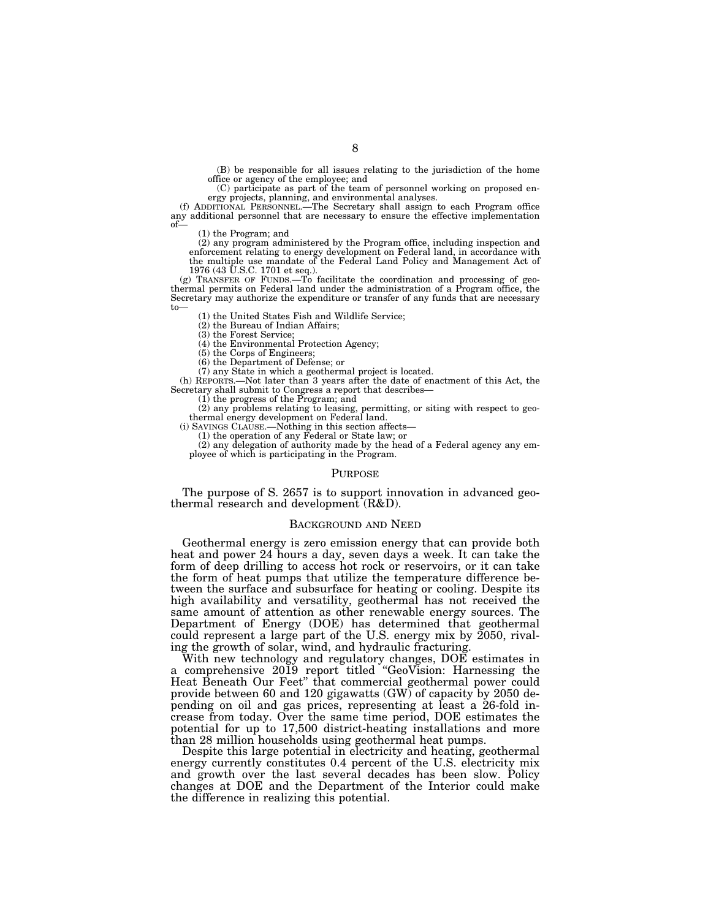(B) be responsible for all issues relating to the jurisdiction of the home office or agency of the employee; and

(C) participate as part of the team of personnel working on proposed energy projects, planning, and environmental analyses.

(f) ADDITIONAL PERSONNEL.—The Secretary shall assign to each Program office any additional personnel that are necessary to ensure the effective implementation of—

(1) the Program; and

(2) any program administered by the Program office, including inspection and enforcement relating to energy development on Federal land, in accordance with the multiple use mandate of the Federal Land Policy and Management Act of 1976 (43 U.S.C. 1701 et seq.).

(g) TRANSFER OF FUNDS.—To facilitate the coordination and processing of geothermal permits on Federal land under the administration of a Program office, the Secretary may authorize the expenditure or transfer of any funds that are necessary to—

(1) the United States Fish and Wildlife Service;

(2) the Bureau of Indian Affairs;

(3) the Forest Service;

(4) the Environmental Protection Agency;

(5) the Corps of Engineers;

(6) the Department of Defense; or

(7) any State in which a geothermal project is located.

(h) REPORTS.—Not later than 3 years after the date of enactment of this Act, the Secretary shall submit to Congress a report that describes—

(1) the progress of the Program; and

(2) any problems relating to leasing, permitting, or siting with respect to geothermal energy development on Federal land.

(i) SAVINGS CLAUSE.—Nothing in this section affects—

(1) the operation of any Federal or State law; or

(2) any delegation of authority made by the head of a Federal agency any employee of which is participating in the Program.

## PURPOSE

The purpose of S. 2657 is to support innovation in advanced geothermal research and development (R&D).

## BACKGROUND AND NEED

Geothermal energy is zero emission energy that can provide both heat and power 24 hours a day, seven days a week. It can take the form of deep drilling to access hot rock or reservoirs, or it can take the form of heat pumps that utilize the temperature difference between the surface and subsurface for heating or cooling. Despite its high availability and versatility, geothermal has not received the same amount of attention as other renewable energy sources. The Department of Energy (DOE) has determined that geothermal could represent a large part of the U.S. energy mix by 2050, rivaling the growth of solar, wind, and hydraulic fracturing.

With new technology and regulatory changes, DOE estimates in a comprehensive 2019 report titled "GeoVision: Harnessing the Heat Beneath Our Feet" that commercial geothermal power could provide between 60 and 120 gigawatts (GW) of capacity by 2050 depending on oil and gas prices, representing at least a 26-fold increase from today. Over the same time period, DOE estimates the potential for up to 17,500 district-heating installations and more than 28 million households using geothermal heat pumps.

Despite this large potential in electricity and heating, geothermal energy currently constitutes 0.4 percent of the U.S. electricity mix and growth over the last several decades has been slow. Policy changes at DOE and the Department of the Interior could make the difference in realizing this potential.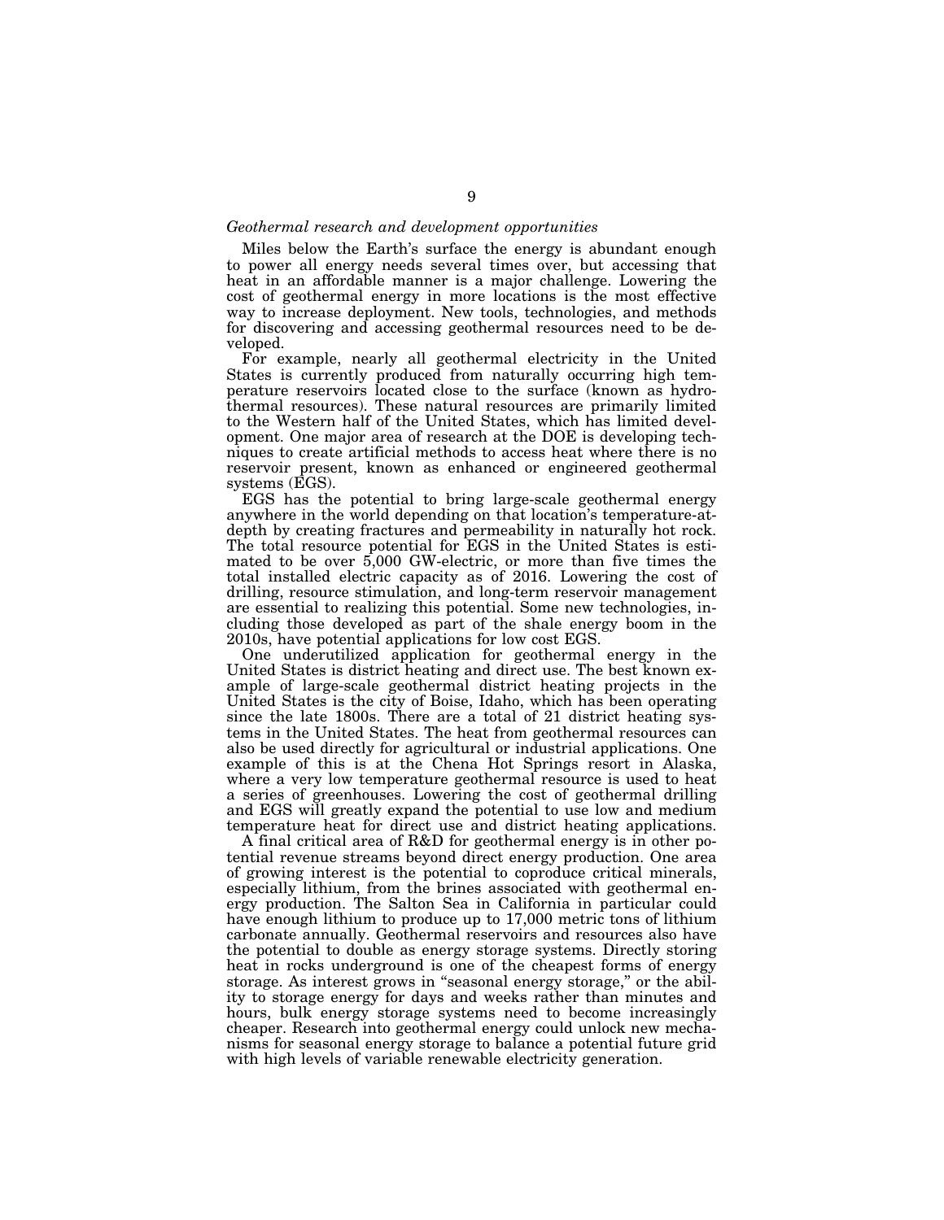*Geothermal research and development opportunities*

Miles below the Earth's surface the energy is abundant enough to power all energy needs several times over, but accessing that heat in an affordable manner is a major challenge. Lowering the cost of geothermal energy in more locations is the most effective way to increase deployment. New tools, technologies, and methods for discovering and accessing geothermal resources need to be developed.

For example, nearly all geothermal electricity in the United States is currently produced from naturally occurring high temperature reservoirs located close to the surface (known as hydrothermal resources). These natural resources are primarily limited to the Western half of the United States, which has limited development. One major area of research at the DOE is developing techniques to create artificial methods to access heat where there is no reservoir present, known as enhanced or engineered geothermal systems (EGS).

EGS has the potential to bring large-scale geothermal energy anywhere in the world depending on that location's temperature-at-depth by creating fractures and permeability in naturally hot rock. The total resource potential for EGS in the United States is estimated to be over 5,000 GW-electric, or more than five times the total installed electric capacity as of 2016. Lowering the cost of drilling, resource stimulation, and long-term reservoir management are essential to realizing this potential. Some new technologies, including those developed as part of the shale energy boom in the 2010s, have potential applications for low cost EGS.

One underutilized application for geothermal energy in the United States is district heating and direct use. The best known example of large-scale geothermal district heating projects in the United States is the city of Boise, Idaho, which has been operating since the late 1800s. There are a total of 21 district heating systems in the United States. The heat from geothermal resources can also be used directly for agricultural or industrial applications. One example of this is at the Chena Hot Springs resort in Alaska, where a very low temperature geothermal resource is used to heat a series of greenhouses. Lowering the cost of geothermal drilling and EGS will greatly expand the potential to use low and medium temperature heat for direct use and district heating applications.

A final critical area of R&D for geothermal energy is in other potential revenue streams beyond direct energy production. One area of growing interest is the potential to coproduce critical minerals, especially lithium, from the brines associated with geothermal energy production. The Salton Sea in California in particular could have enough lithium to produce up to 17,000 metric tons of lithium carbonate annually. Geothermal reservoirs and resources also have the potential to double as energy storage systems. Directly storing heat in rocks underground is one of the cheapest forms of energy storage. As interest grows in "seasonal energy storage," or the ability to storage energy for days and weeks rather than minutes and hours, bulk energy storage systems need to become increasingly cheaper. Research into geothermal energy could unlock new mechanisms for seasonal energy storage to balance a potential future grid with high levels of variable renewable electricity generation.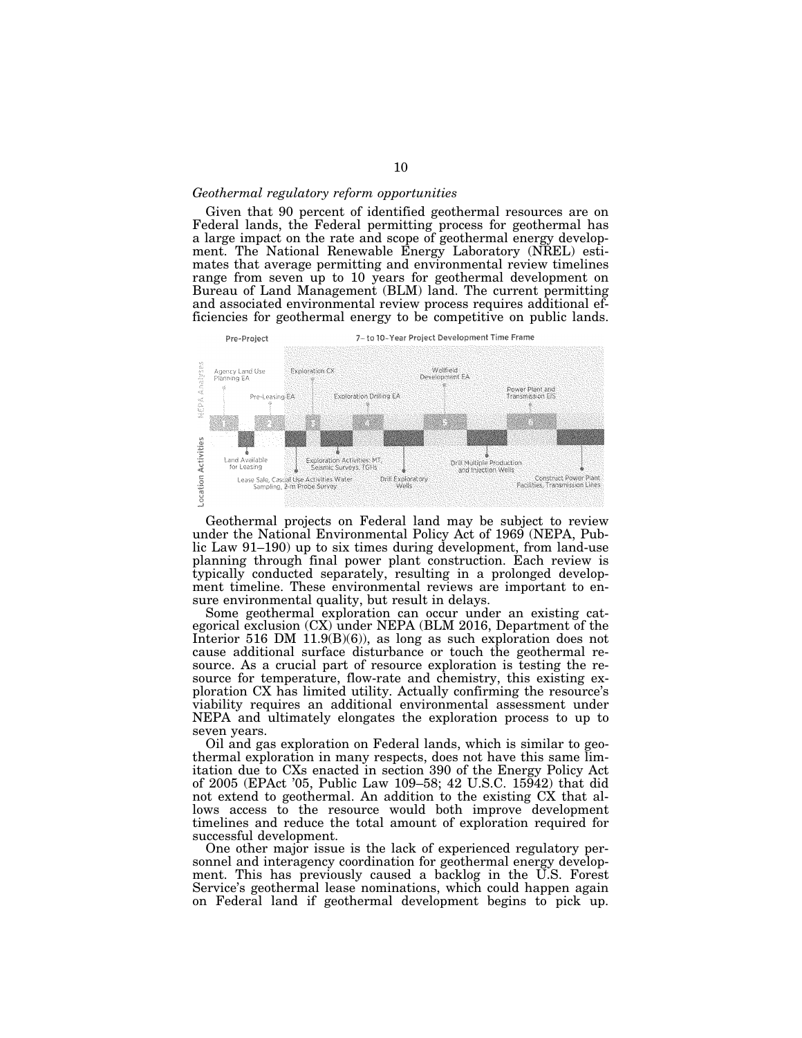*Geothermal regulatory reform opportunities*

Given that 90 percent of identified geothermal resources are on Federal lands, the Federal permitting process for geothermal has a large impact on the rate and scope of geothermal energy development. The National Renewable Energy Laboratory (NREL) estimates that average permitting and environmental review timelines range from seven up to 10 years for geothermal development on Bureau of Land Management (BLM) land. The current permitting and associated environmental review process requires additional efficiencies for geothermal energy to be competitive on public lands.

Geothermal projects on Federal land may be subject to review under the National Environmental Policy Act of 1969 (NEPA, Public Law 91–190) up to six times during development, from land-use planning through final power plant construction. Each review is typically conducted separately, resulting in a prolonged development timeline. These environmental reviews are important to ensure environmental quality, but result in delays.

Some geothermal exploration can occur under an existing categorical exclusion (CX) under NEPA (BLM 2016, Department of the Interior 516 DM 11.9(B)(6)), as long as such exploration does not cause additional surface disturbance or touch the geothermal resource. As a crucial part of resource exploration is testing the resource for temperature, flow-rate and chemistry, this existing exploration CX has limited utility. Actually confirming the resource's viability requires an additional environmental assessment under NEPA and ultimately elongates the exploration process to up to seven years.

Oil and gas exploration on Federal lands, which is similar to geothermal exploration in many respects, does not have this same limitation due to CXs enacted in section 390 of the Energy Policy Act of 2005 (EPAct '05, Public Law 109–58; 42 U.S.C. 15942) that did not extend to geothermal. An addition to the existing CX that allows access to the resource would both improve development timelines and reduce the total amount of exploration required for successful development.

One other major issue is the lack of experienced regulatory personnel and interagency coordination for geothermal energy development. This has previously caused a backlog in the U.S. Forest Service's geothermal lease nominations, which could happen again on Federal land if geothermal development begins to pick up.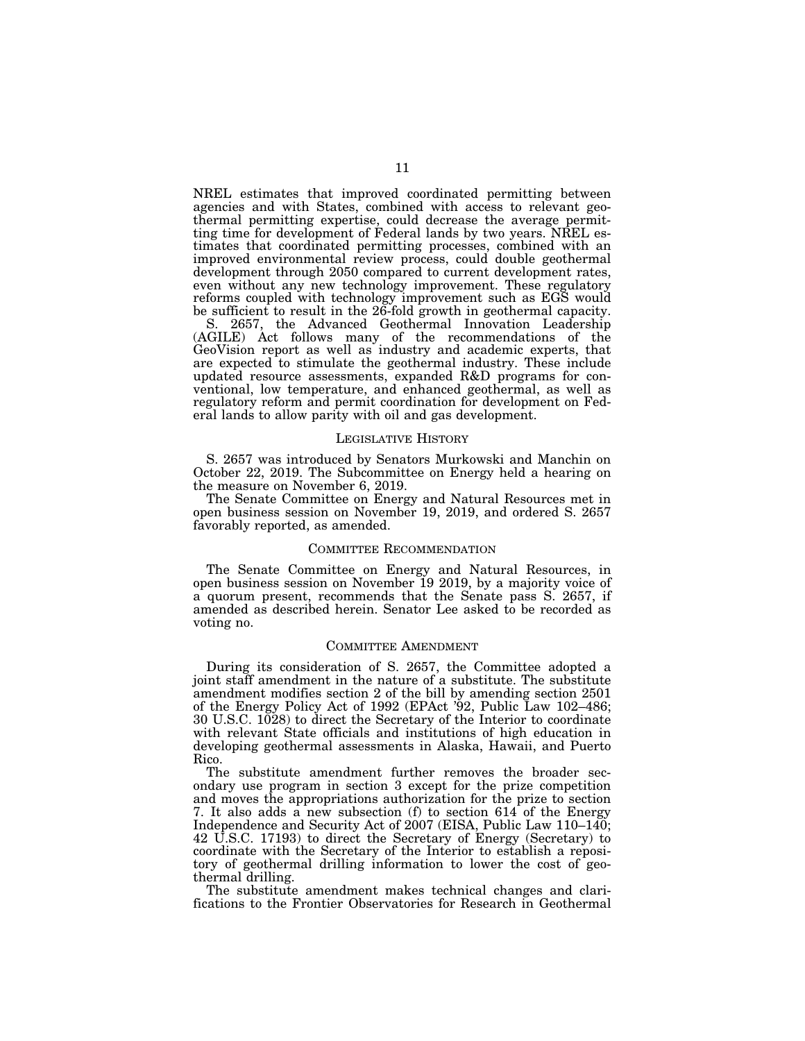NREL estimates that improved coordinated permitting between agencies and with States, combined with access to relevant geothermal permitting expertise, could decrease the average permitting time for development of Federal lands by two years. NREL estimates that coordinated permitting processes, combined with an improved environmental review process, could double geothermal development through 2050 compared to current development rates, even without any new technology improvement. These regulatory reforms coupled with technology improvement such as EGS would be sufficient to result in the 26-fold growth in geothermal capacity.

S. 2657, the Advanced Geothermal Innovation Leadership (AGILE) Act follows many of the recommendations of the GeoVision report as well as industry and academic experts, that are expected to stimulate the geothermal industry. These include updated resource assessments, expanded R&D programs for conventional, low temperature, and enhanced geothermal, as well as regulatory reform and permit coordination for development on Federal lands to allow parity with oil and gas development.

## LEGISLATIVE HISTORY

S. 2657 was introduced by Senators Murkowski and Manchin on October 22, 2019. The Subcommittee on Energy held a hearing on the measure on November 6, 2019.

The Senate Committee on Energy and Natural Resources met in open business session on November 19, 2019, and ordered S. 2657 favorably reported, as amended.

## COMMITTEE RECOMMENDATION

The Senate Committee on Energy and Natural Resources, in open business session on November 19 2019, by a majority voice of a quorum present, recommends that the Senate pass S. 2657, if amended as described herein. Senator Lee asked to be recorded as voting no.

## COMMITTEE AMENDMENT

During its consideration of S. 2657, the Committee adopted a joint staff amendment in the nature of a substitute. The substitute amendment modifies section 2 of the bill by amending section 2501 of the Energy Policy Act of 1992 (EPAct '92, Public Law 102–486; 30 U.S.C. 1028) to direct the Secretary of the Interior to coordinate with relevant State officials and institutions of high education in developing geothermal assessments in Alaska, Hawaii, and Puerto Rico.

The substitute amendment further removes the broader secondary use program in section 3 except for the prize competition and moves the appropriations authorization for the prize to section 7. It also adds a new subsection (f) to section 614 of the Energy Independence and Security Act of 2007 (EISA, Public Law 110–140; 42 U.S.C. 17193) to direct the Secretary of Energy (Secretary) to coordinate with the Secretary of the Interior to establish a repository of geothermal drilling information to lower the cost of geothermal drilling.

The substitute amendment makes technical changes and clarifications to the Frontier Observatories for Research in Geothermal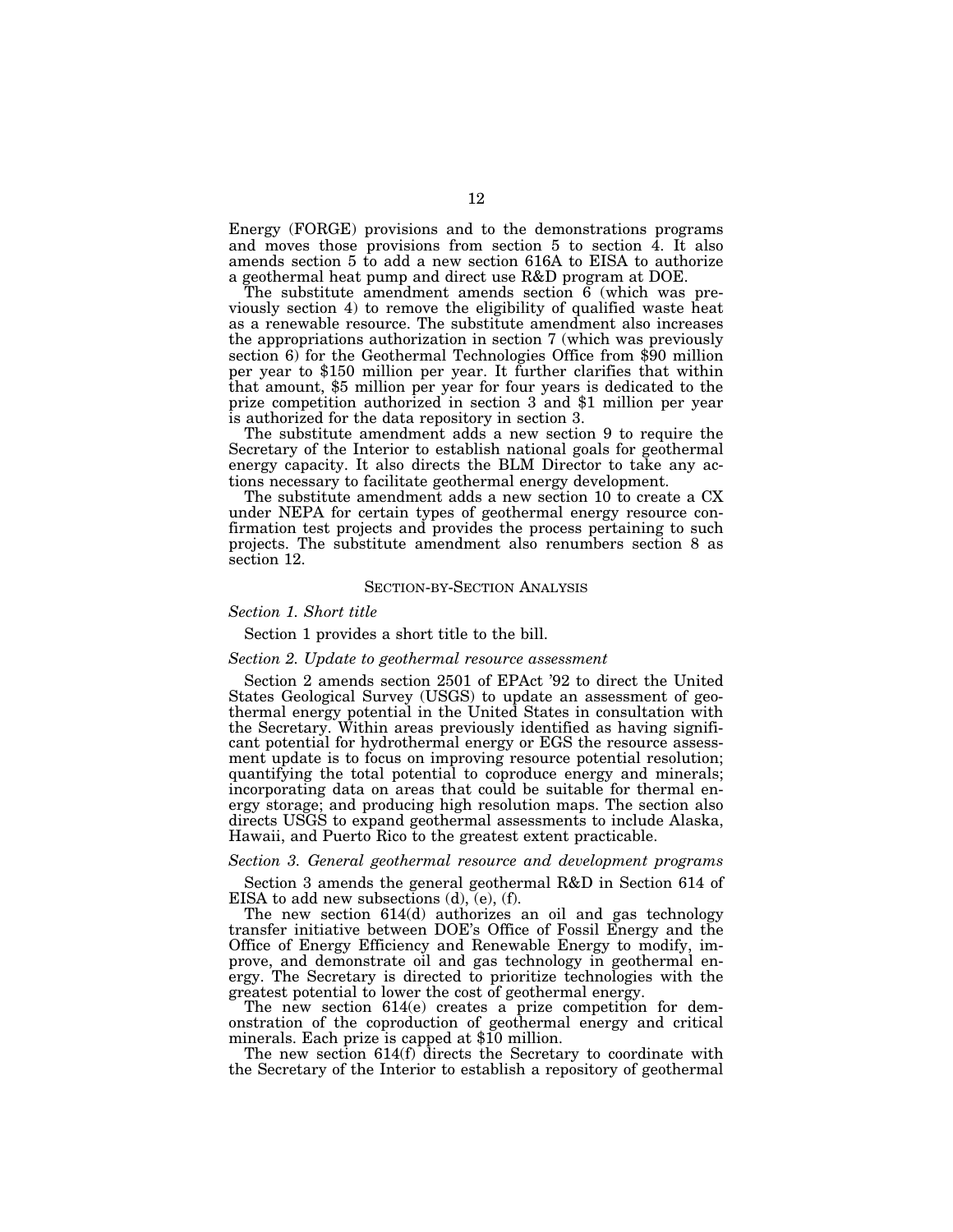Energy (FORGE) provisions and to the demonstrations programs and moves those provisions from section 5 to section 4. It also amends section 5 to add a new section 616A to EISA to authorize a geothermal heat pump and direct use R&D program at DOE.

The substitute amendment amends section 6 (which was previously section 4) to remove the eligibility of qualified waste heat as a renewable resource. The substitute amendment also increases the appropriations authorization in section 7 (which was previously section 6) for the Geothermal Technologies Office from $90 million per year to $150 million per year. It further clarifies that within that amount, $5 million per year for four years is dedicated to the prize competition authorized in section 3 and $1 million per year is authorized for the data repository in section 3.

The substitute amendment adds a new section 9 to require the Secretary of the Interior to establish national goals for geothermal energy capacity. It also directs the BLM Director to take any actions necessary to facilitate geothermal energy development.

The substitute amendment adds a new section 10 to create a CX under NEPA for certain types of geothermal energy resource confirmation test projects and provides the process pertaining to such projects. The substitute amendment also renumbers section 8 as section 12.

## SECTION-BY-SECTION ANALYSIS

*Section 1. Short title*

Section 1 provides a short title to the bill.

*Section 2. Update to geothermal resource assessment*

Section 2 amends section 2501 of EPAct '92 to direct the United States Geological Survey (USGS) to update an assessment of geothermal energy potential in the United States in consultation with the Secretary. Within areas previously identified as having significant potential for hydrothermal energy or EGS the resource assessment update is to focus on improving resource potential resolution; quantifying the total potential to coproduce energy and minerals; incorporating data on areas that could be suitable for thermal energy storage; and producing high resolution maps. The section also directs USGS to expand geothermal assessments to include Alaska, Hawaii, and Puerto Rico to the greatest extent practicable.

*Section 3. General geothermal resource and development programs*

Section 3 amends the general geothermal R&D in Section 614 of EISA to add new subsections (d), (e), (f).

The new section 614(d) authorizes an oil and gas technology transfer initiative between DOE's Office of Fossil Energy and the Office of Energy Efficiency and Renewable Energy to modify, improve, and demonstrate oil and gas technology in geothermal energy. The Secretary is directed to prioritize technologies with the greatest potential to lower the cost of geothermal energy.

The new section 614(e) creates a prize competition for demonstration of the coproduction of geothermal energy and critical minerals. Each prize is capped at $10 million.

The new section 614(f) directs the Secretary to coordinate with the Secretary of the Interior to establish a repository of geothermal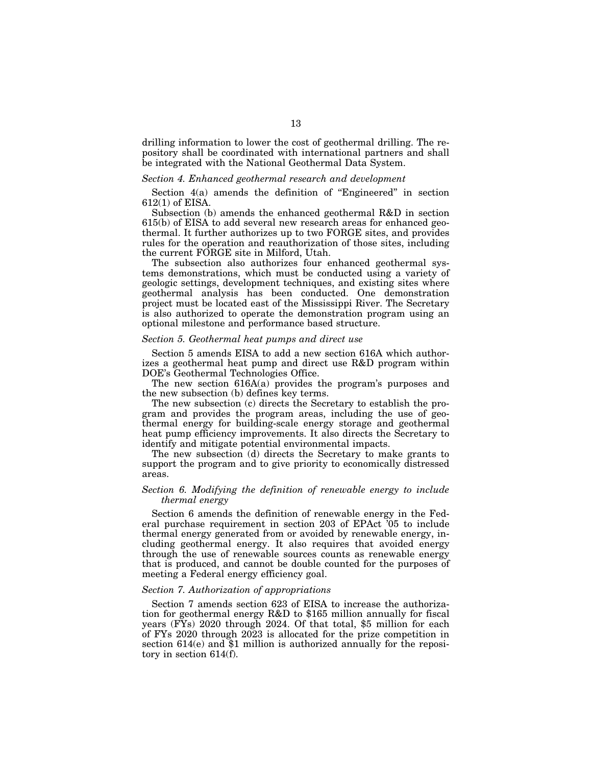drilling information to lower the cost of geothermal drilling. The repository shall be coordinated with international partners and shall be integrated with the National Geothermal Data System.

*Section 4. Enhanced geothermal research and development*

Section 4(a) amends the definition of "Engineered" in section 612(1) of EISA.

Subsection (b) amends the enhanced geothermal R&D in section 615(b) of EISA to add several new research areas for enhanced geothermal. It further authorizes up to two FORGE sites, and provides rules for the operation and reauthorization of those sites, including the current FORGE site in Milford, Utah.

The subsection also authorizes four enhanced geothermal systems demonstrations, which must be conducted using a variety of geologic settings, development techniques, and existing sites where geothermal analysis has been conducted. One demonstration project must be located east of the Mississippi River. The Secretary is also authorized to operate the demonstration program using an optional milestone and performance based structure.

*Section 5. Geothermal heat pumps and direct use*

Section 5 amends EISA to add a new section 616A which authorizes a geothermal heat pump and direct use R&D program within DOE's Geothermal Technologies Office.

The new section 616A(a) provides the program's purposes and the new subsection (b) defines key terms.

The new subsection (c) directs the Secretary to establish the program and provides the program areas, including the use of geothermal energy for building-scale energy storage and geothermal heat pump efficiency improvements. It also directs the Secretary to identify and mitigate potential environmental impacts.

The new subsection (d) directs the Secretary to make grants to support the program and to give priority to economically distressed areas.

*Section 6. Modifying the definition of renewable energy to include thermal energy*

Section 6 amends the definition of renewable energy in the Federal purchase requirement in section 203 of EPAct '05 to include thermal energy generated from or avoided by renewable energy, including geothermal energy. It also requires that avoided energy through the use of renewable sources counts as renewable energy that is produced, and cannot be double counted for the purposes of meeting a Federal energy efficiency goal.

*Section 7. Authorization of appropriations*

Section 7 amends section 623 of EISA to increase the authorization for geothermal energy R&D to $165 million annually for fiscal years (FYs) 2020 through 2024. Of that total, $5 million for each of FYs 2020 through 2023 is allocated for the prize competition in section 614(e) and $1 million is authorized annually for the repository in section 614(f).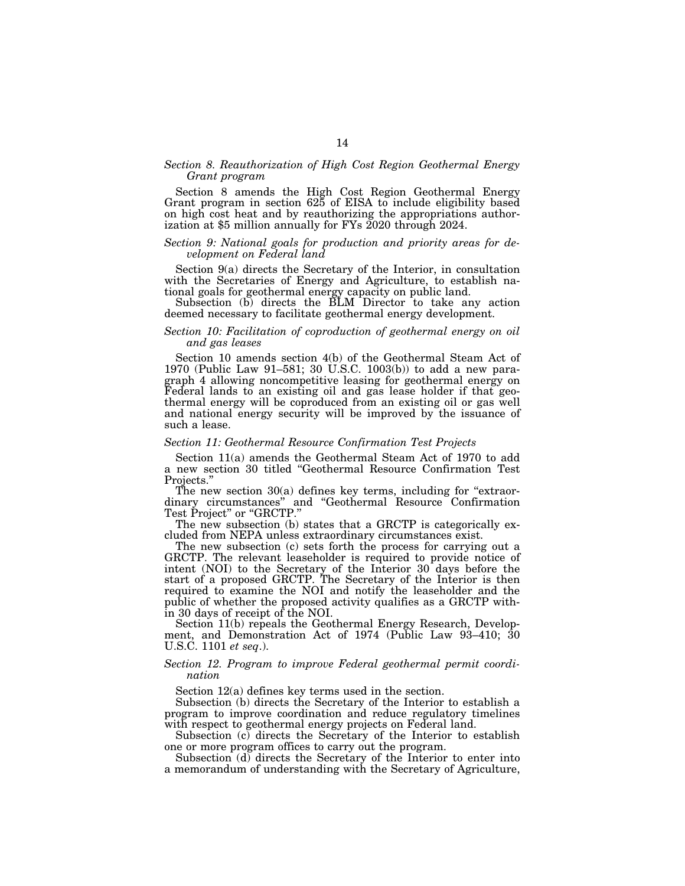*Section 8. Reauthorization of High Cost Region Geothermal Energy Grant program*

Section 8 amends the High Cost Region Geothermal Energy Grant program in section 625 of EISA to include eligibility based on high cost heat and by reauthorizing the appropriations authorization at $5 million annually for FYs 2020 through 2024.

*Section 9: National goals for production and priority areas for development on Federal land*

Section 9(a) directs the Secretary of the Interior, in consultation with the Secretaries of Energy and Agriculture, to establish national goals for geothermal energy capacity on public land.

Subsection (b) directs the BLM Director to take any action deemed necessary to facilitate geothermal energy development.

*Section 10: Facilitation of coproduction of geothermal energy on oil and gas leases*

Section 10 amends section 4(b) of the Geothermal Steam Act of 1970 (Public Law 91–581; 30 U.S.C. 1003(b)) to add a new paragraph 4 allowing noncompetitive leasing for geothermal energy on Federal lands to an existing oil and gas lease holder if that geothermal energy will be coproduced from an existing oil or gas well and national energy security will be improved by the issuance of such a lease.

*Section 11: Geothermal Resource Confirmation Test Projects*

Section 11(a) amends the Geothermal Steam Act of 1970 to add a new section 30 titled "Geothermal Resource Confirmation Test Projects."

The new section 30(a) defines key terms, including for "extraordinary circumstances" and "Geothermal Resource Confirmation Test Project" or "GRCTP."

The new subsection (b) states that a GRCTP is categorically excluded from NEPA unless extraordinary circumstances exist.

The new subsection (c) sets forth the process for carrying out a GRCTP. The relevant leaseholder is required to provide notice of intent (NOI) to the Secretary of the Interior 30 days before the start of a proposed GRCTP. The Secretary of the Interior is then required to examine the NOI and notify the leaseholder and the public of whether the proposed activity qualifies as a GRCTP within 30 days of receipt of the NOI.

Section 11(b) repeals the Geothermal Energy Research, Development, and Demonstration Act of 1974 (Public Law 93–410; 30 U.S.C. 1101 *et seq.*).

*Section 12. Program to improve Federal geothermal permit coordination*

Section 12(a) defines key terms used in the section.

Subsection (b) directs the Secretary of the Interior to establish a program to improve coordination and reduce regulatory timelines with respect to geothermal energy projects on Federal land.

Subsection (c) directs the Secretary of the Interior to establish one or more program offices to carry out the program.

Subsection (d) directs the Secretary of the Interior to enter into a memorandum of understanding with the Secretary of Agriculture,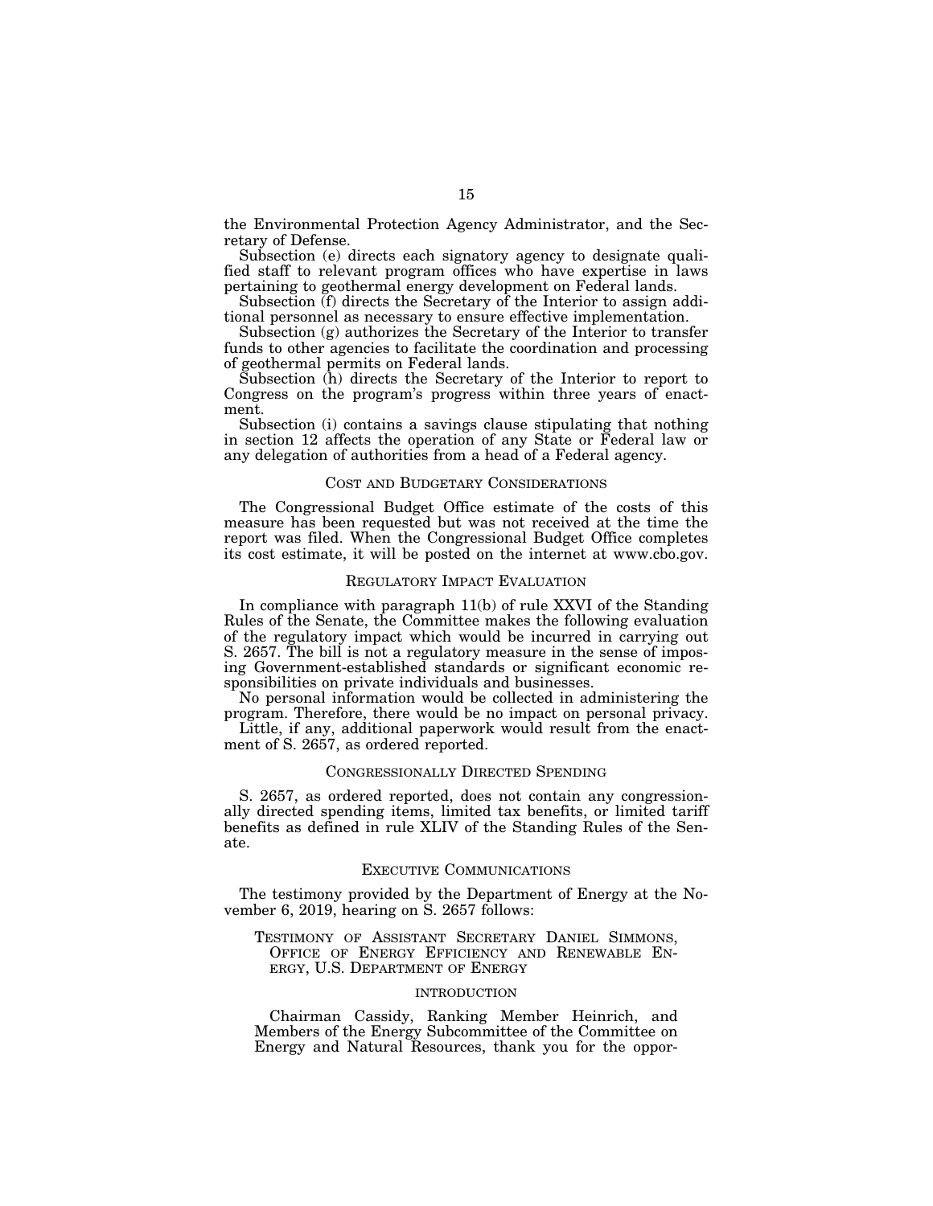the Environmental Protection Agency Administrator, and the Secretary of Defense.

Subsection (e) directs each signatory agency to designate qualified staff to relevant program offices who have expertise in laws pertaining to geothermal energy development on Federal lands.

Subsection (f) directs the Secretary of the Interior to assign additional personnel as necessary to ensure effective implementation.

Subsection (g) authorizes the Secretary of the Interior to transfer funds to other agencies to facilitate the coordination and processing of geothermal permits on Federal lands.

Subsection (h) directs the Secretary of the Interior to report to Congress on the program's progress within three years of enactment.

Subsection (i) contains a savings clause stipulating that nothing in section 12 affects the operation of any State or Federal law or any delegation of authorities from a head of a Federal agency.

## COST AND BUDGETARY CONSIDERATIONS

The Congressional Budget Office estimate of the costs of this measure has been requested but was not received at the time the report was filed. When the Congressional Budget Office completes its cost estimate, it will be posted on the internet at www.cbo.gov.

## REGULATORY IMPACT EVALUATION

In compliance with paragraph 11(b) of rule XXVI of the Standing Rules of the Senate, the Committee makes the following evaluation of the regulatory impact which would be incurred in carrying out S. 2657. The bill is not a regulatory measure in the sense of imposing Government-established standards or significant economic responsibilities on private individuals and businesses.

No personal information would be collected in administering the program. Therefore, there would be no impact on personal privacy.

Little, if any, additional paperwork would result from the enactment of S. 2657, as ordered reported.

## CONGRESSIONALLY DIRECTED SPENDING

S. 2657, as ordered reported, does not contain any congressionally directed spending items, limited tax benefits, or limited tariff benefits as defined in rule XLIV of the Standing Rules of the Senate.

## EXECUTIVE COMMUNICATIONS

The testimony provided by the Department of Energy at the November 6, 2019, hearing on S. 2657 follows:

### TESTIMONY OF ASSISTANT SECRETARY DANIEL SIMMONS, OFFICE OF ENERGY EFFICIENCY AND RENEWABLE ENERGY, U.S. DEPARTMENT OF ENERGY

#### INTRODUCTION

Chairman Cassidy, Ranking Member Heinrich, and Members of the Energy Subcommittee of the Committee on Energy and Natural Resources, thank you for the oppor-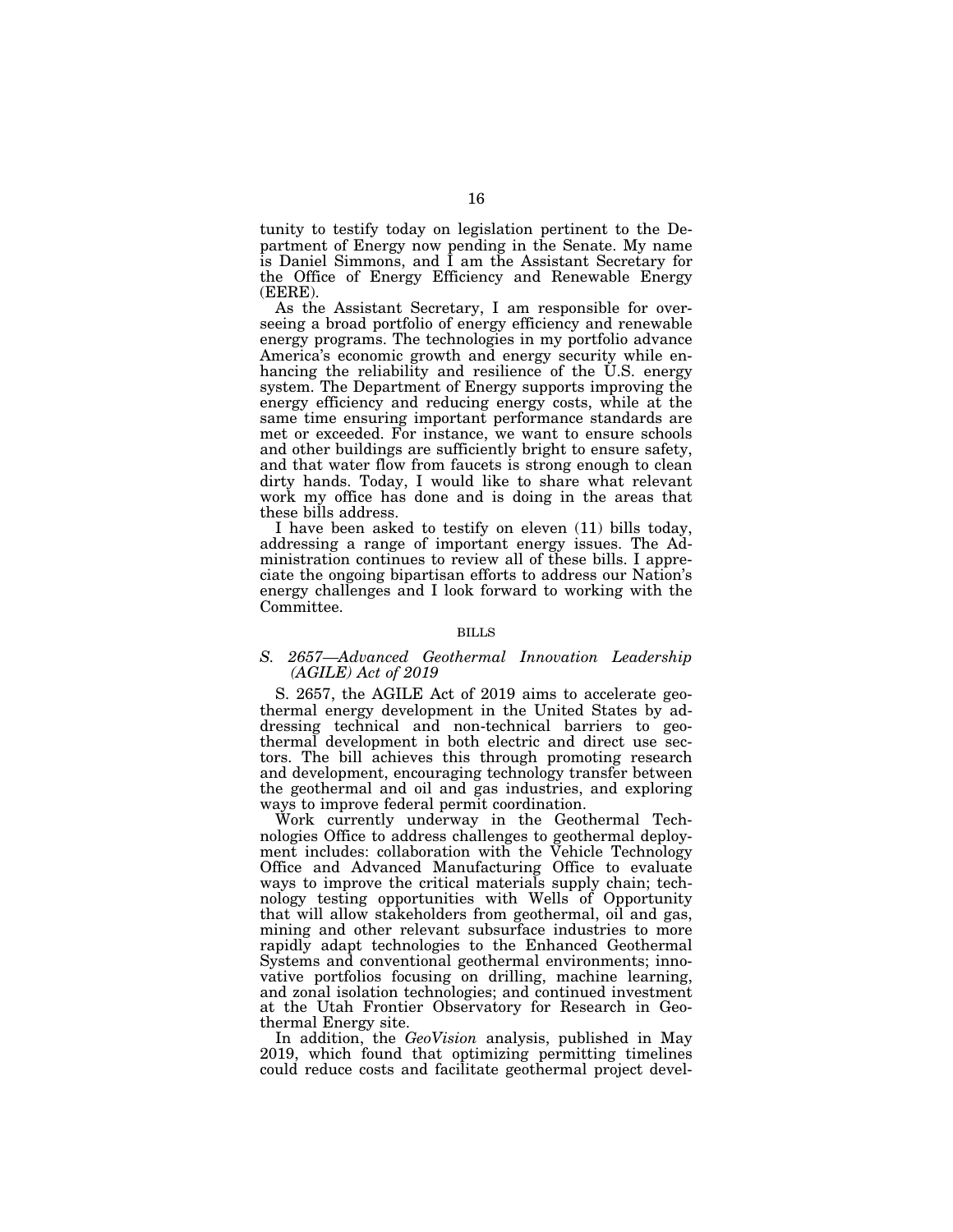tunity to testify today on legislation pertinent to the Department of Energy now pending in the Senate. My name is Daniel Simmons, and I am the Assistant Secretary for the Office of Energy Efficiency and Renewable Energy (EERE).

As the Assistant Secretary, I am responsible for overseeing a broad portfolio of energy efficiency and renewable energy programs. The technologies in my portfolio advance America's economic growth and energy security while enhancing the reliability and resilience of the U.S. energy system. The Department of Energy supports improving the energy efficiency and reducing energy costs, while at the same time ensuring important performance standards are met or exceeded. For instance, we want to ensure schools and other buildings are sufficiently bright to ensure safety, and that water flow from faucets is strong enough to clean dirty hands. Today, I would like to share what relevant work my office has done and is doing in the areas that these bills address.

I have been asked to testify on eleven (11) bills today, addressing a range of important energy issues. The Administration continues to review all of these bills. I appreciate the ongoing bipartisan efforts to address our Nation's energy challenges and I look forward to working with the Committee.

## BILLS

### *S. 2657—Advanced Geothermal Innovation Leadership (AGILE) Act of 2019*

S. 2657, the AGILE Act of 2019 aims to accelerate geothermal energy development in the United States by addressing technical and non-technical barriers to geothermal development in both electric and direct use sectors. The bill achieves this through promoting research and development, encouraging technology transfer between the geothermal and oil and gas industries, and exploring ways to improve federal permit coordination.

Work currently underway in the Geothermal Technologies Office to address challenges to geothermal deployment includes: collaboration with the Vehicle Technology Office and Advanced Manufacturing Office to evaluate ways to improve the critical materials supply chain; technology testing opportunities with Wells of Opportunity that will allow stakeholders from geothermal, oil and gas, mining and other relevant subsurface industries to more rapidly adapt technologies to the Enhanced Geothermal Systems and conventional geothermal environments; innovative portfolios focusing on drilling, machine learning, and zonal isolation technologies; and continued investment at the Utah Frontier Observatory for Research in Geothermal Energy site.

In addition, the *GeoVision* analysis, published in May 2019, which found that optimizing permitting timelines could reduce costs and facilitate geothermal project devel-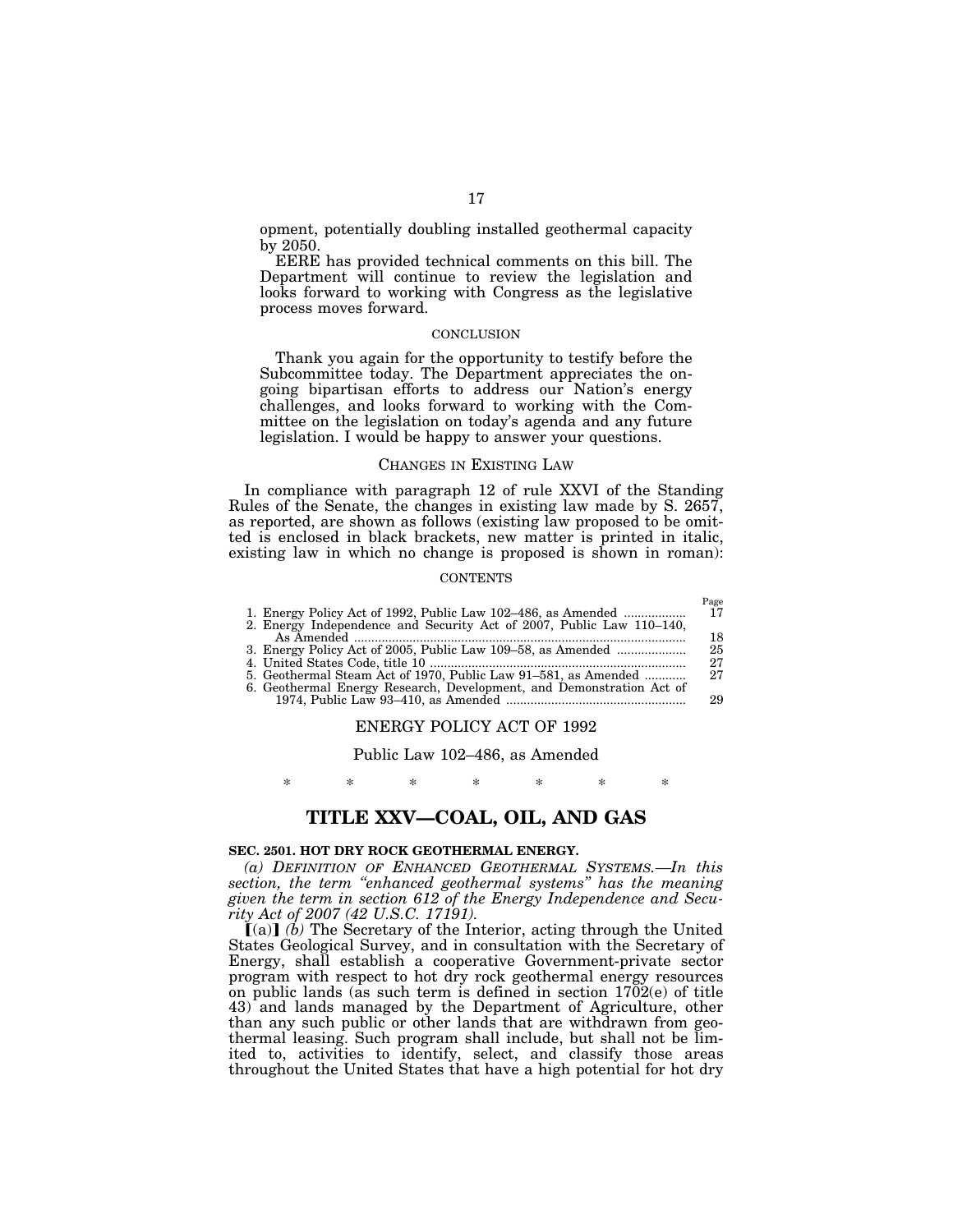opment, potentially doubling installed geothermal capacity by 2050.

EERE has provided technical comments on this bill. The Department will continue to review the legislation and looks forward to working with Congress as the legislative process moves forward.

CONCLUSION

Thank you again for the opportunity to testify before the Subcommittee today. The Department appreciates the ongoing bipartisan efforts to address our Nation's energy challenges, and looks forward to working with the Committee on the legislation on today's agenda and any future legislation. I would be happy to answer your questions.

## CHANGES IN EXISTING LAW

In compliance with paragraph 12 of rule XXVI of the Standing Rules of the Senate, the changes in existing law made by S. 2657, as reported, are shown as follows (existing law proposed to be omitted is enclosed in black brackets, new matter is printed in italic, existing law in which no change is proposed is shown in roman):

CONTENTS

| | Page |
|---|---|
| 1. Energy Policy Act of 1992, Public Law 102–486, as Amended | 17 |
| 2. Energy Independence and Security Act of 2007, Public Law 110–140, As Amended | 18 |
| 3. Energy Policy Act of 2005, Public Law 109–58, as Amended | 25 |
| 4. United States Code, title 10 | 27 |
| 5. Geothermal Steam Act of 1970, Public Law 91–581, as Amended | 27 |
| 6. Geothermal Energy Research, Development, and Demonstration Act of 1974, Public Law 93–410, as Amended | 29 |

ENERGY POLICY ACT OF 1992

Public Law 102–486, as Amended

\* \* \* \* \* \* \*

# TITLE XXV—COAL, OIL, AND GAS

**SEC. 2501. HOT DRY ROCK GEOTHERMAL ENERGY.**

*(a) DEFINITION OF ENHANCED GEOTHERMAL SYSTEMS.—In this section, the term "enhanced geothermal systems" has the meaning given the term in section 612 of the Energy Independence and Security Act of 2007 (42 U.S.C. 17191).*

⟦(a)⟧ *(b)* The Secretary of the Interior, acting through the United States Geological Survey, and in consultation with the Secretary of Energy, shall establish a cooperative Government-private sector program with respect to hot dry rock geothermal energy resources on public lands (as such term is defined in section 1702(e) of title 43) and lands managed by the Department of Agriculture, other than any such public or other lands that are withdrawn from geothermal leasing. Such program shall include, but shall not be limited to, activities to identify, select, and classify those areas throughout the United States that have a high potential for hot dry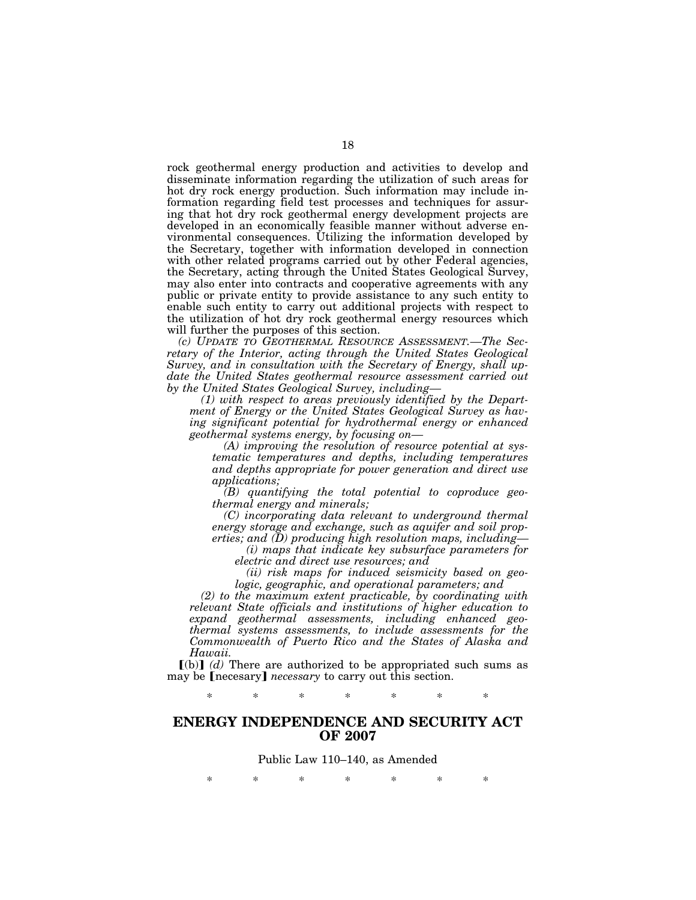rock geothermal energy production and activities to develop and disseminate information regarding the utilization of such areas for hot dry rock energy production. Such information may include information regarding field test processes and techniques for assuring that hot dry rock geothermal energy development projects are developed in an economically feasible manner without adverse environmental consequences. Utilizing the information developed by the Secretary, together with information developed in connection with other related programs carried out by other Federal agencies, the Secretary, acting through the United States Geological Survey, may also enter into contracts and cooperative agreements with any public or private entity to provide assistance to any such entity to enable such entity to carry out additional projects with respect to the utilization of hot dry rock geothermal energy resources which will further the purposes of this section.

*(c) UPDATE TO GEOTHERMAL RESOURCE ASSESSMENT.—The Secretary of the Interior, acting through the United States Geological Survey, and in consultation with the Secretary of Energy, shall update the United States geothermal resource assessment carried out by the United States Geological Survey, including—*

*(1) with respect to areas previously identified by the Department of Energy or the United States Geological Survey as having significant potential for hydrothermal energy or enhanced geothermal systems energy, by focusing on—*

*(A) improving the resolution of resource potential at systematic temperatures and depths, including temperatures and depths appropriate for power generation and direct use applications;*

*(B) quantifying the total potential to coproduce geothermal energy and minerals;*

*(C) incorporating data relevant to underground thermal energy storage and exchange, such as aquifer and soil properties; and (D) producing high resolution maps, including—*

*(i) maps that indicate key subsurface parameters for electric and direct use resources; and*

*(ii) risk maps for induced seismicity based on geologic, geographic, and operational parameters; and*

*(2) to the maximum extent practicable, by coordinating with relevant State officials and institutions of higher education to expand geothermal assessments, including enhanced geothermal systems assessments, to include assessments for the Commonwealth of Puerto Rico and the States of Alaska and Hawaii.*

【(b)】 *(d)* There are authorized to be appropriated such sums as may be 【necesary】 *necessary* to carry out this section.

\* \* \* \* \* \* \*

## ENERGY INDEPENDENCE AND SECURITY ACT OF 2007

Public Law 110–140, as Amended

\* \* \* \* \* \* \*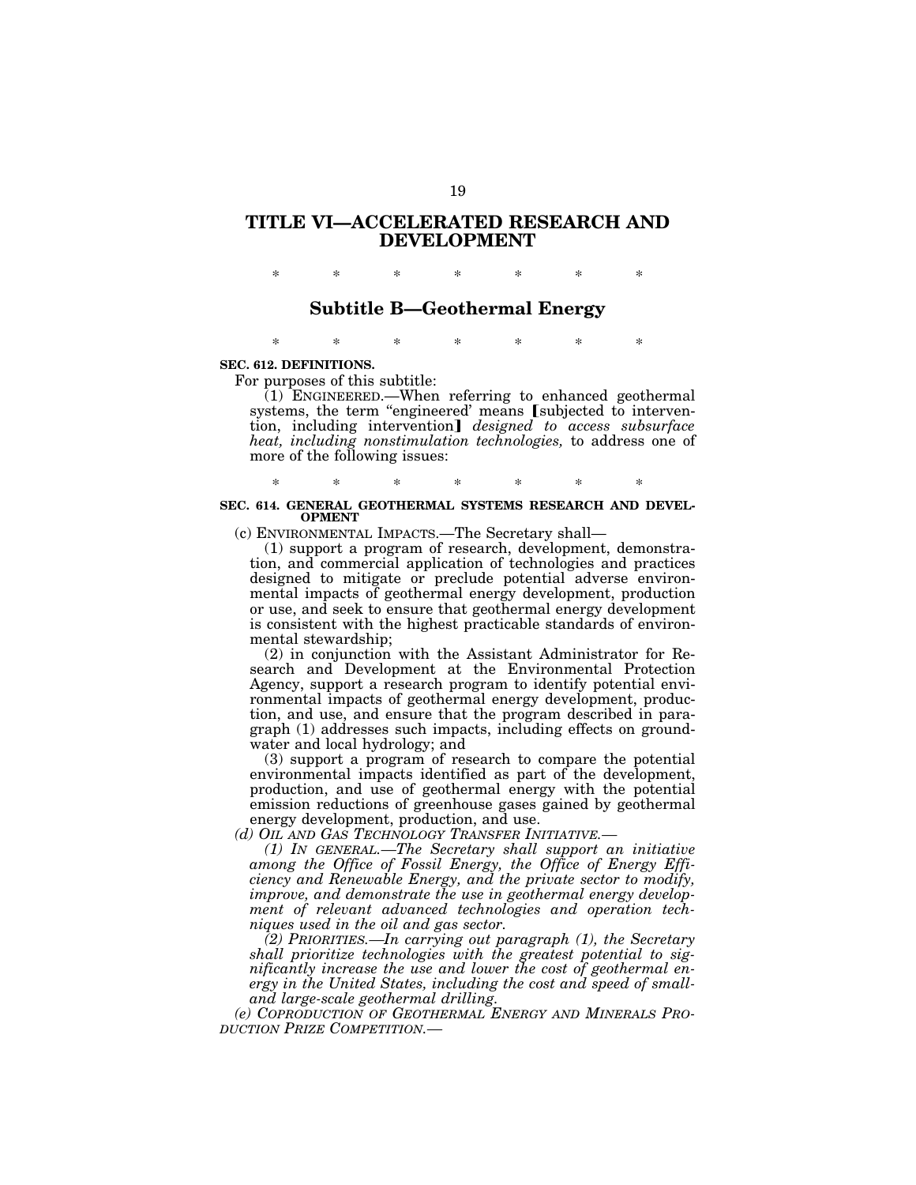# TITLE VI—ACCELERATED RESEARCH AND DEVELOPMENT

\* \* \* \* \* \* \*

## Subtitle B—Geothermal Energy

\* \* \* \* \* \* \*

**SEC. 612. DEFINITIONS.**

For purposes of this subtitle:

(1) ENGINEERED.—When referring to enhanced geothermal systems, the term "engineered' means [subjected to intervention, including intervention] *designed to access subsurface heat, including nonstimulation technologies,* to address one of more of the following issues:

\* \* \* \* \* \* \*

**SEC. 614. GENERAL GEOTHERMAL SYSTEMS RESEARCH AND DEVELOPMENT**

(c) ENVIRONMENTAL IMPACTS.—The Secretary shall—

(1) support a program of research, development, demonstration, and commercial application of technologies and practices designed to mitigate or preclude potential adverse environmental impacts of geothermal energy development, production or use, and seek to ensure that geothermal energy development is consistent with the highest practicable standards of environmental stewardship;

(2) in conjunction with the Assistant Administrator for Research and Development at the Environmental Protection Agency, support a research program to identify potential environmental impacts of geothermal energy development, production, and use, and ensure that the program described in paragraph (1) addresses such impacts, including effects on groundwater and local hydrology; and

(3) support a program of research to compare the potential environmental impacts identified as part of the development, production, and use of geothermal energy with the potential emission reductions of greenhouse gases gained by geothermal energy development, production, and use.

*(d) OIL AND GAS TECHNOLOGY TRANSFER INITIATIVE.—*

*(1) IN GENERAL.—The Secretary shall support an initiative among the Office of Fossil Energy, the Office of Energy Efficiency and Renewable Energy, and the private sector to modify, improve, and demonstrate the use in geothermal energy development of relevant advanced technologies and operation techniques used in the oil and gas sector.*

*(2) PRIORITIES.—In carrying out paragraph (1), the Secretary shall prioritize technologies with the greatest potential to significantly increase the use and lower the cost of geothermal energy in the United States, including the cost and speed of small- and large-scale geothermal drilling.*

*(e) COPRODUCTION OF GEOTHERMAL ENERGY AND MINERALS PRODUCTION PRIZE COMPETITION.—*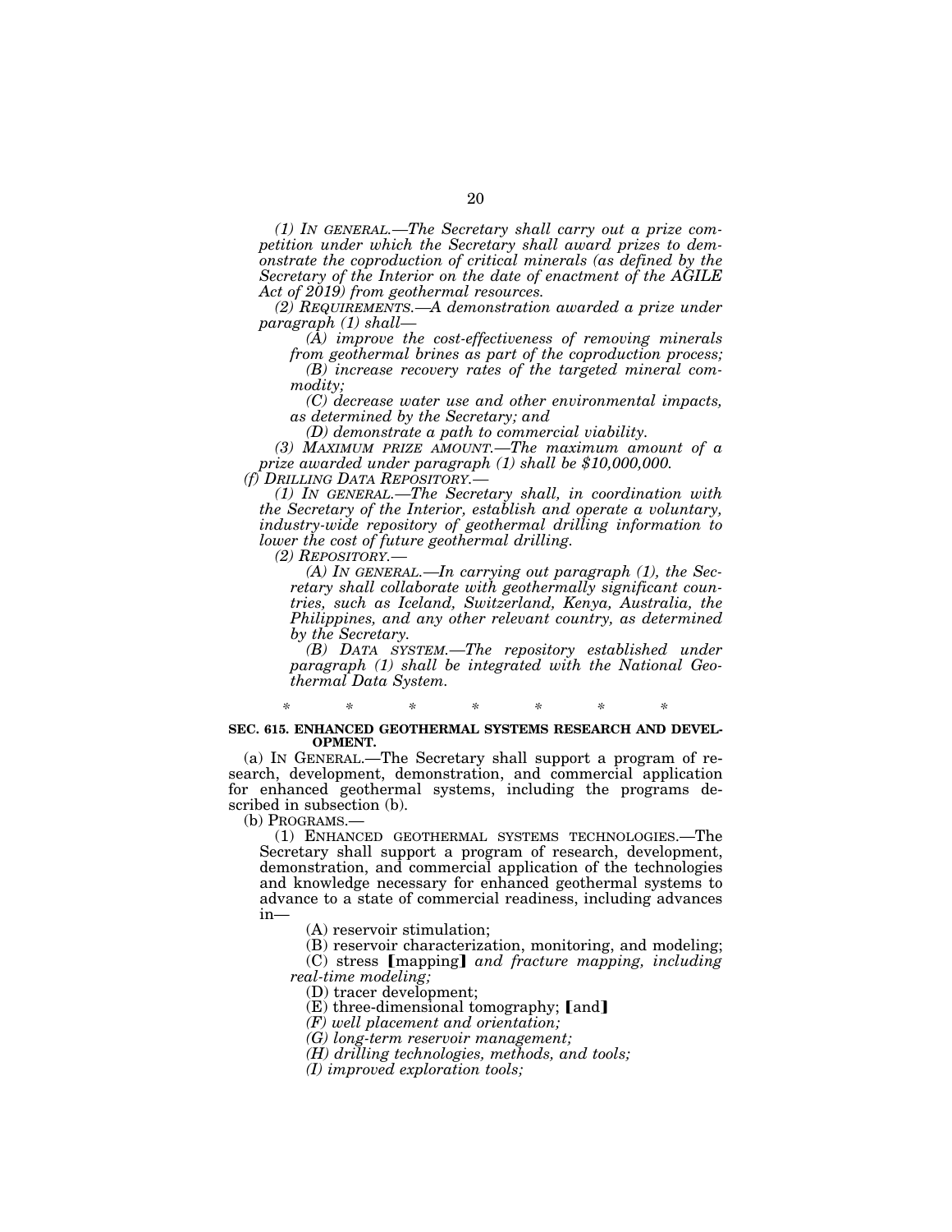*(1) IN GENERAL.—The Secretary shall carry out a prize competition under which the Secretary shall award prizes to demonstrate the coproduction of critical minerals (as defined by the Secretary of the Interior on the date of enactment of the AGILE Act of 2019) from geothermal resources.*

*(2) REQUIREMENTS.—A demonstration awarded a prize under paragraph (1) shall—*

*(A) improve the cost-effectiveness of removing minerals from geothermal brines as part of the coproduction process;*

*(B) increase recovery rates of the targeted mineral commodity;*

*(C) decrease water use and other environmental impacts, as determined by the Secretary; and*

*(D) demonstrate a path to commercial viability.*

*(3) MAXIMUM PRIZE AMOUNT.—The maximum amount of a prize awarded under paragraph (1) shall be $10,000,000.*

*(f) DRILLING DATA REPOSITORY.—*

*(1) IN GENERAL.—The Secretary shall, in coordination with the Secretary of the Interior, establish and operate a voluntary, industry-wide repository of geothermal drilling information to lower the cost of future geothermal drilling.*

*(2) REPOSITORY.—*

*(A) IN GENERAL.—In carrying out paragraph (1), the Secretary shall collaborate with geothermally significant countries, such as Iceland, Switzerland, Kenya, Australia, the Philippines, and any other relevant country, as determined by the Secretary.*

*(B) DATA SYSTEM.—The repository established under paragraph (1) shall be integrated with the National Geothermal Data System.*

\* \* \* \* \* \* \*

**SEC. 615. ENHANCED GEOTHERMAL SYSTEMS RESEARCH AND DEVELOPMENT.**

(a) IN GENERAL.—The Secretary shall support a program of research, development, demonstration, and commercial application for enhanced geothermal systems, including the programs described in subsection (b).

(b) PROGRAMS.—

(1) ENHANCED GEOTHERMAL SYSTEMS TECHNOLOGIES.—The Secretary shall support a program of research, development, demonstration, and commercial application of the technologies and knowledge necessary for enhanced geothermal systems to advance to a state of commercial readiness, including advances in—

(A) reservoir stimulation;

(B) reservoir characterization, monitoring, and modeling;

(C) stress [mapping] *and fracture mapping, including real-time modeling;*

(D) tracer development;

(E) three-dimensional tomography; [and]

*(F) well placement and orientation;*

*(G) long-term reservoir management;*

*(H) drilling technologies, methods, and tools;*

*(I) improved exploration tools;*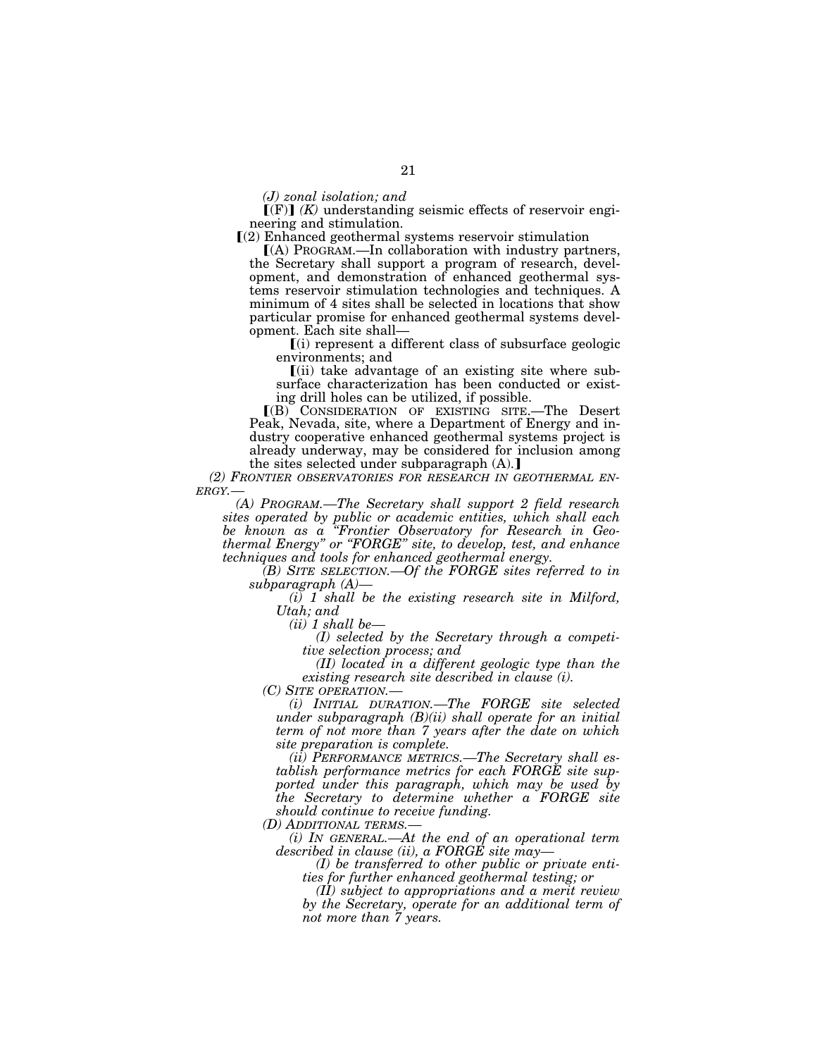*(J) zonal isolation; and*

⟦(F)⟧ *(K)* understanding seismic effects of reservoir engineering and stimulation.

⟦(2) Enhanced geothermal systems reservoir stimulation

⟦(A) PROGRAM.—In collaboration with industry partners, the Secretary shall support a program of research, development, and demonstration of enhanced geothermal systems reservoir stimulation technologies and techniques. A minimum of 4 sites shall be selected in locations that show particular promise for enhanced geothermal systems development. Each site shall—

⟦(i) represent a different class of subsurface geologic environments; and

⟦(ii) take advantage of an existing site where subsurface characterization has been conducted or existing drill holes can be utilized, if possible.

⟦(B) CONSIDERATION OF EXISTING SITE.—The Desert Peak, Nevada, site, where a Department of Energy and industry cooperative enhanced geothermal systems project is already underway, may be considered for inclusion among the sites selected under subparagraph (A).⟧

*(2) FRONTIER OBSERVATORIES FOR RESEARCH IN GEOTHERMAL ENERGY.—*

*(A) PROGRAM.—The Secretary shall support 2 field research sites operated by public or academic entities, which shall each be known as a "Frontier Observatory for Research in Geothermal Energy" or "FORGE" site, to develop, test, and enhance techniques and tools for enhanced geothermal energy.*

*(B) SITE SELECTION.—Of the FORGE sites referred to in subparagraph (A)—*

*(i) 1 shall be the existing research site in Milford, Utah; and*

*(ii) 1 shall be—*

*(I) selected by the Secretary through a competitive selection process; and*

*(II) located in a different geologic type than the existing research site described in clause (i).*

*(C) SITE OPERATION.—*

*(i) INITIAL DURATION.—The FORGE site selected under subparagraph (B)(ii) shall operate for an initial term of not more than 7 years after the date on which site preparation is complete.*

*(ii) PERFORMANCE METRICS.—The Secretary shall establish performance metrics for each FORGE site supported under this paragraph, which may be used by the Secretary to determine whether a FORGE site should continue to receive funding.*

*(D) ADDITIONAL TERMS.—*

*(i) IN GENERAL.—At the end of an operational term described in clause (ii), a FORGE site may—*

*(I) be transferred to other public or private entities for further enhanced geothermal testing; or*

*(II) subject to appropriations and a merit review by the Secretary, operate for an additional term of not more than 7 years.*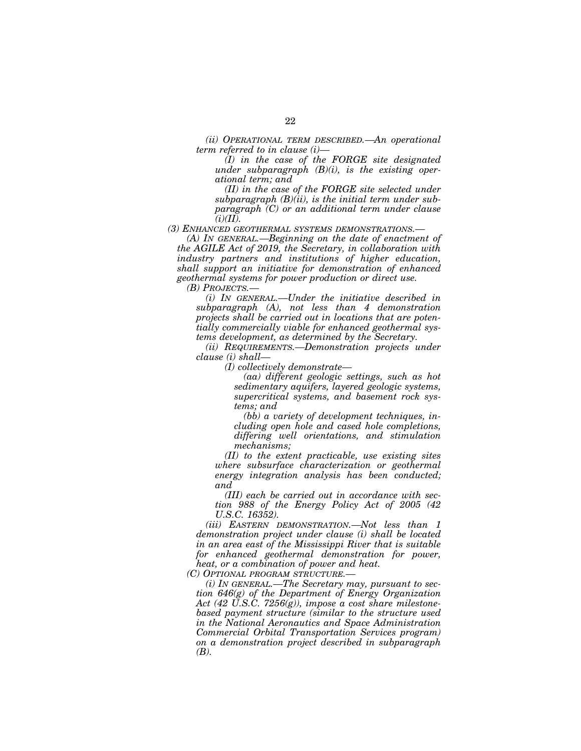*(ii) OPERATIONAL TERM DESCRIBED.—An operational term referred to in clause (i)—*

*(I) in the case of the FORGE site designated under subparagraph (B)(i), is the existing operational term; and*

*(II) in the case of the FORGE site selected under subparagraph (B)(ii), is the initial term under subparagraph (C) or an additional term under clause (i)(II).*

*(3) ENHANCED GEOTHERMAL SYSTEMS DEMONSTRATIONS.—*

*(A) IN GENERAL.—Beginning on the date of enactment of the AGILE Act of 2019, the Secretary, in collaboration with industry partners and institutions of higher education, shall support an initiative for demonstration of enhanced geothermal systems for power production or direct use.*

*(B) PROJECTS.—*

*(i) IN GENERAL.—Under the initiative described in subparagraph (A), not less than 4 demonstration projects shall be carried out in locations that are potentially commercially viable for enhanced geothermal systems development, as determined by the Secretary.*

*(ii) REQUIREMENTS.—Demonstration projects under clause (i) shall—*

*(I) collectively demonstrate—*

*(aa) different geologic settings, such as hot sedimentary aquifers, layered geologic systems, supercritical systems, and basement rock systems; and*

*(bb) a variety of development techniques, including open hole and cased hole completions, differing well orientations, and stimulation mechanisms;*

*(II) to the extent practicable, use existing sites where subsurface characterization or geothermal energy integration analysis has been conducted; and*

*(III) each be carried out in accordance with section 988 of the Energy Policy Act of 2005 (42 U.S.C. 16352).*

*(iii) EASTERN DEMONSTRATION.—Not less than 1 demonstration project under clause (i) shall be located in an area east of the Mississippi River that is suitable for enhanced geothermal demonstration for power, heat, or a combination of power and heat.*

*(C) OPTIONAL PROGRAM STRUCTURE.—*

*(i) IN GENERAL.—The Secretary may, pursuant to section 646(g) of the Department of Energy Organization Act (42 U.S.C. 7256(g)), impose a cost share milestone-based payment structure (similar to the structure used in the National Aeronautics and Space Administration Commercial Orbital Transportation Services program) on a demonstration project described in subparagraph (B).*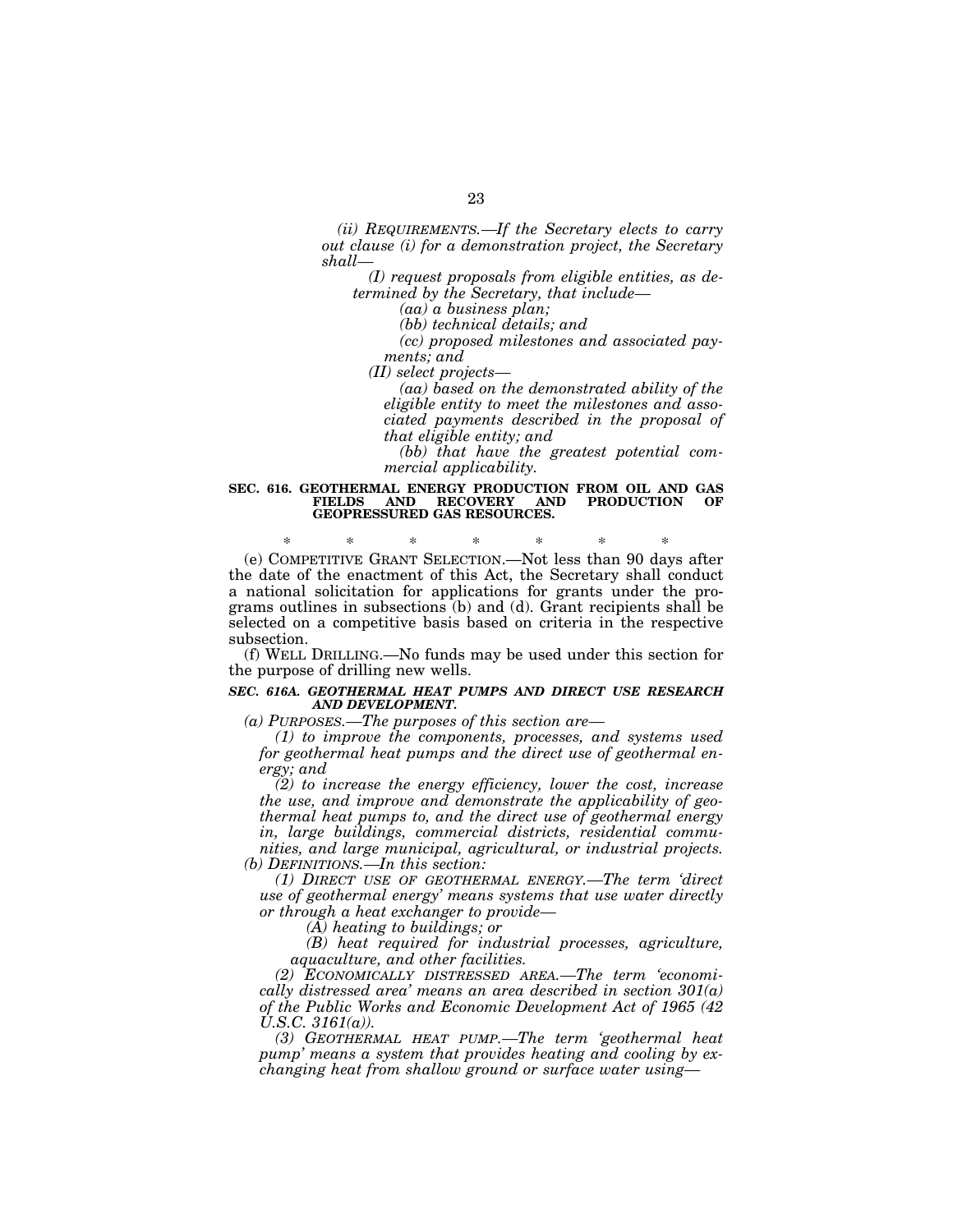*(ii) REQUIREMENTS.—If the Secretary elects to carry out clause (i) for a demonstration project, the Secretary shall—*

*(I) request proposals from eligible entities, as determined by the Secretary, that include—*

*(aa) a business plan;*

*(bb) technical details; and*

*(cc) proposed milestones and associated payments; and*

*(II) select projects—*

*(aa) based on the demonstrated ability of the eligible entity to meet the milestones and associated payments described in the proposal of that eligible entity; and*

*(bb) that have the greatest potential commercial applicability.*

**SEC. 616. GEOTHERMAL ENERGY PRODUCTION FROM OIL AND GAS FIELDS AND RECOVERY AND PRODUCTION OF GEOPRESSURED GAS RESOURCES.**

\* \* \* \* \* \* \*

(e) COMPETITIVE GRANT SELECTION.—Not less than 90 days after the date of the enactment of this Act, the Secretary shall conduct a national solicitation for applications for grants under the programs outlines in subsections (b) and (d). Grant recipients shall be selected on a competitive basis based on criteria in the respective subsection.

(f) WELL DRILLING.—No funds may be used under this section for the purpose of drilling new wells.

***SEC. 616A. GEOTHERMAL HEAT PUMPS AND DIRECT USE RESEARCH AND DEVELOPMENT.***

*(a) PURPOSES.—The purposes of this section are—*

*(1) to improve the components, processes, and systems used for geothermal heat pumps and the direct use of geothermal energy; and*

*(2) to increase the energy efficiency, lower the cost, increase the use, and improve and demonstrate the applicability of geothermal heat pumps to, and the direct use of geothermal energy in, large buildings, commercial districts, residential communities, and large municipal, agricultural, or industrial projects.*

*(b) DEFINITIONS.—In this section:*

*(1) DIRECT USE OF GEOTHERMAL ENERGY.—The term 'direct use of geothermal energy' means systems that use water directly or through a heat exchanger to provide—*

*(A) heating to buildings; or*

*(B) heat required for industrial processes, agriculture, aquaculture, and other facilities.*

*(2) ECONOMICALLY DISTRESSED AREA.—The term 'economically distressed area' means an area described in section 301(a) of the Public Works and Economic Development Act of 1965 (42 U.S.C. 3161(a)).*

*(3) GEOTHERMAL HEAT PUMP.—The term 'geothermal heat pump' means a system that provides heating and cooling by exchanging heat from shallow ground or surface water using—*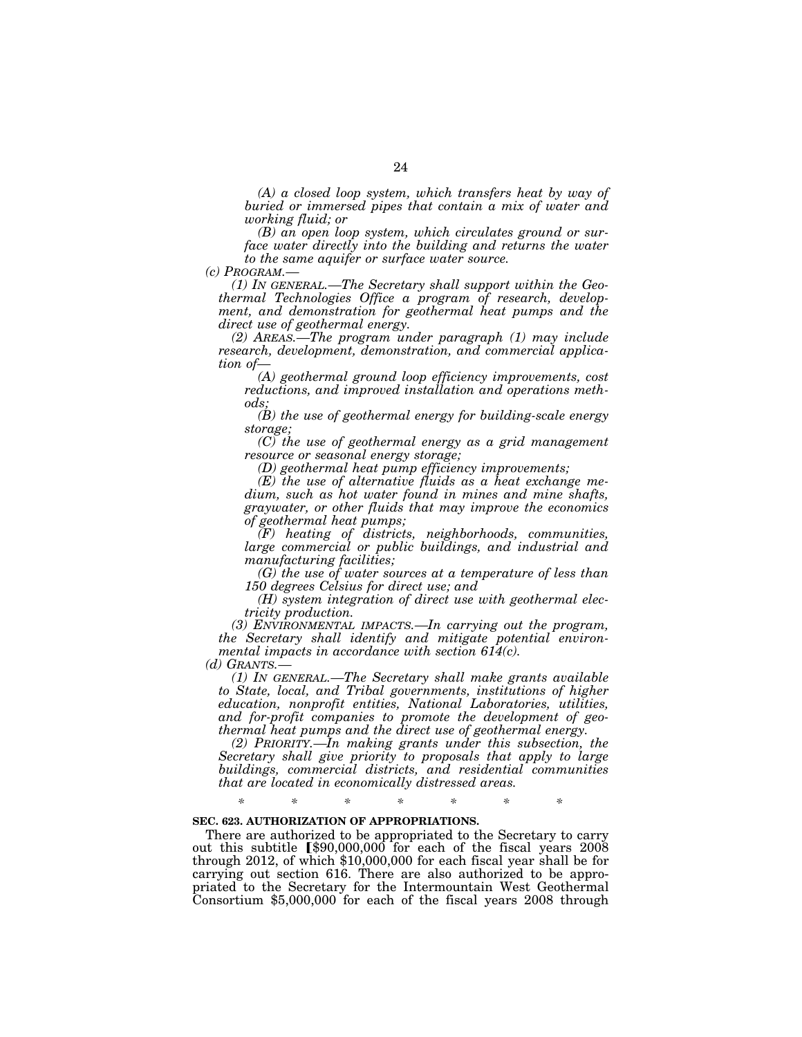*(A) a closed loop system, which transfers heat by way of buried or immersed pipes that contain a mix of water and working fluid; or*

*(B) an open loop system, which circulates ground or surface water directly into the building and returns the water to the same aquifer or surface water source.*

*(c) PROGRAM.—*

*(1) IN GENERAL.—The Secretary shall support within the Geothermal Technologies Office a program of research, development, and demonstration for geothermal heat pumps and the direct use of geothermal energy.*

*(2) AREAS.—The program under paragraph (1) may include research, development, demonstration, and commercial application of—*

*(A) geothermal ground loop efficiency improvements, cost reductions, and improved installation and operations methods;*

*(B) the use of geothermal energy for building-scale energy storage;*

*(C) the use of geothermal energy as a grid management resource or seasonal energy storage;*

*(D) geothermal heat pump efficiency improvements;*

*(E) the use of alternative fluids as a heat exchange medium, such as hot water found in mines and mine shafts, graywater, or other fluids that may improve the economics of geothermal heat pumps;*

*(F) heating of districts, neighborhoods, communities, large commercial or public buildings, and industrial and manufacturing facilities;*

*(G) the use of water sources at a temperature of less than 150 degrees Celsius for direct use; and*

*(H) system integration of direct use with geothermal electricity production.*

*(3) ENVIRONMENTAL IMPACTS.—In carrying out the program, the Secretary shall identify and mitigate potential environmental impacts in accordance with section 614(c).*

*(d) GRANTS.—*

*(1) IN GENERAL.—The Secretary shall make grants available to State, local, and Tribal governments, institutions of higher education, nonprofit entities, National Laboratories, utilities, and for-profit companies to promote the development of geothermal heat pumps and the direct use of geothermal energy.*

*(2) PRIORITY.—In making grants under this subsection, the Secretary shall give priority to proposals that apply to large buildings, commercial districts, and residential communities that are located in economically distressed areas.*

\* \* \* \* \* \* \*

**SEC. 623. AUTHORIZATION OF APPROPRIATIONS.**

There are authorized to be appropriated to the Secretary to carry out this subtitle [$90,000,000 for each of the fiscal years 2008 through 2012, of which $10,000,000 for each fiscal year shall be for carrying out section 616. There are also authorized to be appropriated to the Secretary for the Intermountain West Geothermal Consortium $5,000,000 for each of the fiscal years 2008 through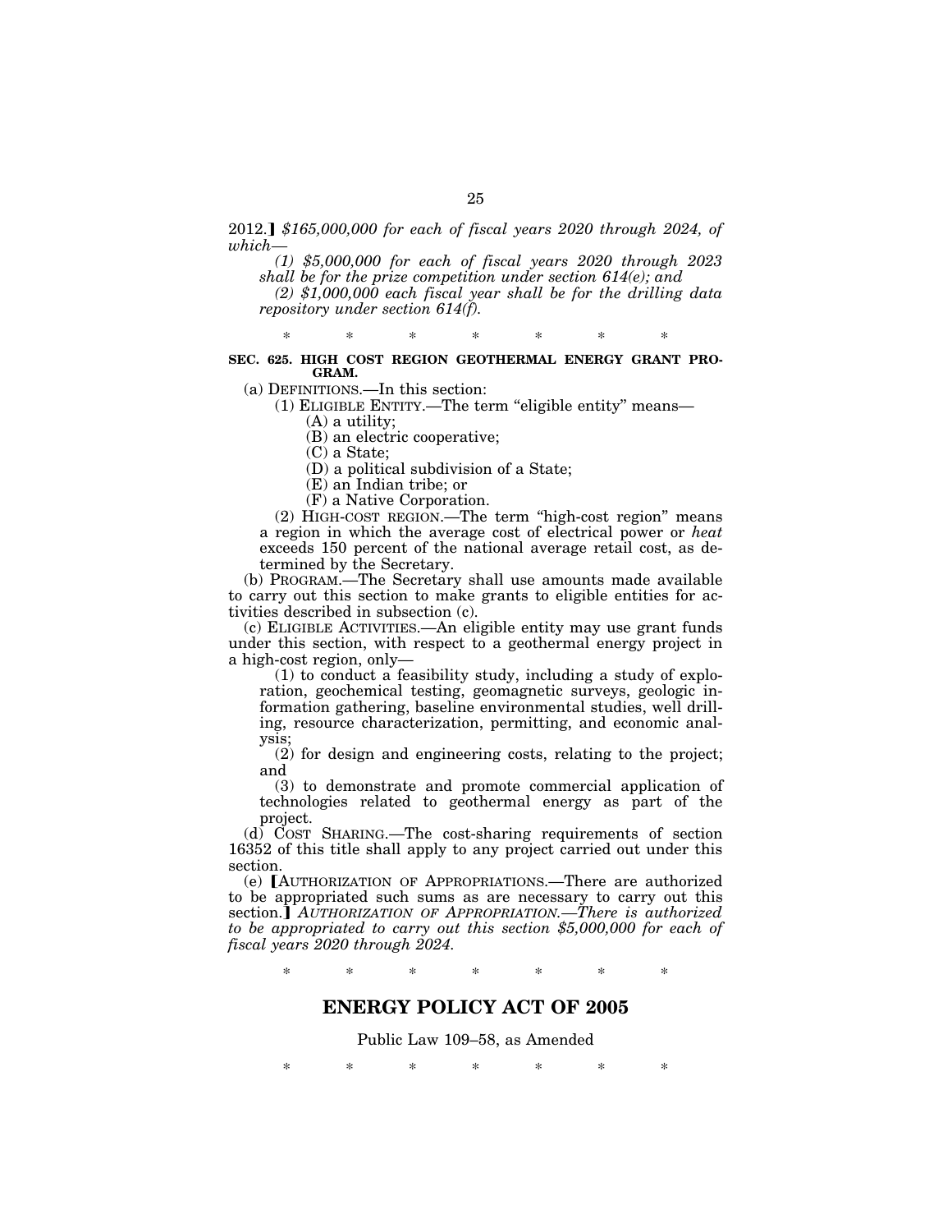2012.】 *$165,000,000 for each of fiscal years 2020 through 2024, of which—*

*(1) $5,000,000 for each of fiscal years 2020 through 2023 shall be for the prize competition under section 614(e); and*

*(2) $1,000,000 each fiscal year shall be for the drilling data repository under section 614(f).*

\* \* \* \* \* \* \*

**SEC. 625. HIGH COST REGION GEOTHERMAL ENERGY GRANT PROGRAM.**

(a) DEFINITIONS.—In this section:

(1) ELIGIBLE ENTITY.—The term "eligible entity" means—

(A) a utility;

(B) an electric cooperative;

(C) a State;

(D) a political subdivision of a State;

(E) an Indian tribe; or

(F) a Native Corporation.

(2) HIGH-COST REGION.—The term "high-cost region" means a region in which the average cost of electrical power or *heat* exceeds 150 percent of the national average retail cost, as determined by the Secretary.

(b) PROGRAM.—The Secretary shall use amounts made available to carry out this section to make grants to eligible entities for activities described in subsection (c).

(c) ELIGIBLE ACTIVITIES.—An eligible entity may use grant funds under this section, with respect to a geothermal energy project in a high-cost region, only—

(1) to conduct a feasibility study, including a study of exploration, geochemical testing, geomagnetic surveys, geologic information gathering, baseline environmental studies, well drilling, resource characterization, permitting, and economic analysis;

(2) for design and engineering costs, relating to the project; and

(3) to demonstrate and promote commercial application of technologies related to geothermal energy as part of the project.

(d) COST SHARING.—The cost-sharing requirements of section 16352 of this title shall apply to any project carried out under this section.

(e) 【AUTHORIZATION OF APPROPRIATIONS.—There are authorized to be appropriated such sums as are necessary to carry out this section.】 *AUTHORIZATION OF APPROPRIATION.—There is authorized to be appropriated to carry out this section $5,000,000 for each of fiscal years 2020 through 2024.*

\* \* \* \* \* \* \*

## ENERGY POLICY ACT OF 2005

Public Law 109–58, as Amended

\* \* \* \* \* \* \*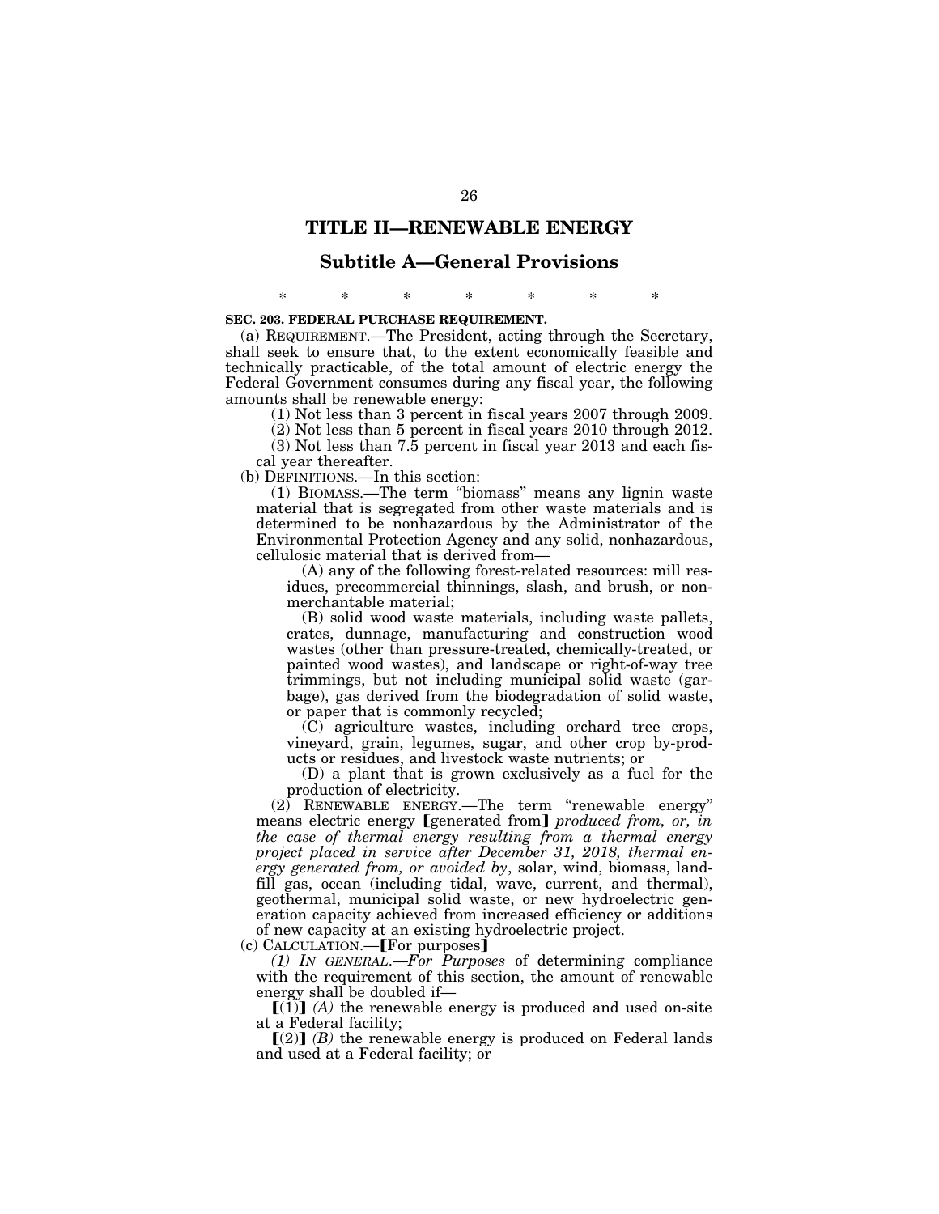# TITLE II—RENEWABLE ENERGY

## Subtitle A—General Provisions

\* \* \* \* \* \* \*

**SEC. 203. FEDERAL PURCHASE REQUIREMENT.**

(a) REQUIREMENT.—The President, acting through the Secretary, shall seek to ensure that, to the extent economically feasible and technically practicable, of the total amount of electric energy the Federal Government consumes during any fiscal year, the following amounts shall be renewable energy:

(1) Not less than 3 percent in fiscal years 2007 through 2009.

(2) Not less than 5 percent in fiscal years 2010 through 2012.

(3) Not less than 7.5 percent in fiscal year 2013 and each fiscal year thereafter.

(b) DEFINITIONS.—In this section:

(1) BIOMASS.—The term "biomass" means any lignin waste material that is segregated from other waste materials and is determined to be nonhazardous by the Administrator of the Environmental Protection Agency and any solid, nonhazardous, cellulosic material that is derived from—

(A) any of the following forest-related resources: mill residues, precommercial thinnings, slash, and brush, or nonmerchantable material;

(B) solid wood waste materials, including waste pallets, crates, dunnage, manufacturing and construction wood wastes (other than pressure-treated, chemically-treated, or painted wood wastes), and landscape or right-of-way tree trimmings, but not including municipal solid waste (garbage), gas derived from the biodegradation of solid waste, or paper that is commonly recycled;

(C) agriculture wastes, including orchard tree crops, vineyard, grain, legumes, sugar, and other crop by-products or residues, and livestock waste nutrients; or

(D) a plant that is grown exclusively as a fuel for the production of electricity.

(2) RENEWABLE ENERGY.—The term "renewable energy" means electric energy 【generated from】 *produced from, or, in the case of thermal energy resulting from a thermal energy project placed in service after December 31, 2018, thermal energy generated from, or avoided by*, solar, wind, biomass, landfill gas, ocean (including tidal, wave, current, and thermal), geothermal, municipal solid waste, or new hydroelectric generation capacity achieved from increased efficiency or additions of new capacity at an existing hydroelectric project.

(c) CALCULATION.—【For purposes】

*(1) IN GENERAL.—For Purposes* of determining compliance with the requirement of this section, the amount of renewable energy shall be doubled if—

【(1)】 *(A)* the renewable energy is produced and used on-site at a Federal facility;

【(2)】 *(B)* the renewable energy is produced on Federal lands and used at a Federal facility; or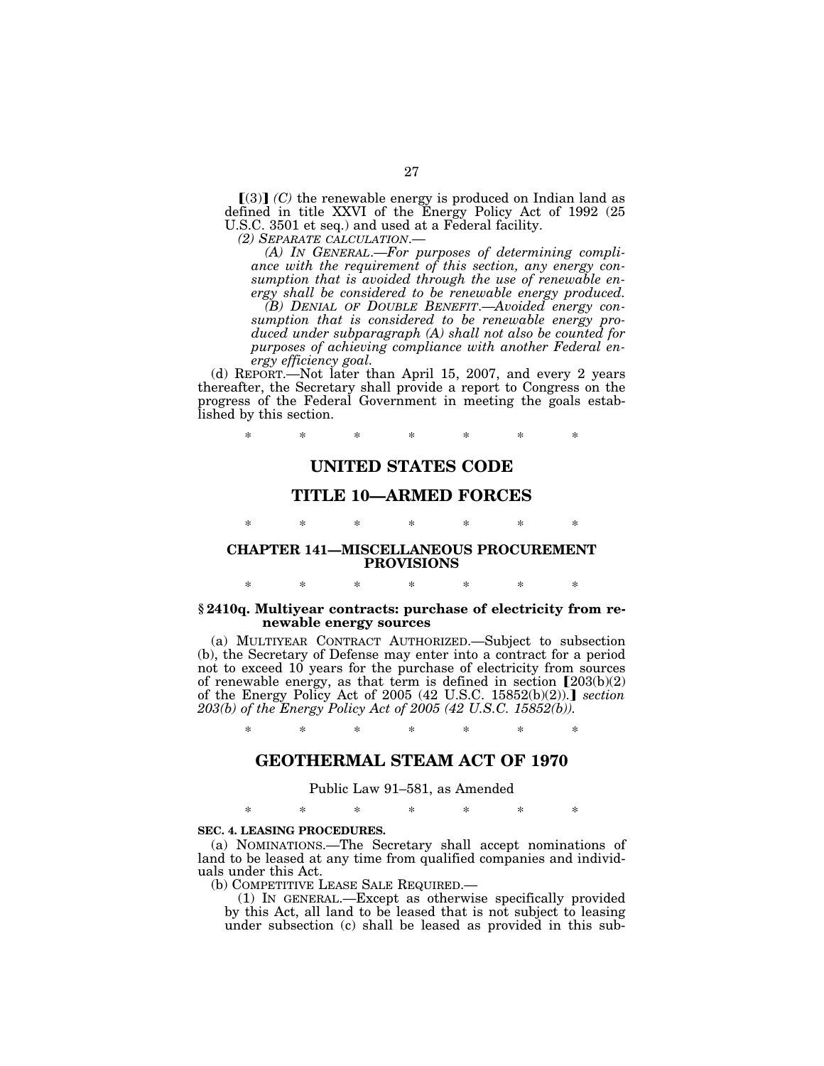⟦(3)⟧ *(C)* the renewable energy is produced on Indian land as defined in title XXVI of the Energy Policy Act of 1992 (25 U.S.C. 3501 et seq.) and used at a Federal facility.

*(2) SEPARATE CALCULATION.—*

*(A) IN GENERAL.—For purposes of determining compliance with the requirement of this section, any energy consumption that is avoided through the use of renewable energy shall be considered to be renewable energy produced.*

*(B) DENIAL OF DOUBLE BENEFIT.—Avoided energy consumption that is considered to be renewable energy produced under subparagraph (A) shall not also be counted for purposes of achieving compliance with another Federal energy efficiency goal.*

(d) REPORT.—Not later than April 15, 2007, and every 2 years thereafter, the Secretary shall provide a report to Congress on the progress of the Federal Government in meeting the goals established by this section.

\* \* \* \* \* \* \*

# UNITED STATES CODE

# TITLE 10—ARMED FORCES

\* \* \* \* \* \* \*

## CHAPTER 141—MISCELLANEOUS PROCUREMENT PROVISIONS

\* \* \* \* \* \* \*

### § 2410q. Multiyear contracts: purchase of electricity from renewable energy sources

(a) MULTIYEAR CONTRACT AUTHORIZED.—Subject to subsection (b), the Secretary of Defense may enter into a contract for a period not to exceed 10 years for the purchase of electricity from sources of renewable energy, as that term is defined in section ⟦203(b)(2) of the Energy Policy Act of 2005 (42 U.S.C. 15852(b)(2)).⟧ *section 203(b) of the Energy Policy Act of 2005 (42 U.S.C. 15852(b)).*

\* \* \* \* \* \* \*

# GEOTHERMAL STEAM ACT OF 1970

Public Law 91–581, as Amended

\* \* \* \* \* \* \*

**SEC. 4. LEASING PROCEDURES.**

(a) NOMINATIONS.—The Secretary shall accept nominations of land to be leased at any time from qualified companies and individuals under this Act.

(b) COMPETITIVE LEASE SALE REQUIRED.—

(1) IN GENERAL.—Except as otherwise specifically provided by this Act, all land to be leased that is not subject to leasing under subsection (c) shall be leased as provided in this sub-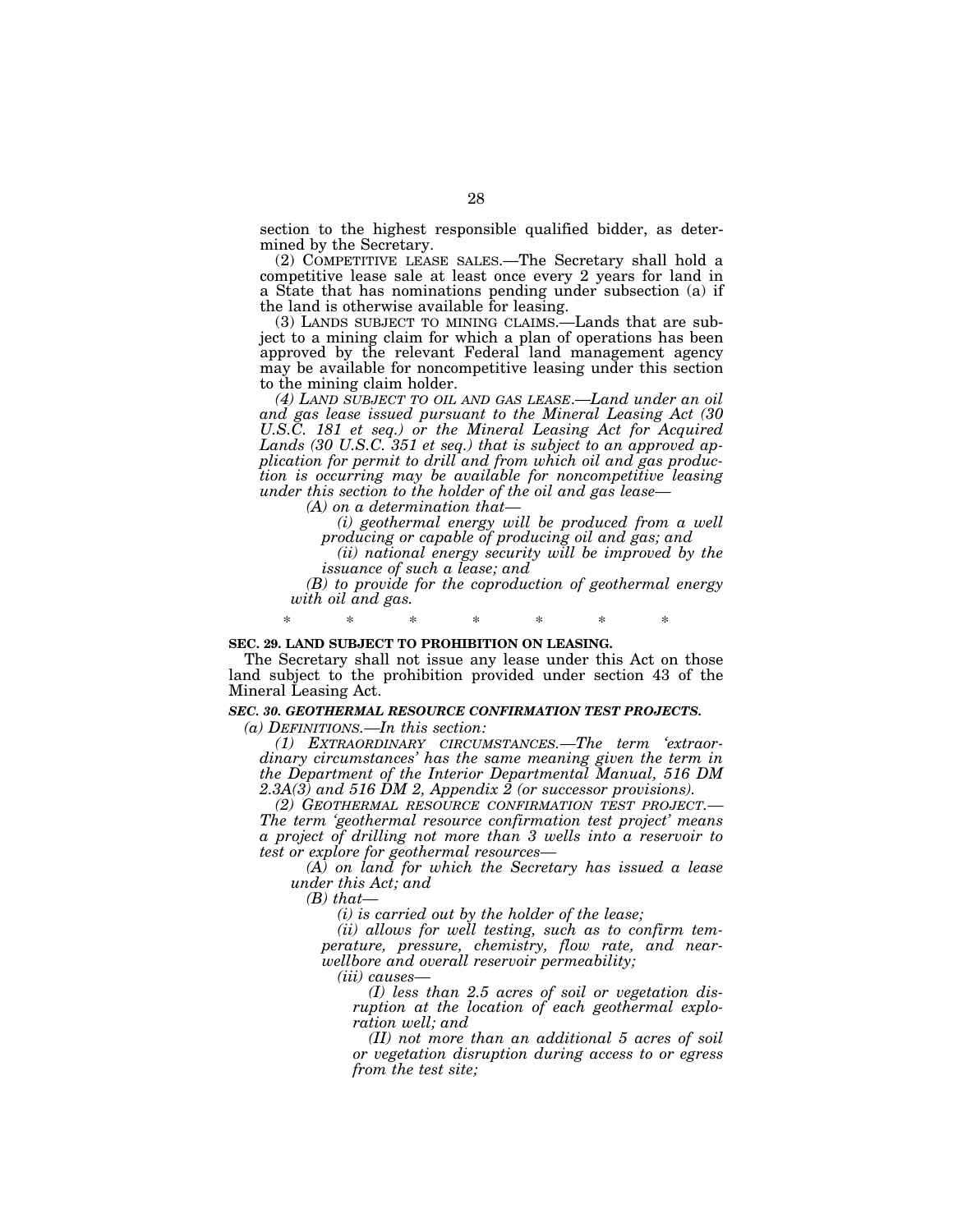section to the highest responsible qualified bidder, as determined by the Secretary.

(2) COMPETITIVE LEASE SALES.—The Secretary shall hold a competitive lease sale at least once every 2 years for land in a State that has nominations pending under subsection (a) if the land is otherwise available for leasing.

(3) LANDS SUBJECT TO MINING CLAIMS.—Lands that are subject to a mining claim for which a plan of operations has been approved by the relevant Federal land management agency may be available for noncompetitive leasing under this section to the mining claim holder.

*(4) LAND SUBJECT TO OIL AND GAS LEASE.—Land under an oil and gas lease issued pursuant to the Mineral Leasing Act (30 U.S.C. 181 et seq.) or the Mineral Leasing Act for Acquired Lands (30 U.S.C. 351 et seq.) that is subject to an approved application for permit to drill and from which oil and gas production is occurring may be available for noncompetitive leasing under this section to the holder of the oil and gas lease—*

*(A) on a determination that—*

*(i) geothermal energy will be produced from a well producing or capable of producing oil and gas; and*

*(ii) national energy security will be improved by the issuance of such a lease; and*

*(B) to provide for the coproduction of geothermal energy with oil and gas.*

\* \* \* \* \* \* \*

**SEC. 29. LAND SUBJECT TO PROHIBITION ON LEASING.**

The Secretary shall not issue any lease under this Act on those land subject to the prohibition provided under section 43 of the Mineral Leasing Act.

***SEC. 30. GEOTHERMAL RESOURCE CONFIRMATION TEST PROJECTS.***

*(a) DEFINITIONS.—In this section:*

*(1) EXTRAORDINARY CIRCUMSTANCES.—The term 'extraordinary circumstances' has the same meaning given the term in the Department of the Interior Departmental Manual, 516 DM 2.3A(3) and 516 DM 2, Appendix 2 (or successor provisions).*

*(2) GEOTHERMAL RESOURCE CONFIRMATION TEST PROJECT.—The term 'geothermal resource confirmation test project' means a project of drilling not more than 3 wells into a reservoir to test or explore for geothermal resources—*

*(A) on land for which the Secretary has issued a lease under this Act; and*

*(B) that—*

*(i) is carried out by the holder of the lease;*

*(ii) allows for well testing, such as to confirm temperature, pressure, chemistry, flow rate, and near-wellbore and overall reservoir permeability;*

*(iii) causes—*

*(I) less than 2.5 acres of soil or vegetation disruption at the location of each geothermal exploration well; and*

*(II) not more than an additional 5 acres of soil or vegetation disruption during access to or egress from the test site;*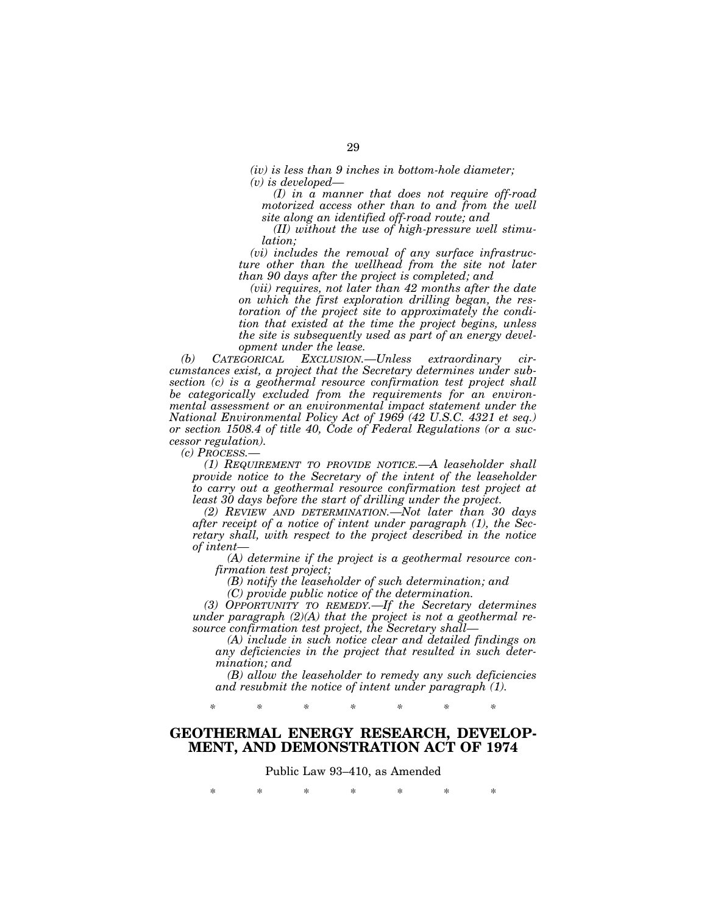*(iv) is less than 9 inches in bottom-hole diameter;*

*(v) is developed—*

*(I) in a manner that does not require off-road motorized access other than to and from the well site along an identified off-road route; and*

*(II) without the use of high-pressure well stimulation;*

*(vi) includes the removal of any surface infrastructure other than the wellhead from the site not later than 90 days after the project is completed; and*

*(vii) requires, not later than 42 months after the date on which the first exploration drilling began, the restoration of the project site to approximately the condition that existed at the time the project begins, unless the site is subsequently used as part of an energy development under the lease.*

*(b) CATEGORICAL EXCLUSION.—Unless extraordinary circumstances exist, a project that the Secretary determines under subsection (c) is a geothermal resource confirmation test project shall be categorically excluded from the requirements for an environmental assessment or an environmental impact statement under the National Environmental Policy Act of 1969 (42 U.S.C. 4321 et seq.) or section 1508.4 of title 40, Code of Federal Regulations (or a successor regulation).*

*(c) PROCESS.—*

*(1) REQUIREMENT TO PROVIDE NOTICE.—A leaseholder shall provide notice to the Secretary of the intent of the leaseholder to carry out a geothermal resource confirmation test project at least 30 days before the start of drilling under the project.*

*(2) REVIEW AND DETERMINATION.—Not later than 30 days after receipt of a notice of intent under paragraph (1), the Secretary shall, with respect to the project described in the notice of intent—*

*(A) determine if the project is a geothermal resource confirmation test project;*

*(B) notify the leaseholder of such determination; and*

*(C) provide public notice of the determination.*

*(3) OPPORTUNITY TO REMEDY.—If the Secretary determines under paragraph (2)(A) that the project is not a geothermal resource confirmation test project, the Secretary shall—*

*(A) include in such notice clear and detailed findings on any deficiencies in the project that resulted in such determination; and*

*(B) allow the leaseholder to remedy any such deficiencies and resubmit the notice of intent under paragraph (1).*

\* \* \* \* \* \* \*

## GEOTHERMAL ENERGY RESEARCH, DEVELOPMENT, AND DEMONSTRATION ACT OF 1974

Public Law 93–410, as Amended

\* \* \* \* \* \* \*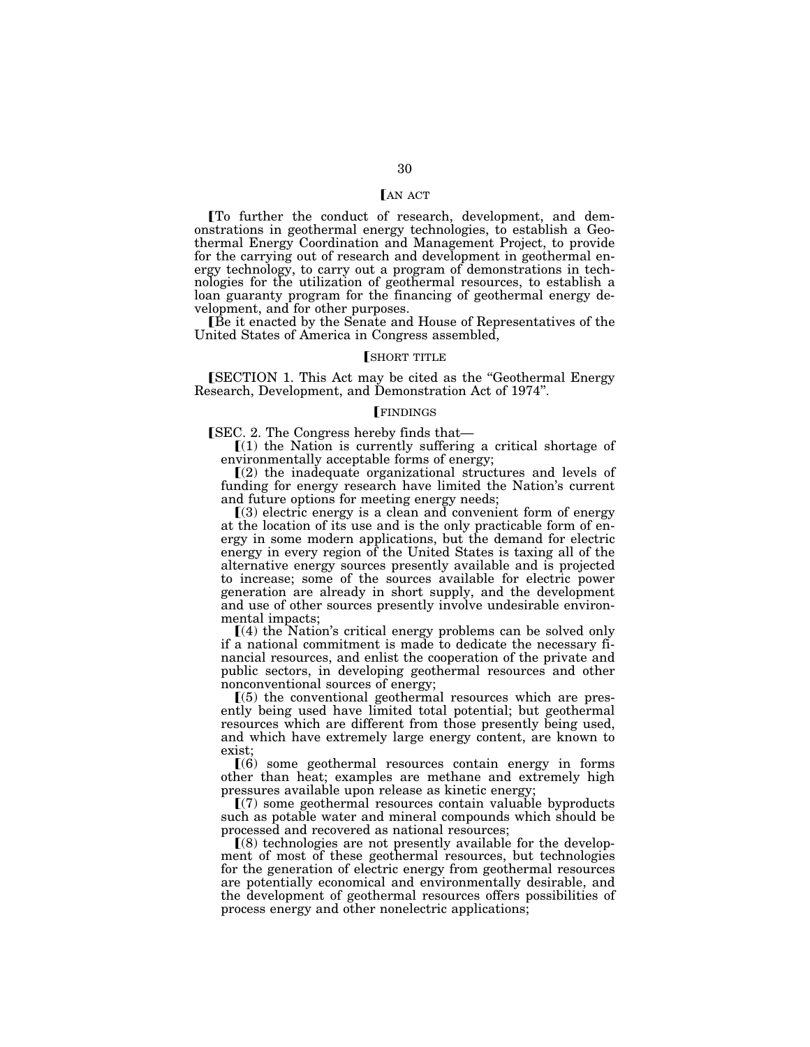⟦AN ACT

⟦To further the conduct of research, development, and demonstrations in geothermal energy technologies, to establish a Geothermal Energy Coordination and Management Project, to provide for the carrying out of research and development in geothermal energy technology, to carry out a program of demonstrations in technologies for the utilization of geothermal resources, to establish a loan guaranty program for the financing of geothermal energy development, and for other purposes.

⟦Be it enacted by the Senate and House of Representatives of the United States of America in Congress assembled,

⟦SHORT TITLE

⟦SECTION 1. This Act may be cited as the "Geothermal Energy Research, Development, and Demonstration Act of 1974".

⟦FINDINGS

⟦SEC. 2. The Congress hereby finds that—

⟦(1) the Nation is currently suffering a critical shortage of environmentally acceptable forms of energy;

⟦(2) the inadequate organizational structures and levels of funding for energy research have limited the Nation's current and future options for meeting energy needs;

⟦(3) electric energy is a clean and convenient form of energy at the location of its use and is the only practicable form of energy in some modern applications, but the demand for electric energy in every region of the United States is taxing all of the alternative energy sources presently available and is projected to increase; some of the sources available for electric power generation are already in short supply, and the development and use of other sources presently involve undesirable environmental impacts;

⟦(4) the Nation's critical energy problems can be solved only if a national commitment is made to dedicate the necessary financial resources, and enlist the cooperation of the private and public sectors, in developing geothermal resources and other nonconventional sources of energy;

⟦(5) the conventional geothermal resources which are presently being used have limited total potential; but geothermal resources which are different from those presently being used, and which have extremely large energy content, are known to exist;

⟦(6) some geothermal resources contain energy in forms other than heat; examples are methane and extremely high pressures available upon release as kinetic energy;

⟦(7) some geothermal resources contain valuable byproducts such as potable water and mineral compounds which should be processed and recovered as national resources;

⟦(8) technologies are not presently available for the development of most of these geothermal resources, but technologies for the generation of electric energy from geothermal resources are potentially economical and environmentally desirable, and the development of geothermal resources offers possibilities of process energy and other nonelectric applications;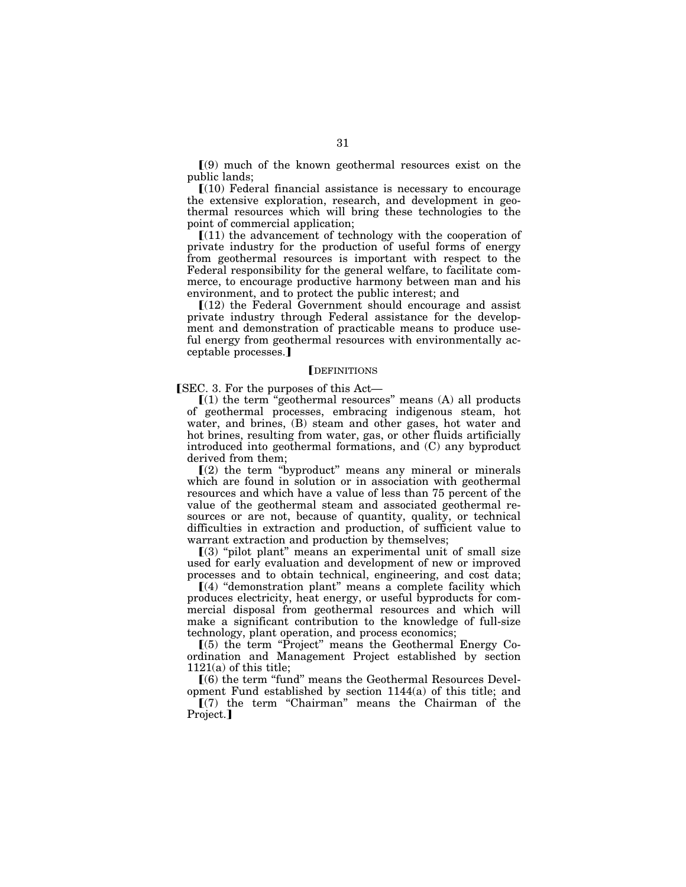⟦(9) much of the known geothermal resources exist on the public lands;

⟦(10) Federal financial assistance is necessary to encourage the extensive exploration, research, and development in geothermal resources which will bring these technologies to the point of commercial application;

⟦(11) the advancement of technology with the cooperation of private industry for the production of useful forms of energy from geothermal resources is important with respect to the Federal responsibility for the general welfare, to facilitate commerce, to encourage productive harmony between man and his environment, and to protect the public interest; and

⟦(12) the Federal Government should encourage and assist private industry through Federal assistance for the development and demonstration of practicable means to produce useful energy from geothermal resources with environmentally acceptable processes.⟧

⟦DEFINITIONS

⟦SEC. 3. For the purposes of this Act—

⟦(1) the term "geothermal resources" means (A) all products of geothermal processes, embracing indigenous steam, hot water, and brines, (B) steam and other gases, hot water and hot brines, resulting from water, gas, or other fluids artificially introduced into geothermal formations, and (C) any byproduct derived from them;

⟦(2) the term "byproduct" means any mineral or minerals which are found in solution or in association with geothermal resources and which have a value of less than 75 percent of the value of the geothermal steam and associated geothermal resources or are not, because of quantity, quality, or technical difficulties in extraction and production, of sufficient value to warrant extraction and production by themselves;

⟦(3) "pilot plant" means an experimental unit of small size used for early evaluation and development of new or improved processes and to obtain technical, engineering, and cost data;

⟦(4) "demonstration plant" means a complete facility which produces electricity, heat energy, or useful byproducts for commercial disposal from geothermal resources and which will make a significant contribution to the knowledge of full-size technology, plant operation, and process economics;

⟦(5) the term "Project" means the Geothermal Energy Coordination and Management Project established by section 1121(a) of this title;

⟦(6) the term "fund" means the Geothermal Resources Development Fund established by section 1144(a) of this title; and

⟦(7) the term "Chairman" means the Chairman of the Project.⟧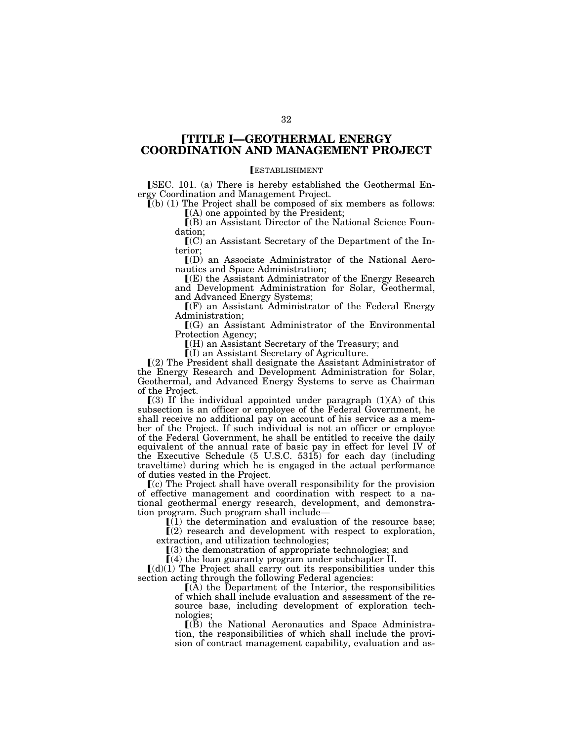# ⟦TITLE I—GEOTHERMAL ENERGY COORDINATION AND MANAGEMENT PROJECT

⟦ESTABLISHMENT

⟦SEC. 101. (a) There is hereby established the Geothermal Energy Coordination and Management Project.

⟦(b) (1) The Project shall be composed of six members as follows:

⟦(A) one appointed by the President;

⟦(B) an Assistant Director of the National Science Foundation;

⟦(C) an Assistant Secretary of the Department of the Interior;

⟦(D) an Associate Administrator of the National Aeronautics and Space Administration;

⟦(E) the Assistant Administrator of the Energy Research and Development Administration for Solar, Geothermal, and Advanced Energy Systems;

⟦(F) an Assistant Administrator of the Federal Energy Administration;

⟦(G) an Assistant Administrator of the Environmental Protection Agency;

⟦(H) an Assistant Secretary of the Treasury; and

⟦(I) an Assistant Secretary of Agriculture.

⟦(2) The President shall designate the Assistant Administrator of the Energy Research and Development Administration for Solar, Geothermal, and Advanced Energy Systems to serve as Chairman of the Project.

⟦(3) If the individual appointed under paragraph (1)(A) of this subsection is an officer or employee of the Federal Government, he shall receive no additional pay on account of his service as a member of the Project. If such individual is not an officer or employee of the Federal Government, he shall be entitled to receive the daily equivalent of the annual rate of basic pay in effect for level IV of the Executive Schedule (5 U.S.C. 5315) for each day (including traveltime) during which he is engaged in the actual performance of duties vested in the Project.

⟦(c) The Project shall have overall responsibility for the provision of effective management and coordination with respect to a national geothermal energy research, development, and demonstration program. Such program shall include—

⟦(1) the determination and evaluation of the resource base;

⟦(2) research and development with respect to exploration, extraction, and utilization technologies;

⟦(3) the demonstration of appropriate technologies; and

⟦(4) the loan guaranty program under subchapter II.

⟦(d)(1) The Project shall carry out its responsibilities under this section acting through the following Federal agencies:

⟦(A) the Department of the Interior, the responsibilities of which shall include evaluation and assessment of the resource base, including development of exploration technologies;

⟦(B) the National Aeronautics and Space Administration, the responsibilities of which shall include the provision of contract management capability, evaluation and as-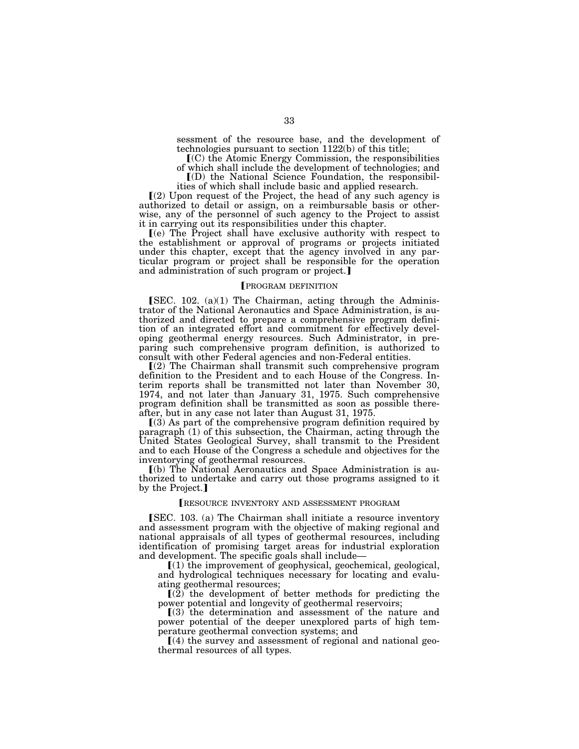sessment of the resource base, and the development of technologies pursuant to section 1122(b) of this title;

【(C) the Atomic Energy Commission, the responsibilities of which shall include the development of technologies; and

【(D) the National Science Foundation, the responsibilities of which shall include basic and applied research.

【(2) Upon request of the Project, the head of any such agency is authorized to detail or assign, on a reimbursable basis or otherwise, any of the personnel of such agency to the Project to assist it in carrying out its responsibilities under this chapter.

【(e) The Project shall have exclusive authority with respect to the establishment or approval of programs or projects initiated under this chapter, except that the agency involved in any particular program or project shall be responsible for the operation and administration of such program or project.】

【PROGRAM DEFINITION

【SEC. 102. (a)(1) The Chairman, acting through the Administrator of the National Aeronautics and Space Administration, is authorized and directed to prepare a comprehensive program definition of an integrated effort and commitment for effectively developing geothermal energy resources. Such Administrator, in preparing such comprehensive program definition, is authorized to consult with other Federal agencies and non-Federal entities.

【(2) The Chairman shall transmit such comprehensive program definition to the President and to each House of the Congress. Interim reports shall be transmitted not later than November 30, 1974, and not later than January 31, 1975. Such comprehensive program definition shall be transmitted as soon as possible thereafter, but in any case not later than August 31, 1975.

【(3) As part of the comprehensive program definition required by paragraph (1) of this subsection, the Chairman, acting through the United States Geological Survey, shall transmit to the President and to each House of the Congress a schedule and objectives for the inventorying of geothermal resources.

【(b) The National Aeronautics and Space Administration is authorized to undertake and carry out those programs assigned to it by the Project.】

【RESOURCE INVENTORY AND ASSESSMENT PROGRAM

【SEC. 103. (a) The Chairman shall initiate a resource inventory and assessment program with the objective of making regional and national appraisals of all types of geothermal resources, including identification of promising target areas for industrial exploration and development. The specific goals shall include—

【(1) the improvement of geophysical, geochemical, geological, and hydrological techniques necessary for locating and evaluating geothermal resources;

【(2) the development of better methods for predicting the power potential and longevity of geothermal reservoirs;

【(3) the determination and assessment of the nature and power potential of the deeper unexplored parts of high temperature geothermal convection systems; and

【(4) the survey and assessment of regional and national geothermal resources of all types.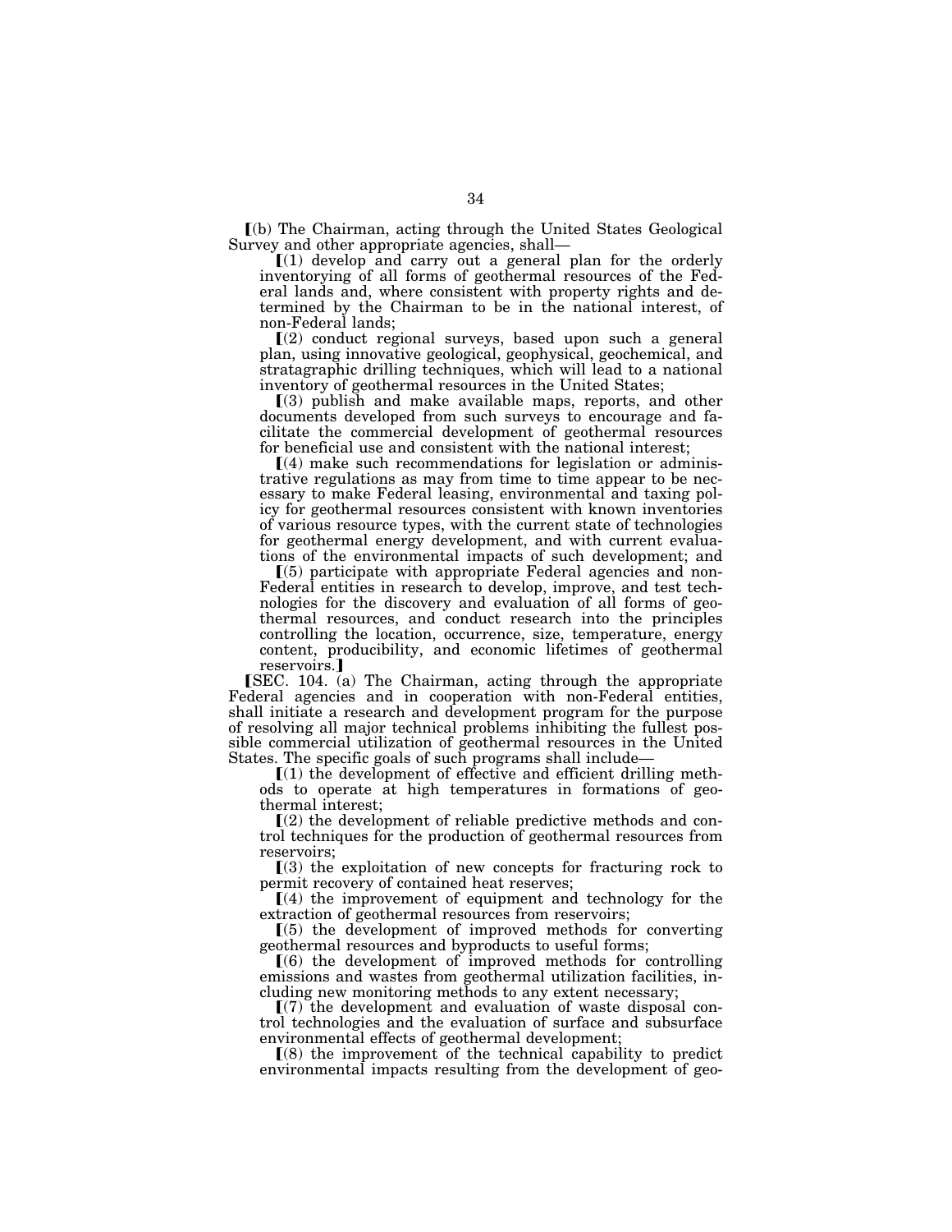⟦(b) The Chairman, acting through the United States Geological Survey and other appropriate agencies, shall—

⟦(1) develop and carry out a general plan for the orderly inventorying of all forms of geothermal resources of the Federal lands and, where consistent with property rights and determined by the Chairman to be in the national interest, of non-Federal lands;

⟦(2) conduct regional surveys, based upon such a general plan, using innovative geological, geophysical, geochemical, and stratagraphic drilling techniques, which will lead to a national inventory of geothermal resources in the United States;

⟦(3) publish and make available maps, reports, and other documents developed from such surveys to encourage and facilitate the commercial development of geothermal resources for beneficial use and consistent with the national interest;

⟦(4) make such recommendations for legislation or administrative regulations as may from time to time appear to be necessary to make Federal leasing, environmental and taxing policy for geothermal resources consistent with known inventories of various resource types, with the current state of technologies for geothermal energy development, and with current evaluations of the environmental impacts of such development; and

⟦(5) participate with appropriate Federal agencies and non-Federal entities in research to develop, improve, and test technologies for the discovery and evaluation of all forms of geothermal resources, and conduct research into the principles controlling the location, occurrence, size, temperature, energy content, producibility, and economic lifetimes of geothermal reservoirs.⟧

⟦SEC. 104. (a) The Chairman, acting through the appropriate Federal agencies and in cooperation with non-Federal entities, shall initiate a research and development program for the purpose of resolving all major technical problems inhibiting the fullest possible commercial utilization of geothermal resources in the United States. The specific goals of such programs shall include—

⟦(1) the development of effective and efficient drilling methods to operate at high temperatures in formations of geothermal interest;

⟦(2) the development of reliable predictive methods and control techniques for the production of geothermal resources from reservoirs;

⟦(3) the exploitation of new concepts for fracturing rock to permit recovery of contained heat reserves;

⟦(4) the improvement of equipment and technology for the extraction of geothermal resources from reservoirs;

⟦(5) the development of improved methods for converting geothermal resources and byproducts to useful forms;

⟦(6) the development of improved methods for controlling emissions and wastes from geothermal utilization facilities, including new monitoring methods to any extent necessary;

⟦(7) the development and evaluation of waste disposal control technologies and the evaluation of surface and subsurface environmental effects of geothermal development;

⟦(8) the improvement of the technical capability to predict environmental impacts resulting from the development of geo-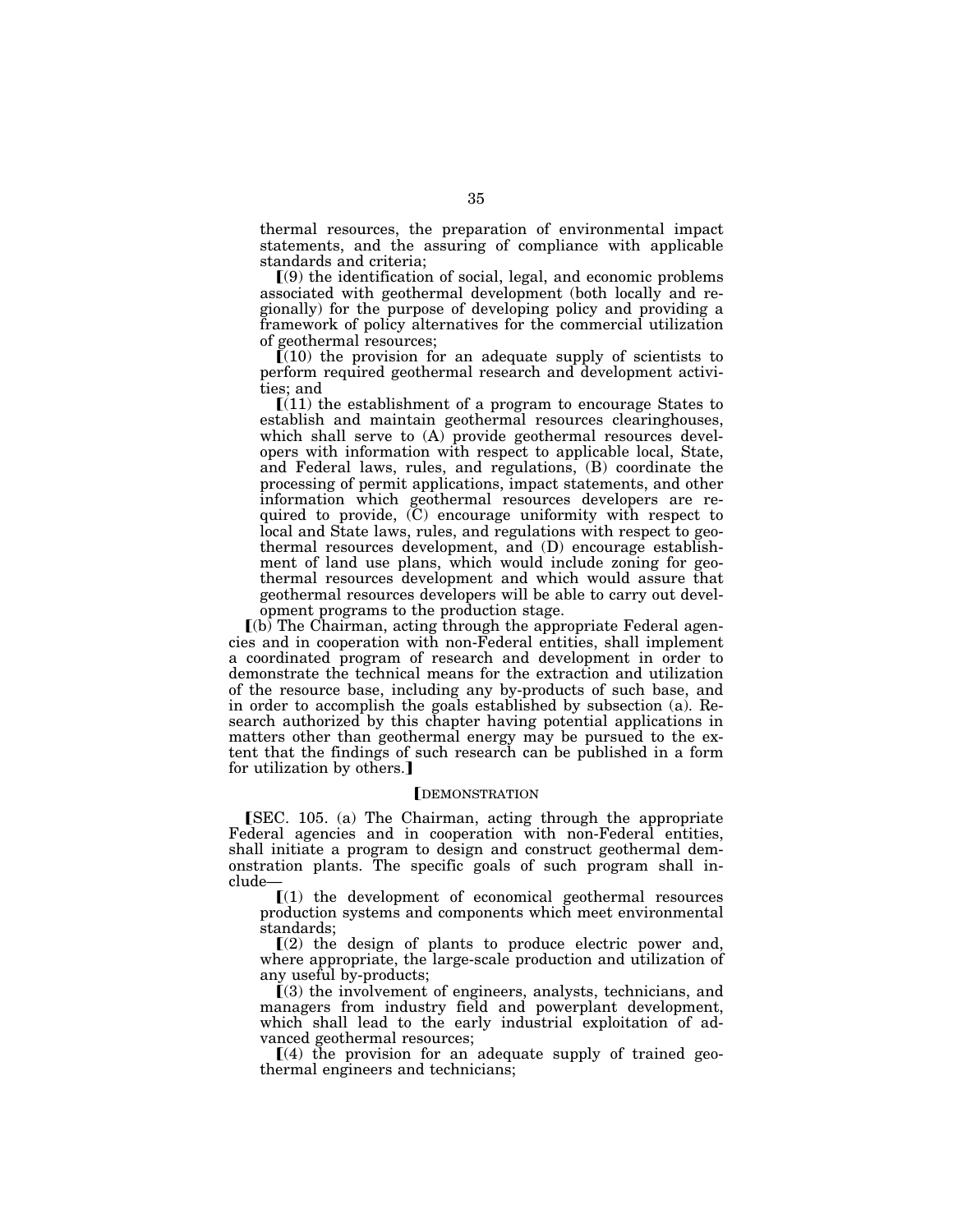thermal resources, the preparation of environmental impact statements, and the assuring of compliance with applicable standards and criteria;

⟦(9) the identification of social, legal, and economic problems associated with geothermal development (both locally and regionally) for the purpose of developing policy and providing a framework of policy alternatives for the commercial utilization of geothermal resources;

⟦(10) the provision for an adequate supply of scientists to perform required geothermal research and development activities; and

⟦(11) the establishment of a program to encourage States to establish and maintain geothermal resources clearinghouses, which shall serve to (A) provide geothermal resources developers with information with respect to applicable local, State, and Federal laws, rules, and regulations, (B) coordinate the processing of permit applications, impact statements, and other information which geothermal resources developers are required to provide, (C) encourage uniformity with respect to local and State laws, rules, and regulations with respect to geothermal resources development, and (D) encourage establishment of land use plans, which would include zoning for geothermal resources development and which would assure that geothermal resources developers will be able to carry out development programs to the production stage.

⟦(b) The Chairman, acting through the appropriate Federal agencies and in cooperation with non-Federal entities, shall implement a coordinated program of research and development in order to demonstrate the technical means for the extraction and utilization of the resource base, including any by-products of such base, and in order to accomplish the goals established by subsection (a). Research authorized by this chapter having potential applications in matters other than geothermal energy may be pursued to the extent that the findings of such research can be published in a form for utilization by others.⟧

⟦DEMONSTRATION

⟦SEC. 105. (a) The Chairman, acting through the appropriate Federal agencies and in cooperation with non-Federal entities, shall initiate a program to design and construct geothermal demonstration plants. The specific goals of such program shall include—

⟦(1) the development of economical geothermal resources production systems and components which meet environmental standards;

⟦(2) the design of plants to produce electric power and, where appropriate, the large-scale production and utilization of any useful by-products;

⟦(3) the involvement of engineers, analysts, technicians, and managers from industry field and powerplant development, which shall lead to the early industrial exploitation of advanced geothermal resources;

⟦(4) the provision for an adequate supply of trained geothermal engineers and technicians;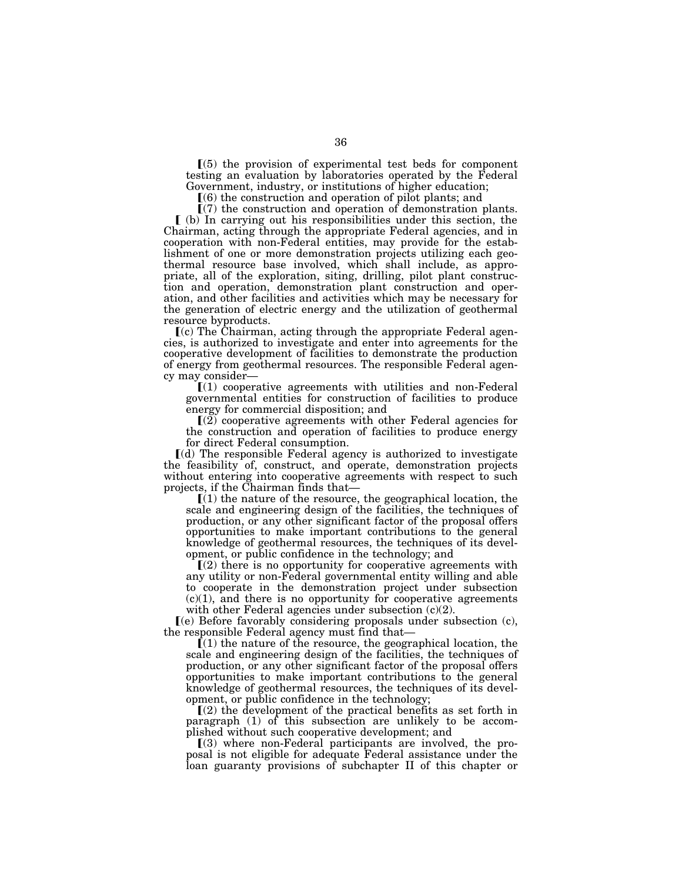⟦(5) the provision of experimental test beds for component testing an evaluation by laboratories operated by the Federal Government, industry, or institutions of higher education;

⟦(6) the construction and operation of pilot plants; and

⟦(7) the construction and operation of demonstration plants.

⟦ (b) In carrying out his responsibilities under this section, the Chairman, acting through the appropriate Federal agencies, and in cooperation with non-Federal entities, may provide for the establishment of one or more demonstration projects utilizing each geothermal resource base involved, which shall include, as appropriate, all of the exploration, siting, drilling, pilot plant construction and operation, demonstration plant construction and operation, and other facilities and activities which may be necessary for the generation of electric energy and the utilization of geothermal resource byproducts.

⟦(c) The Chairman, acting through the appropriate Federal agencies, is authorized to investigate and enter into agreements for the cooperative development of facilities to demonstrate the production of energy from geothermal resources. The responsible Federal agency may consider—

⟦(1) cooperative agreements with utilities and non-Federal governmental entities for construction of facilities to produce energy for commercial disposition; and

⟦(2) cooperative agreements with other Federal agencies for the construction and operation of facilities to produce energy for direct Federal consumption.

⟦(d) The responsible Federal agency is authorized to investigate the feasibility of, construct, and operate, demonstration projects without entering into cooperative agreements with respect to such projects, if the Chairman finds that—

⟦(1) the nature of the resource, the geographical location, the scale and engineering design of the facilities, the techniques of production, or any other significant factor of the proposal offers opportunities to make important contributions to the general knowledge of geothermal resources, the techniques of its development, or public confidence in the technology; and

⟦(2) there is no opportunity for cooperative agreements with any utility or non-Federal governmental entity willing and able to cooperate in the demonstration project under subsection (c)(1), and there is no opportunity for cooperative agreements with other Federal agencies under subsection (c)(2).

⟦(e) Before favorably considering proposals under subsection (c), the responsible Federal agency must find that—

⟦(1) the nature of the resource, the geographical location, the scale and engineering design of the facilities, the techniques of production, or any other significant factor of the proposal offers opportunities to make important contributions to the general knowledge of geothermal resources, the techniques of its development, or public confidence in the technology;

⟦(2) the development of the practical benefits as set forth in paragraph (1) of this subsection are unlikely to be accomplished without such cooperative development; and

⟦(3) where non-Federal participants are involved, the proposal is not eligible for adequate Federal assistance under the loan guaranty provisions of subchapter II of this chapter or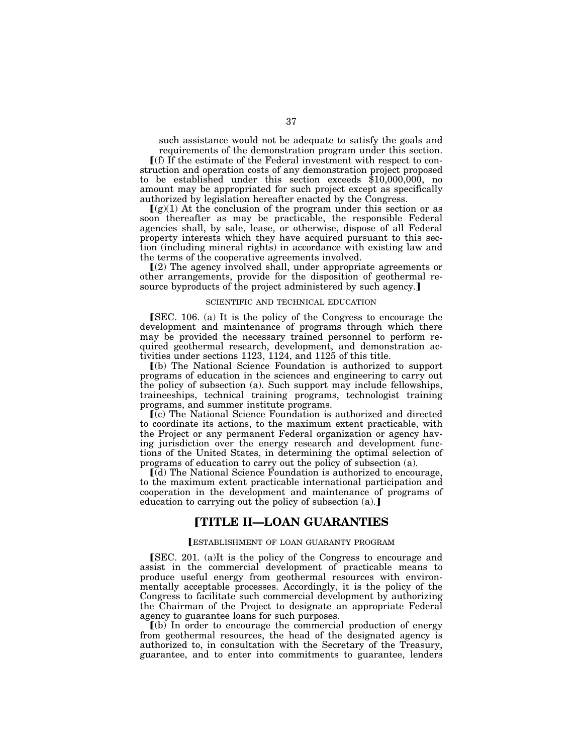such assistance would not be adequate to satisfy the goals and requirements of the demonstration program under this section.

⟦(f) If the estimate of the Federal investment with respect to construction and operation costs of any demonstration project proposed to be established under this section exceeds $10,000,000, no amount may be appropriated for such project except as specifically authorized by legislation hereafter enacted by the Congress.

⟦(g)(1) At the conclusion of the program under this section or as soon thereafter as may be practicable, the responsible Federal agencies shall, by sale, lease, or otherwise, dispose of all Federal property interests which they have acquired pursuant to this section (including mineral rights) in accordance with existing law and the terms of the cooperative agreements involved.

⟦(2) The agency involved shall, under appropriate agreements or other arrangements, provide for the disposition of geothermal resource byproducts of the project administered by such agency.⟧

SCIENTIFIC AND TECHNICAL EDUCATION

⟦SEC. 106. (a) It is the policy of the Congress to encourage the development and maintenance of programs through which there may be provided the necessary trained personnel to perform required geothermal research, development, and demonstration activities under sections 1123, 1124, and 1125 of this title.

⟦(b) The National Science Foundation is authorized to support programs of education in the sciences and engineering to carry out the policy of subsection (a). Such support may include fellowships, traineeships, technical training programs, technologist training programs, and summer institute programs.

⟦(c) The National Science Foundation is authorized and directed to coordinate its actions, to the maximum extent practicable, with the Project or any permanent Federal organization or agency having jurisdiction over the energy research and development functions of the United States, in determining the optimal selection of programs of education to carry out the policy of subsection (a).

⟦(d) The National Science Foundation is authorized to encourage, to the maximum extent practicable international participation and cooperation in the development and maintenance of programs of education to carrying out the policy of subsection (a).⟧

## ⟦TITLE II—LOAN GUARANTIES

⟦ESTABLISHMENT OF LOAN GUARANTY PROGRAM

⟦SEC. 201. (a)It is the policy of the Congress to encourage and assist in the commercial development of practicable means to produce useful energy from geothermal resources with environmentally acceptable processes. Accordingly, it is the policy of the Congress to facilitate such commercial development by authorizing the Chairman of the Project to designate an appropriate Federal agency to guarantee loans for such purposes.

⟦(b) In order to encourage the commercial production of energy from geothermal resources, the head of the designated agency is authorized to, in consultation with the Secretary of the Treasury, guarantee, and to enter into commitments to guarantee, lenders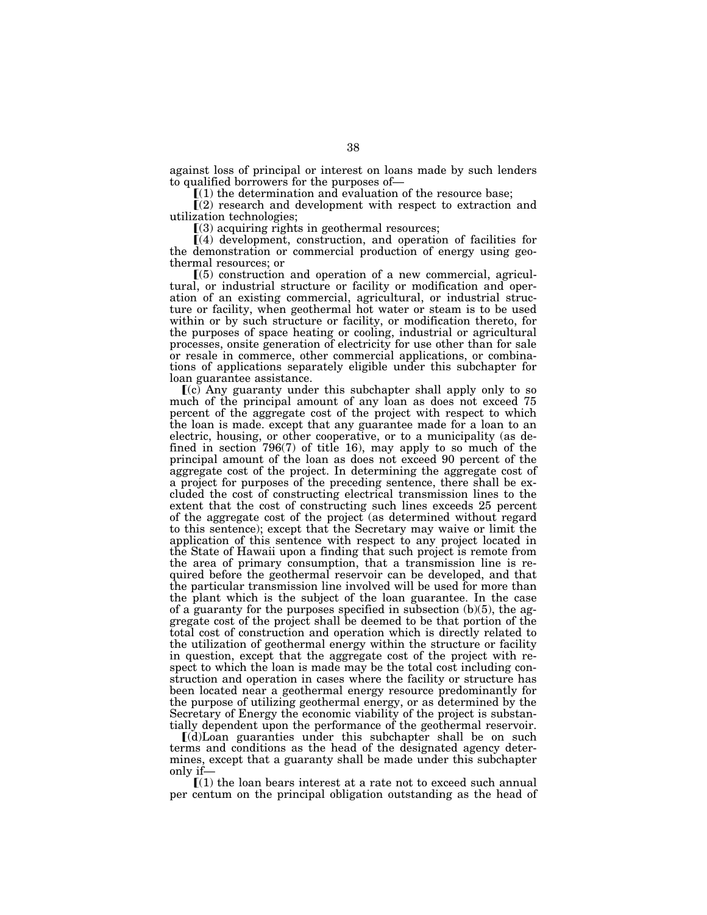against loss of principal or interest on loans made by such lenders to qualified borrowers for the purposes of—

⟦(1) the determination and evaluation of the resource base;

⟦(2) research and development with respect to extraction and utilization technologies;

⟦(3) acquiring rights in geothermal resources;

⟦(4) development, construction, and operation of facilities for the demonstration or commercial production of energy using geothermal resources; or

⟦(5) construction and operation of a new commercial, agricultural, or industrial structure or facility or modification and operation of an existing commercial, agricultural, or industrial structure or facility, when geothermal hot water or steam is to be used within or by such structure or facility, or modification thereto, for the purposes of space heating or cooling, industrial or agricultural processes, onsite generation of electricity for use other than for sale or resale in commerce, other commercial applications, or combinations of applications separately eligible under this subchapter for loan guarantee assistance.

⟦(c) Any guaranty under this subchapter shall apply only to so much of the principal amount of any loan as does not exceed 75 percent of the aggregate cost of the project with respect to which the loan is made. except that any guarantee made for a loan to an electric, housing, or other cooperative, or to a municipality (as defined in section 796(7) of title 16), may apply to so much of the principal amount of the loan as does not exceed 90 percent of the aggregate cost of the project. In determining the aggregate cost of a project for purposes of the preceding sentence, there shall be excluded the cost of constructing electrical transmission lines to the extent that the cost of constructing such lines exceeds 25 percent of the aggregate cost of the project (as determined without regard to this sentence); except that the Secretary may waive or limit the application of this sentence with respect to any project located in the State of Hawaii upon a finding that such project is remote from the area of primary consumption, that a transmission line is required before the geothermal reservoir can be developed, and that the particular transmission line involved will be used for more than the plant which is the subject of the loan guarantee. In the case of a guaranty for the purposes specified in subsection (b)(5), the aggregate cost of the project shall be deemed to be that portion of the total cost of construction and operation which is directly related to the utilization of geothermal energy within the structure or facility in question, except that the aggregate cost of the project with respect to which the loan is made may be the total cost including construction and operation in cases where the facility or structure has been located near a geothermal energy resource predominantly for the purpose of utilizing geothermal energy, or as determined by the Secretary of Energy the economic viability of the project is substantially dependent upon the performance of the geothermal reservoir.

⟦(d)Loan guaranties under this subchapter shall be on such terms and conditions as the head of the designated agency determines, except that a guaranty shall be made under this subchapter only if—

⟦(1) the loan bears interest at a rate not to exceed such annual per centum on the principal obligation outstanding as the head of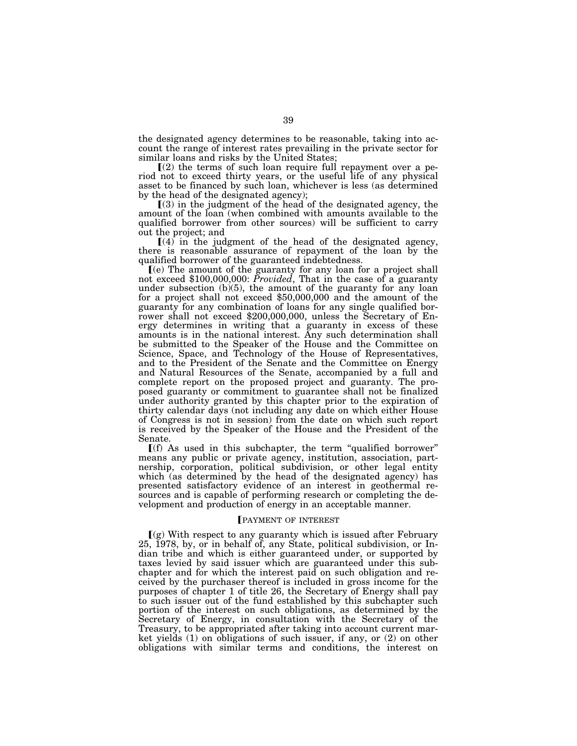the designated agency determines to be reasonable, taking into account the range of interest rates prevailing in the private sector for similar loans and risks by the United States;

⟦(2) the terms of such loan require full repayment over a period not to exceed thirty years, or the useful life of any physical asset to be financed by such loan, whichever is less (as determined by the head of the designated agency);

⟦(3) in the judgment of the head of the designated agency, the amount of the loan (when combined with amounts available to the qualified borrower from other sources) will be sufficient to carry out the project; and

⟦(4) in the judgment of the head of the designated agency, there is reasonable assurance of repayment of the loan by the qualified borrower of the guaranteed indebtedness.

⟦(e) The amount of the guaranty for any loan for a project shall not exceed $100,000,000: *Provided*, That in the case of a guaranty under subsection (b)(5), the amount of the guaranty for any loan for a project shall not exceed $50,000,000 and the amount of the guaranty for any combination of loans for any single qualified borrower shall not exceed $200,000,000, unless the Secretary of Energy determines in writing that a guaranty in excess of these amounts is in the national interest. Any such determination shall be submitted to the Speaker of the House and the Committee on Science, Space, and Technology of the House of Representatives, and to the President of the Senate and the Committee on Energy and Natural Resources of the Senate, accompanied by a full and complete report on the proposed project and guaranty. The proposed guaranty or commitment to guarantee shall not be finalized under authority granted by this chapter prior to the expiration of thirty calendar days (not including any date on which either House of Congress is not in session) from the date on which such report is received by the Speaker of the House and the President of the Senate.

⟦(f) As used in this subchapter, the term "qualified borrower" means any public or private agency, institution, association, partnership, corporation, political subdivision, or other legal entity which (as determined by the head of the designated agency) has presented satisfactory evidence of an interest in geothermal resources and is capable of performing research or completing the development and production of energy in an acceptable manner.

⟦PAYMENT OF INTEREST

⟦(g) With respect to any guaranty which is issued after February 25, 1978, by, or in behalf of, any State, political subdivision, or Indian tribe and which is either guaranteed under, or supported by taxes levied by said issuer which are guaranteed under this subchapter and for which the interest paid on such obligation and received by the purchaser thereof is included in gross income for the purposes of chapter 1 of title 26, the Secretary of Energy shall pay to such issuer out of the fund established by this subchapter such portion of the interest on such obligations, as determined by the Secretary of Energy, in consultation with the Secretary of the Treasury, to be appropriated after taking into account current market yields (1) on obligations of such issuer, if any, or (2) on other obligations with similar terms and conditions, the interest on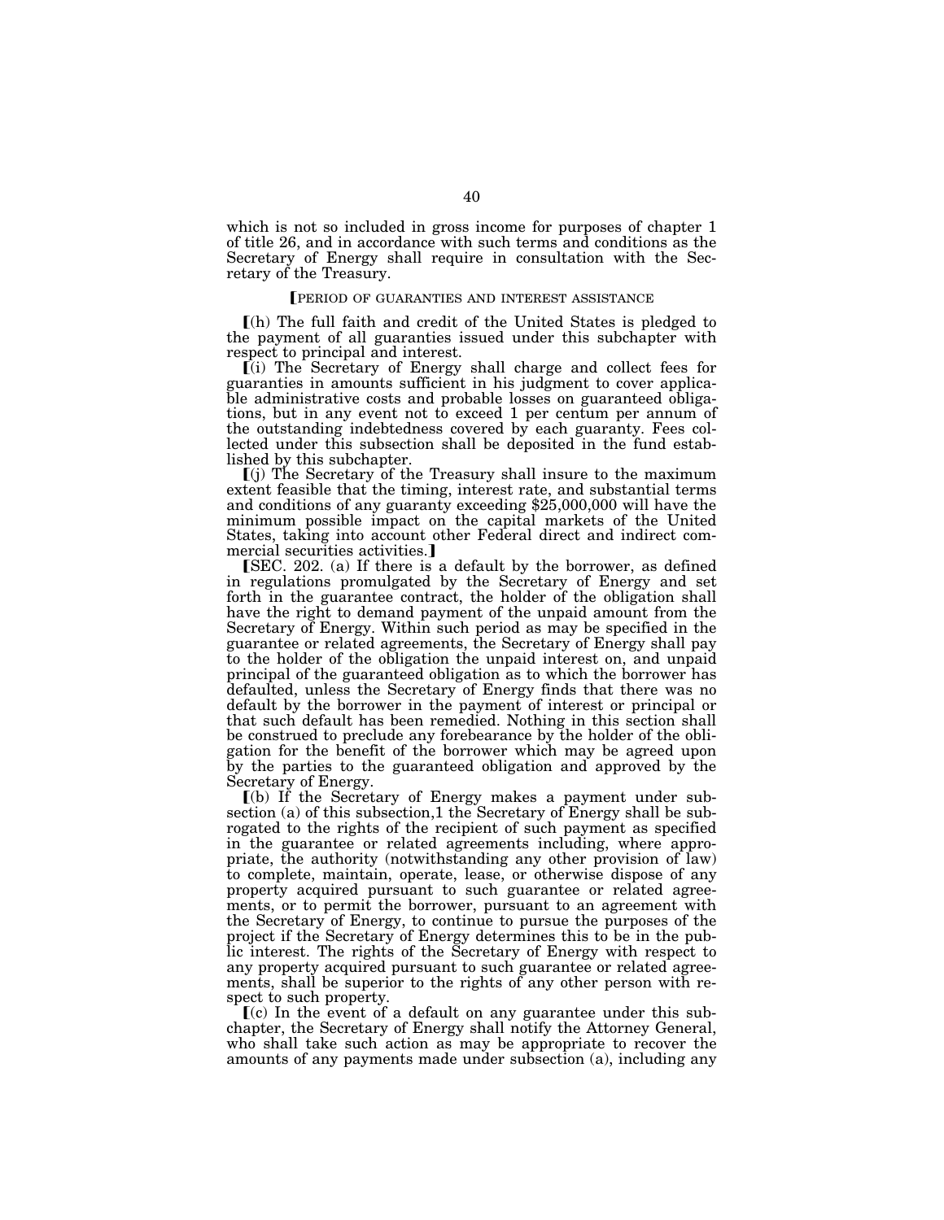which is not so included in gross income for purposes of chapter 1 of title 26, and in accordance with such terms and conditions as the Secretary of Energy shall require in consultation with the Secretary of the Treasury.

【PERIOD OF GUARANTIES AND INTEREST ASSISTANCE

【(h) The full faith and credit of the United States is pledged to the payment of all guaranties issued under this subchapter with respect to principal and interest.

【(i) The Secretary of Energy shall charge and collect fees for guaranties in amounts sufficient in his judgment to cover applicable administrative costs and probable losses on guaranteed obligations, but in any event not to exceed 1 per centum per annum of the outstanding indebtedness covered by each guaranty. Fees collected under this subsection shall be deposited in the fund established by this subchapter.

【(j) The Secretary of the Treasury shall insure to the maximum extent feasible that the timing, interest rate, and substantial terms and conditions of any guaranty exceeding $25,000,000 will have the minimum possible impact on the capital markets of the United States, taking into account other Federal direct and indirect commercial securities activities.】

【SEC. 202. (a) If there is a default by the borrower, as defined in regulations promulgated by the Secretary of Energy and set forth in the guarantee contract, the holder of the obligation shall have the right to demand payment of the unpaid amount from the Secretary of Energy. Within such period as may be specified in the guarantee or related agreements, the Secretary of Energy shall pay to the holder of the obligation the unpaid interest on, and unpaid principal of the guaranteed obligation as to which the borrower has defaulted, unless the Secretary of Energy finds that there was no default by the borrower in the payment of interest or principal or that such default has been remedied. Nothing in this section shall be construed to preclude any forebearance by the holder of the obligation for the benefit of the borrower which may be agreed upon by the parties to the guaranteed obligation and approved by the Secretary of Energy.

【(b) If the Secretary of Energy makes a payment under subsection (a) of this subsection,1 the Secretary of Energy shall be subrogated to the rights of the recipient of such payment as specified in the guarantee or related agreements including, where appropriate, the authority (notwithstanding any other provision of law) to complete, maintain, operate, lease, or otherwise dispose of any property acquired pursuant to such guarantee or related agreements, or to permit the borrower, pursuant to an agreement with the Secretary of Energy, to continue to pursue the purposes of the project if the Secretary of Energy determines this to be in the public interest. The rights of the Secretary of Energy with respect to any property acquired pursuant to such guarantee or related agreements, shall be superior to the rights of any other person with respect to such property.

【(c) In the event of a default on any guarantee under this subchapter, the Secretary of Energy shall notify the Attorney General, who shall take such action as may be appropriate to recover the amounts of any payments made under subsection (a), including any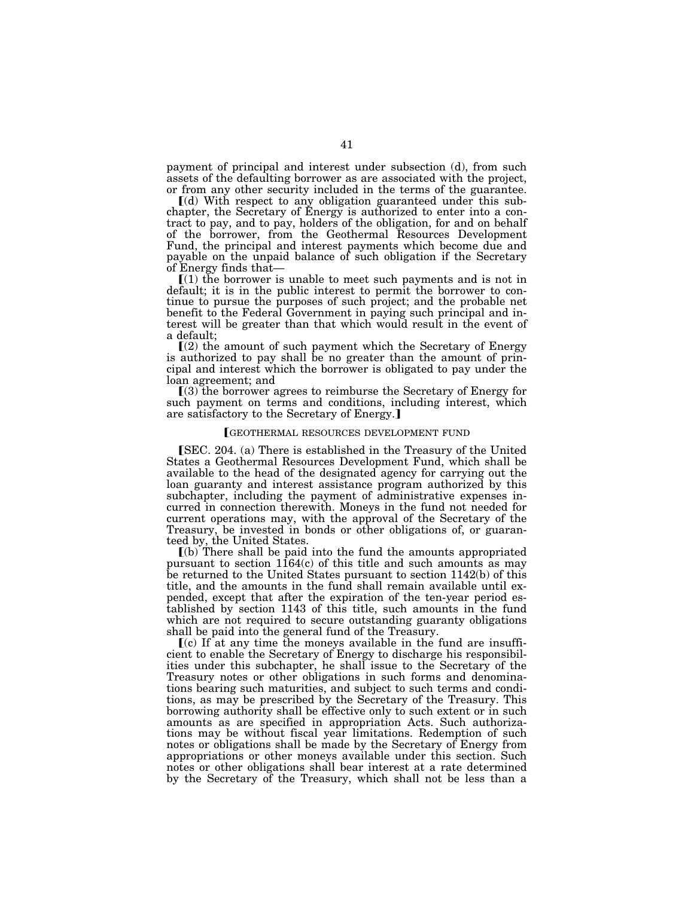payment of principal and interest under subsection (d), from such assets of the defaulting borrower as are associated with the project, or from any other security included in the terms of the guarantee.

⟦(d) With respect to any obligation guaranteed under this subchapter, the Secretary of Energy is authorized to enter into a contract to pay, and to pay, holders of the obligation, for and on behalf of the borrower, from the Geothermal Resources Development Fund, the principal and interest payments which become due and payable on the unpaid balance of such obligation if the Secretary of Energy finds that—

⟦(1) the borrower is unable to meet such payments and is not in default; it is in the public interest to permit the borrower to continue to pursue the purposes of such project; and the probable net benefit to the Federal Government in paying such principal and interest will be greater than that which would result in the event of a default;

⟦(2) the amount of such payment which the Secretary of Energy is authorized to pay shall be no greater than the amount of principal and interest which the borrower is obligated to pay under the loan agreement; and

⟦(3) the borrower agrees to reimburse the Secretary of Energy for such payment on terms and conditions, including interest, which are satisfactory to the Secretary of Energy.⟧

⟦GEOTHERMAL RESOURCES DEVELOPMENT FUND

⟦SEC. 204. (a) There is established in the Treasury of the United States a Geothermal Resources Development Fund, which shall be available to the head of the designated agency for carrying out the loan guaranty and interest assistance program authorized by this subchapter, including the payment of administrative expenses incurred in connection therewith. Moneys in the fund not needed for current operations may, with the approval of the Secretary of the Treasury, be invested in bonds or other obligations of, or guaranteed by, the United States.

⟦(b) There shall be paid into the fund the amounts appropriated pursuant to section 1164(c) of this title and such amounts as may be returned to the United States pursuant to section 1142(b) of this title, and the amounts in the fund shall remain available until expended, except that after the expiration of the ten-year period established by section 1143 of this title, such amounts in the fund which are not required to secure outstanding guaranty obligations shall be paid into the general fund of the Treasury.

⟦(c) If at any time the moneys available in the fund are insufficient to enable the Secretary of Energy to discharge his responsibilities under this subchapter, he shall issue to the Secretary of the Treasury notes or other obligations in such forms and denominations bearing such maturities, and subject to such terms and conditions, as may be prescribed by the Secretary of the Treasury. This borrowing authority shall be effective only to such extent or in such amounts as are specified in appropriation Acts. Such authorizations may be without fiscal year limitations. Redemption of such notes or obligations shall be made by the Secretary of Energy from appropriations or other moneys available under this section. Such notes or other obligations shall bear interest at a rate determined by the Secretary of the Treasury, which shall not be less than a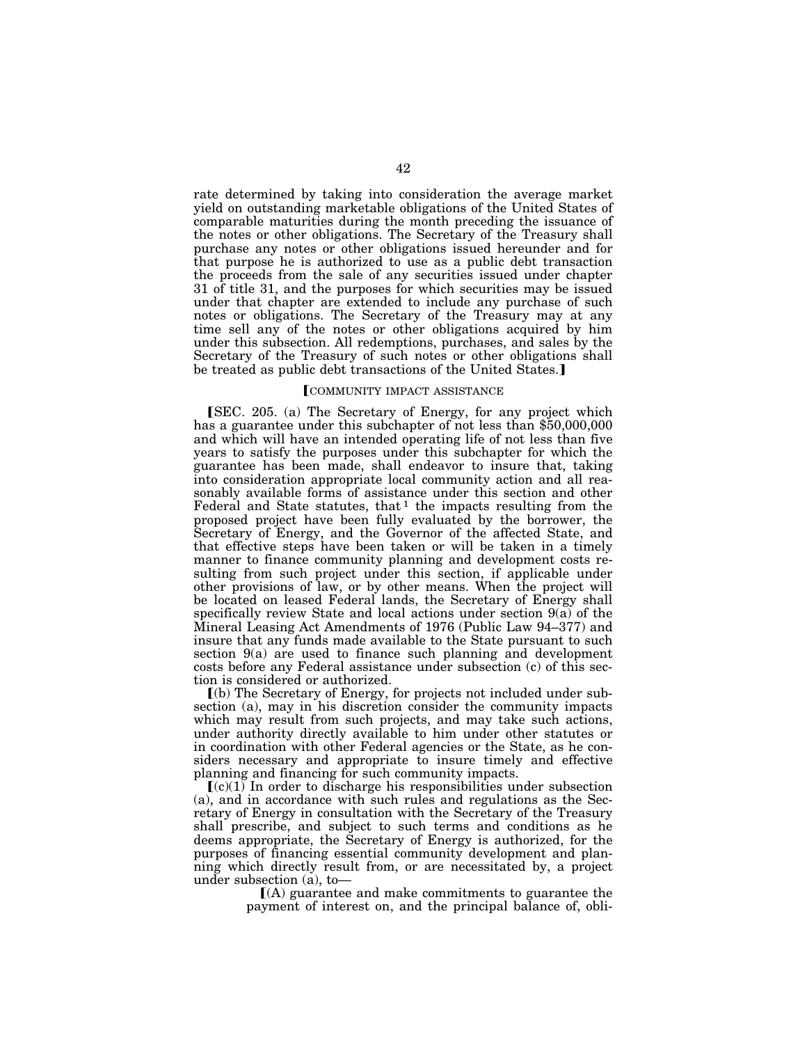rate determined by taking into consideration the average market yield on outstanding marketable obligations of the United States of comparable maturities during the month preceding the issuance of the notes or other obligations. The Secretary of the Treasury shall purchase any notes or other obligations issued hereunder and for that purpose he is authorized to use as a public debt transaction the proceeds from the sale of any securities issued under chapter 31 of title 31, and the purposes for which securities may be issued under that chapter are extended to include any purchase of such notes or obligations. The Secretary of the Treasury may at any time sell any of the notes or other obligations acquired by him under this subsection. All redemptions, purchases, and sales by the Secretary of the Treasury of such notes or other obligations shall be treated as public debt transactions of the United States.⟧

⟦COMMUNITY IMPACT ASSISTANCE

⟦SEC. 205. (a) The Secretary of Energy, for any project which has a guarantee under this subchapter of not less than $50,000,000 and which will have an intended operating life of not less than five years to satisfy the purposes under this subchapter for which the guarantee has been made, shall endeavor to insure that, taking into consideration appropriate local community action and all reasonably available forms of assistance under this section and other Federal and State statutes, that [1] the impacts resulting from the proposed project have been fully evaluated by the borrower, the Secretary of Energy, and the Governor of the affected State, and that effective steps have been taken or will be taken in a timely manner to finance community planning and development costs resulting from such project under this section, if applicable under other provisions of law, or by other means. When the project will be located on leased Federal lands, the Secretary of Energy shall specifically review State and local actions under section 9(a) of the Mineral Leasing Act Amendments of 1976 (Public Law 94–377) and insure that any funds made available to the State pursuant to such section 9(a) are used to finance such planning and development costs before any Federal assistance under subsection (c) of this section is considered or authorized.

⟦(b) The Secretary of Energy, for projects not included under subsection (a), may in his discretion consider the community impacts which may result from such projects, and may take such actions, under authority directly available to him under other statutes or in coordination with other Federal agencies or the State, as he considers necessary and appropriate to insure timely and effective planning and financing for such community impacts.

⟦(c)(1) In order to discharge his responsibilities under subsection (a), and in accordance with such rules and regulations as the Secretary of Energy in consultation with the Secretary of the Treasury shall prescribe, and subject to such terms and conditions as he deems appropriate, the Secretary of Energy is authorized, for the purposes of financing essential community development and planning which directly result from, or are necessitated by, a project under subsection (a), to—

⟦(A) guarantee and make commitments to guarantee the payment of interest on, and the principal balance of, obli-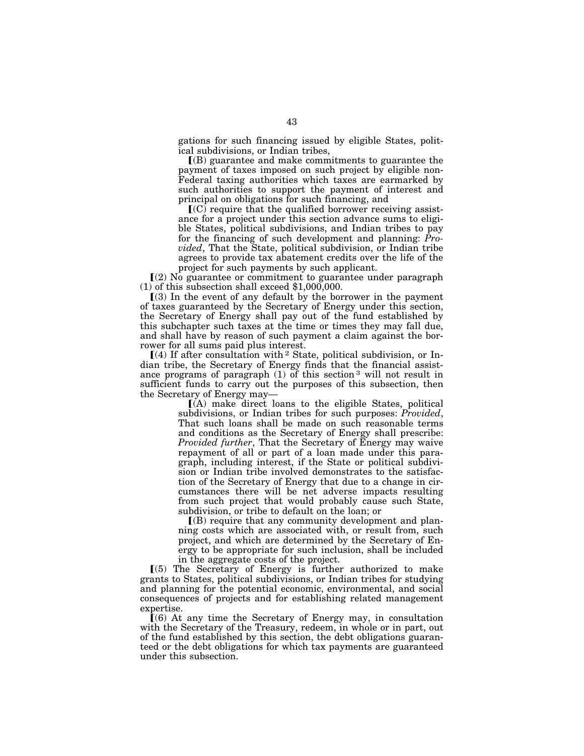gations for such financing issued by eligible States, political subdivisions, or Indian tribes,

【(B) guarantee and make commitments to guarantee the payment of taxes imposed on such project by eligible non-Federal taxing authorities which taxes are earmarked by such authorities to support the payment of interest and principal on obligations for such financing, and

【(C) require that the qualified borrower receiving assistance for a project under this section advance sums to eligible States, political subdivisions, and Indian tribes to pay for the financing of such development and planning: *Provided*, That the State, political subdivision, or Indian tribe agrees to provide tax abatement credits over the life of the project for such payments by such applicant.

【(2) No guarantee or commitment to guarantee under paragraph (1) of this subsection shall exceed $1,000,000.

【(3) In the event of any default by the borrower in the payment of taxes guaranteed by the Secretary of Energy under this section, the Secretary of Energy shall pay out of the fund established by this subchapter such taxes at the time or times they may fall due, and shall have by reason of such payment a claim against the borrower for all sums paid plus interest.

【(4) If after consultation with [2] State, political subdivision, or Indian tribe, the Secretary of Energy finds that the financial assistance programs of paragraph (1) of this section [3] will not result in sufficient funds to carry out the purposes of this subsection, then the Secretary of Energy may—

【(A) make direct loans to the eligible States, political subdivisions, or Indian tribes for such purposes: *Provided*, That such loans shall be made on such reasonable terms and conditions as the Secretary of Energy shall prescribe: *Provided further*, That the Secretary of Energy may waive repayment of all or part of a loan made under this paragraph, including interest, if the State or political subdivision or Indian tribe involved demonstrates to the satisfaction of the Secretary of Energy that due to a change in circumstances there will be net adverse impacts resulting from such project that would probably cause such State, subdivision, or tribe to default on the loan; or

【(B) require that any community development and planning costs which are associated with, or result from, such project, and which are determined by the Secretary of Energy to be appropriate for such inclusion, shall be included in the aggregate costs of the project.

【(5) The Secretary of Energy is further authorized to make grants to States, political subdivisions, or Indian tribes for studying and planning for the potential economic, environmental, and social consequences of projects and for establishing related management expertise.

【(6) At any time the Secretary of Energy may, in consultation with the Secretary of the Treasury, redeem, in whole or in part, out of the fund established by this section, the debt obligations guaranteed or the debt obligations for which tax payments are guaranteed under this subsection.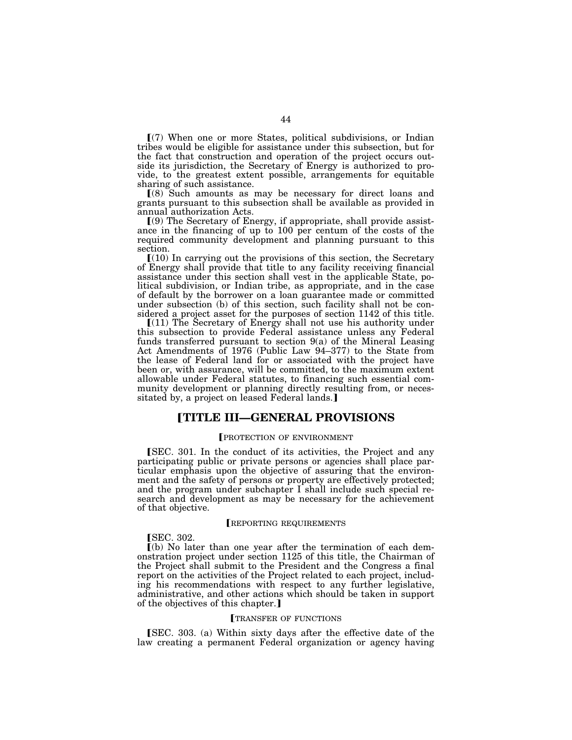⟦(7) When one or more States, political subdivisions, or Indian tribes would be eligible for assistance under this subsection, but for the fact that construction and operation of the project occurs outside its jurisdiction, the Secretary of Energy is authorized to provide, to the greatest extent possible, arrangements for equitable sharing of such assistance.

⟦(8) Such amounts as may be necessary for direct loans and grants pursuant to this subsection shall be available as provided in annual authorization Acts.

⟦(9) The Secretary of Energy, if appropriate, shall provide assistance in the financing of up to 100 per centum of the costs of the required community development and planning pursuant to this section.

⟦(10) In carrying out the provisions of this section, the Secretary of Energy shall provide that title to any facility receiving financial assistance under this section shall vest in the applicable State, political subdivision, or Indian tribe, as appropriate, and in the case of default by the borrower on a loan guarantee made or committed under subsection (b) of this section, such facility shall not be considered a project asset for the purposes of section 1142 of this title.

⟦(11) The Secretary of Energy shall not use his authority under this subsection to provide Federal assistance unless any Federal funds transferred pursuant to section 9(a) of the Mineral Leasing Act Amendments of 1976 (Public Law 94–377) to the State from the lease of Federal land for or associated with the project have been or, with assurance, will be committed, to the maximum extent allowable under Federal statutes, to financing such essential community development or planning directly resulting from, or necessitated by, a project on leased Federal lands.⟧

## ⟦TITLE III—GENERAL PROVISIONS

⟦PROTECTION OF ENVIRONMENT

⟦SEC. 301. In the conduct of its activities, the Project and any participating public or private persons or agencies shall place particular emphasis upon the objective of assuring that the environment and the safety of persons or property are effectively protected; and the program under subchapter I shall include such special research and development as may be necessary for the achievement of that objective.

⟦REPORTING REQUIREMENTS

⟦SEC. 302.

⟦(b) No later than one year after the termination of each demonstration project under section 1125 of this title, the Chairman of the Project shall submit to the President and the Congress a final report on the activities of the Project related to each project, including his recommendations with respect to any further legislative, administrative, and other actions which should be taken in support of the objectives of this chapter.⟧

⟦TRANSFER OF FUNCTIONS

⟦SEC. 303. (a) Within sixty days after the effective date of the law creating a permanent Federal organization or agency having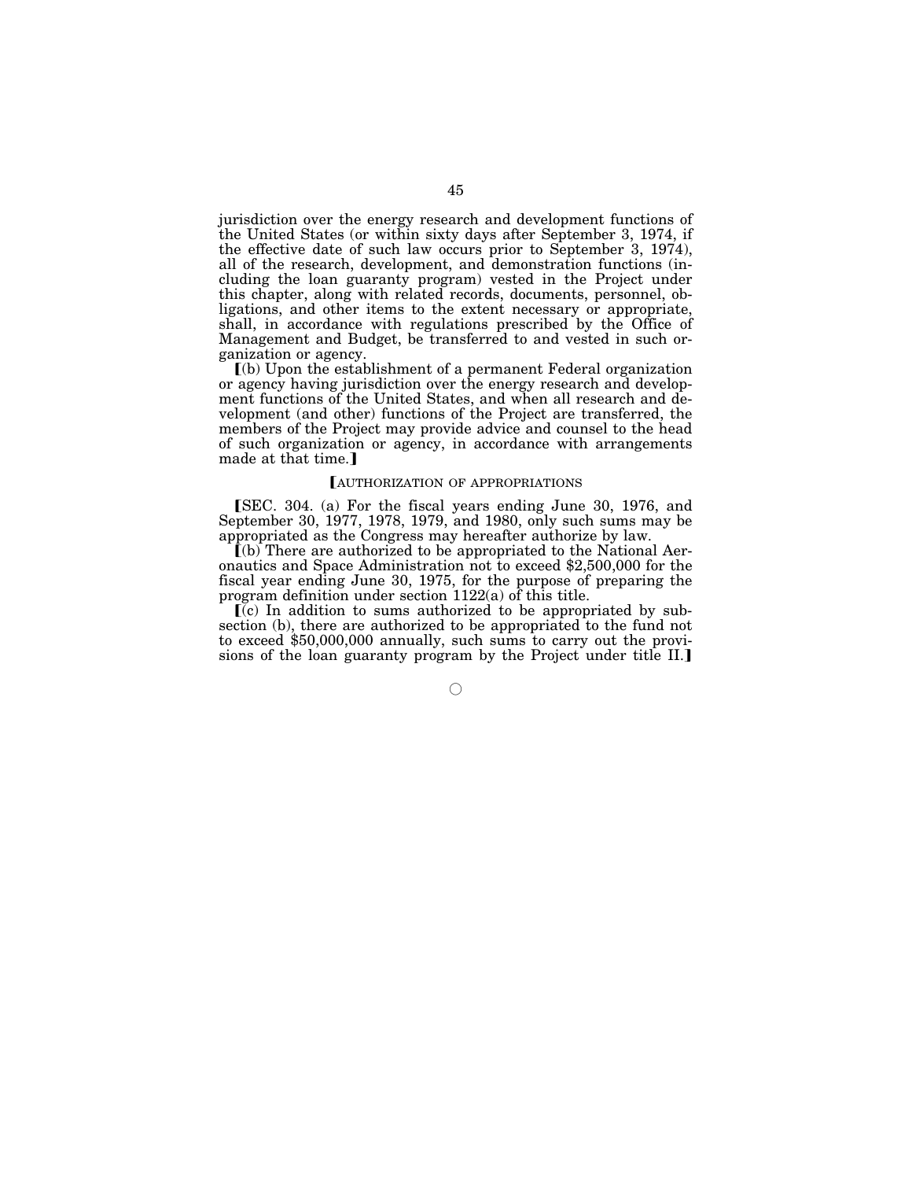jurisdiction over the energy research and development functions of the United States (or within sixty days after September 3, 1974, if the effective date of such law occurs prior to September 3, 1974), all of the research, development, and demonstration functions (including the loan guaranty program) vested in the Project under this chapter, along with related records, documents, personnel, obligations, and other items to the extent necessary or appropriate, shall, in accordance with regulations prescribed by the Office of Management and Budget, be transferred to and vested in such organization or agency.

⟦(b) Upon the establishment of a permanent Federal organization or agency having jurisdiction over the energy research and development functions of the United States, and when all research and development (and other) functions of the Project are transferred, the members of the Project may provide advice and counsel to the head of such organization or agency, in accordance with arrangements made at that time.⟧

⟦AUTHORIZATION OF APPROPRIATIONS

⟦SEC. 304. (a) For the fiscal years ending June 30, 1976, and September 30, 1977, 1978, 1979, and 1980, only such sums may be appropriated as the Congress may hereafter authorize by law.

⟦(b) There are authorized to be appropriated to the National Aeronautics and Space Administration not to exceed $2,500,000 for the fiscal year ending June 30, 1975, for the purpose of preparing the program definition under section 1122(a) of this title.

⟦(c) In addition to sums authorized to be appropriated by subsection (b), there are authorized to be appropriated to the fund not to exceed $50,000,000 annually, such sums to carry out the provisions of the loan guaranty program by the Project under title II.⟧

○